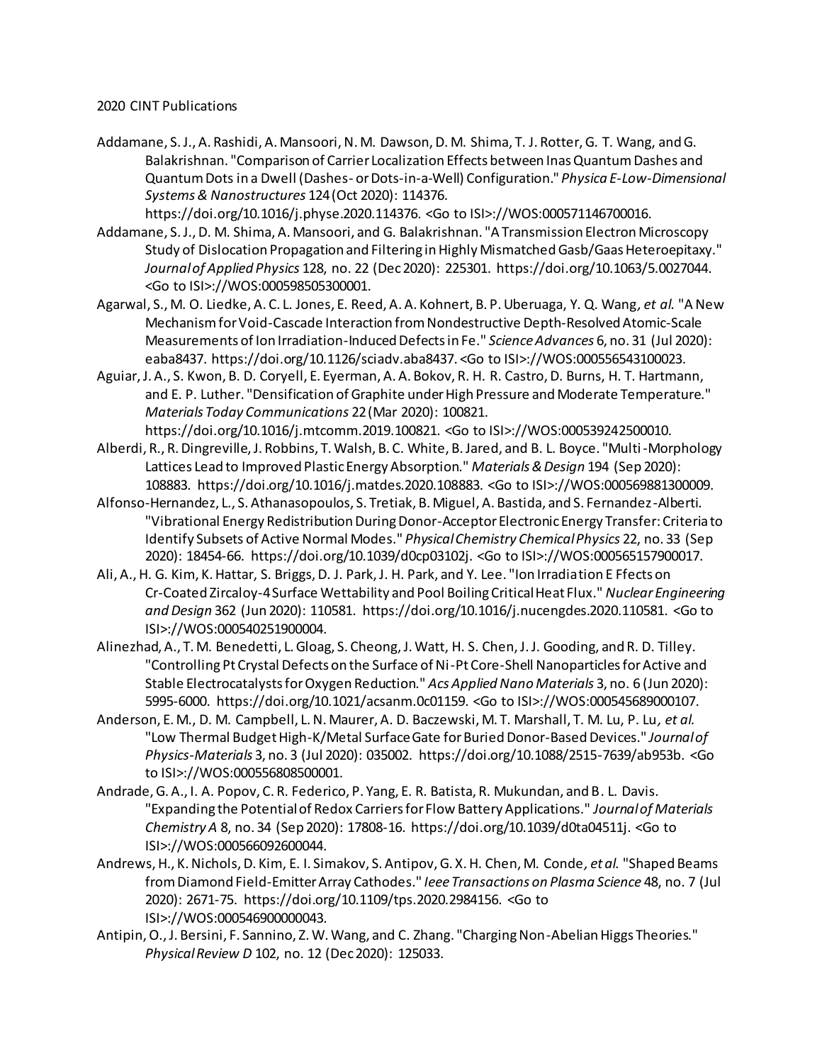2020 CINT Publications

Addamane, S. J., A. Rashidi, A. Mansoori, N. M. Dawson, D. M. Shima, T. J. Rotter, G. T. Wang, and G. Balakrishnan. "Comparison of Carrier Localization Effects between Inas Quantum Dashes and Quantum Dots in a Dwell (Dashes- or Dots-in-a-Well) Configuration." *Physica E-Low-Dimensional Systems & Nanostructures* 124 (Oct 2020): 114376. https://doi.org/10.1016/j.physe.2020.114376. <Go to ISI>://WOS:000571146700016.

Addamane, S. J., D. M. Shima, A. Mansoori, and G. Balakrishnan. "A Transmission Electron Microscopy Study of Dislocation Propagation and Filtering in Highly Mismatched Gasb/Gaas Heteroepitaxy." *Journal of Applied Physics* 128, no. 22 (Dec 2020): 225301. https://doi.org/10.1063/5.0027044. <Go to ISI>://WOS:000598505300001.

Agarwal, S., M. O. Liedke, A. C. L. Jones, E. Reed, A. A. Kohnert, B. P. Uberuaga, Y. Q. Wang*, et al.* "A New Mechanism for Void-Cascade Interaction from Nondestructive Depth-Resolved Atomic-Scale Measurements of Ion Irradiation-Induced Defects in Fe." *Science Advances* 6, no. 31 (Jul 2020): eaba8437. https://doi.org/10.1126/sciadv.aba8437. <Go to ISI>://WOS:000556543100023.

Aguiar, J. A., S. Kwon, B. D. Coryell, E. Eyerman, A. A. Bokov, R. H. R. Castro, D. Burns, H. T. Hartmann, and E. P. Luther. "Densification of Graphite under High Pressure and Moderate Temperature." *Materials Today Communications* 22 (Mar 2020): 100821. https://doi.org/10.1016/j.mtcomm.2019.100821. <Go to ISI>://WOS:000539242500010.

Alberdi, R., R. Dingreville, J. Robbins, T. Walsh, B. C. White, B. Jared, and B. L. Boyce. "Multi-Morphology Lattices Lead to Improved Plastic Energy Absorption." *Materials & Design* 194 (Sep 2020): 108883. https://doi.org/10.1016/j.matdes.2020.108883. <Go to ISI>://WOS:000569881300009.

Alfonso-Hernandez, L., S. Athanasopoulos, S. Tretiak, B. Miguel, A. Bastida, and S. Fernandez-Alberti. "Vibrational Energy Redistribution During Donor-Acceptor Electronic Energy Transfer: Criteria to Identify Subsets of Active Normal Modes." *Physical Chemistry Chemical Physics* 22, no. 33 (Sep 2020): 18454-66. https://doi.org/10.1039/d0cp03102j. <Go to ISI>://WOS:000565157900017.

Ali, A., H. G. Kim, K. Hattar, S. Briggs, D. J. Park, J. H. Park, and Y. Lee. "Ion Irradiation E Ffects on Cr-Coated Zircaloy-4 Surface Wettability and Pool Boiling Critical Heat Flux." *Nuclear Engineering and Design* 362 (Jun 2020): 110581. https://doi.org/10.1016/j.nucengdes.2020.110581. <Go to ISI>://WOS:000540251900004.

Alinezhad, A., T. M. Benedetti, L. Gloag, S. Cheong, J. Watt, H. S. Chen, J. J. Gooding, and R. D. Tilley. "Controlling Pt Crystal Defects on the Surface of Ni-Pt Core-Shell Nanoparticles for Active and Stable Electrocatalysts for Oxygen Reduction." *Acs Applied Nano Materials* 3, no. 6 (Jun 2020): 5995-6000. https://doi.org/10.1021/acsanm.0c01159. <Go to ISI>://WOS:000545689000107.

Anderson, E. M., D. M. Campbell, L. N. Maurer, A. D. Baczewski, M. T. Marshall, T. M. Lu, P. Lu*, et al.* "Low Thermal Budget High-K/Metal Surface Gate for Buried Donor-Based Devices." *Journal of Physics-Materials* 3, no. 3 (Jul 2020): 035002. https://doi.org/10.1088/2515-7639/ab953b. <Go to ISI>://WOS:000556808500001.

Andrade, G. A., I. A. Popov, C. R. Federico, P. Yang, E. R. Batista, R. Mukundan, and B. L. Davis. "Expanding the Potential of Redox Carriers for Flow Battery Applications." *Journal of Materials Chemistry A* 8, no. 34 (Sep 2020): 17808-16. https://doi.org/10.1039/d0ta04511j. <Go to ISI>://WOS:000566092600044.

Andrews, H., K. Nichols, D. Kim, E. I. Simakov, S. Antipov, G. X. H. Chen, M. Conde*, et al.* "Shaped Beams from Diamond Field-Emitter Array Cathodes." *Ieee Transactions on Plasma Science* 48, no. 7 (Jul 2020): 2671-75. https://doi.org/10.1109/tps.2020.2984156. <Go to ISI>://WOS:000546900000043.

Antipin, O., J. Bersini, F. Sannino, Z. W. Wang, and C. Zhang. "Charging Non-Abelian Higgs Theories." *Physical Review D* 102, no. 12 (Dec 2020): 125033.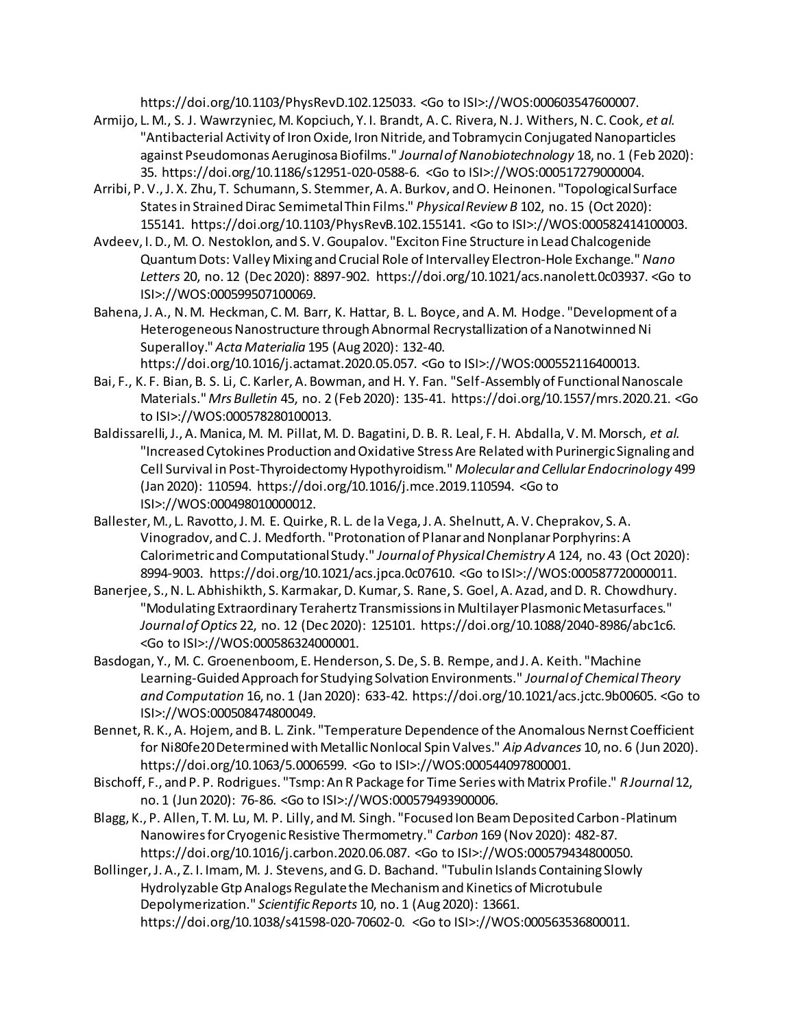https://doi.org/10.1103/PhysRevD.102.125033. <Go to ISI>://WOS:000603547600007.

Armijo, L. M., S. J. Wawrzyniec, M. Kopciuch, Y. I. Brandt, A. C. Rivera, N. J. Withers, N. C. Cook*, et al.* "Antibacterial Activity of Iron Oxide, Iron Nitride, and Tobramycin Conjugated Nanoparticles against Pseudomonas Aeruginosa Biofilms." *Journal of Nanobiotechnology* 18, no. 1 (Feb 2020): 35. https://doi.org/10.1186/s12951-020-0588-6. <Go to ISI>://WOS:000517279000004.

Arribi, P. V., J. X. Zhu, T. Schumann, S. Stemmer, A. A. Burkov, and O. Heinonen. "Topological Surface States in Strained Dirac Semimetal Thin Films." *Physical Review B* 102, no. 15 (Oct 2020): 155141. https://doi.org/10.1103/PhysRevB.102.155141. <Go to ISI>://WOS:000582414100003.

Avdeev, I. D., M. O. Nestoklon, and S. V. Goupalov. "Exciton Fine Structure in Lead Chalcogenide Quantum Dots: Valley Mixing and Crucial Role of Intervalley Electron-Hole Exchange." *Nano Letters* 20, no. 12 (Dec 2020): 8897-902. https://doi.org/10.1021/acs.nanolett.0c03937. <Go to ISI>://WOS:000599507100069.

Bahena, J. A., N. M. Heckman, C. M. Barr, K. Hattar, B. L. Boyce, and A. M. Hodge. "Development of a Heterogeneous Nanostructure through Abnormal Recrystallization of a Nanotwinned Ni Superalloy." *Acta Materialia* 195 (Aug 2020): 132-40. https://doi.org/10.1016/j.actamat.2020.05.057. <Go to ISI>://WOS:000552116400013.

Bai, F., K. F. Bian, B. S. Li, C. Karler, A. Bowman, and H. Y. Fan. "Self-Assembly of Functional Nanoscale Materials." *Mrs Bulletin* 45, no. 2 (Feb 2020): 135-41. https://doi.org/10.1557/mrs.2020.21. <Go to ISI>://WOS:000578280100013.

Baldissarelli, J., A. Manica, M. M. Pillat, M. D. Bagatini, D. B. R. Leal, F. H. Abdalla, V. M. Morsch*, et al.* "Increased Cytokines Production and Oxidative Stress Are Related with Purinergic Signaling and Cell Survival in Post-Thyroidectomy Hypothyroidism." *Molecular and Cellular Endocrinology* 499 (Jan 2020): 110594. https://doi.org/10.1016/j.mce.2019.110594. <Go to ISI>://WOS:000498010000012.

Ballester, M., L. Ravotto, J. M. E. Quirke, R. L. de la Vega, J. A. Shelnutt, A. V. Cheprakov, S. A. Vinogradov, and C. J. Medforth. "Protonation of Planar and Nonplanar Porphyrins: A Calorimetric and Computational Study." *Journal of Physical Chemistry A* 124, no. 43 (Oct 2020): 8994-9003. https://doi.org/10.1021/acs.jpca.0c07610. <Go to ISI>://WOS:000587720000011.

Banerjee, S., N. L. Abhishikth, S. Karmakar, D. Kumar, S. Rane, S. Goel, A. Azad, and D. R. Chowdhury. "Modulating Extraordinary Terahertz Transmissions in Multilayer Plasmonic Metasurfaces." *Journal of Optics* 22, no. 12 (Dec 2020): 125101. https://doi.org/10.1088/2040-8986/abc1c6. <Go to ISI>://WOS:000586324000001.

Basdogan, Y., M. C. Groenenboom, E. Henderson, S. De, S. B. Rempe, and J. A. Keith. "Machine Learning-Guided Approach for Studying Solvation Environments." *Journal of Chemical Theory and Computation* 16, no. 1 (Jan 2020): 633-42. https://doi.org/10.1021/acs.jctc.9b00605. <Go to ISI>://WOS:000508474800049.

Bennet, R. K., A. Hojem, and B. L. Zink. "Temperature Dependence of the Anomalous Nernst Coefficient for Ni80fe20 Determined with Metallic Nonlocal Spin Valves." *Aip Advances* 10, no. 6 (Jun 2020). https://doi.org/10.1063/5.0006599. <Go to ISI>://WOS:000544097800001.

Bischoff, F., and P. P. Rodrigues. "Tsmp: An R Package for Time Series with Matrix Profile." *R Journal* 12, no. 1 (Jun 2020): 76-86. <Go to ISI>://WOS:000579493900006.

Blagg, K., P. Allen, T. M. Lu, M. P. Lilly, and M. Singh. "Focused Ion Beam Deposited Carbon-Platinum Nanowires for Cryogenic Resistive Thermometry." *Carbon* 169 (Nov 2020): 482-87. https://doi.org/10.1016/j.carbon.2020.06.087. <Go to ISI>://WOS:000579434800050.

Bollinger, J. A., Z. I. Imam, M. J. Stevens, and G. D. Bachand. "Tubulin Islands Containing Slowly Hydrolyzable Gtp Analogs Regulate the Mechanism and Kinetics of Microtubule Depolymerization." *Scientific Reports* 10, no. 1 (Aug 2020): 13661. https://doi.org/10.1038/s41598-020-70602-0. <Go to ISI>://WOS:000563536800011.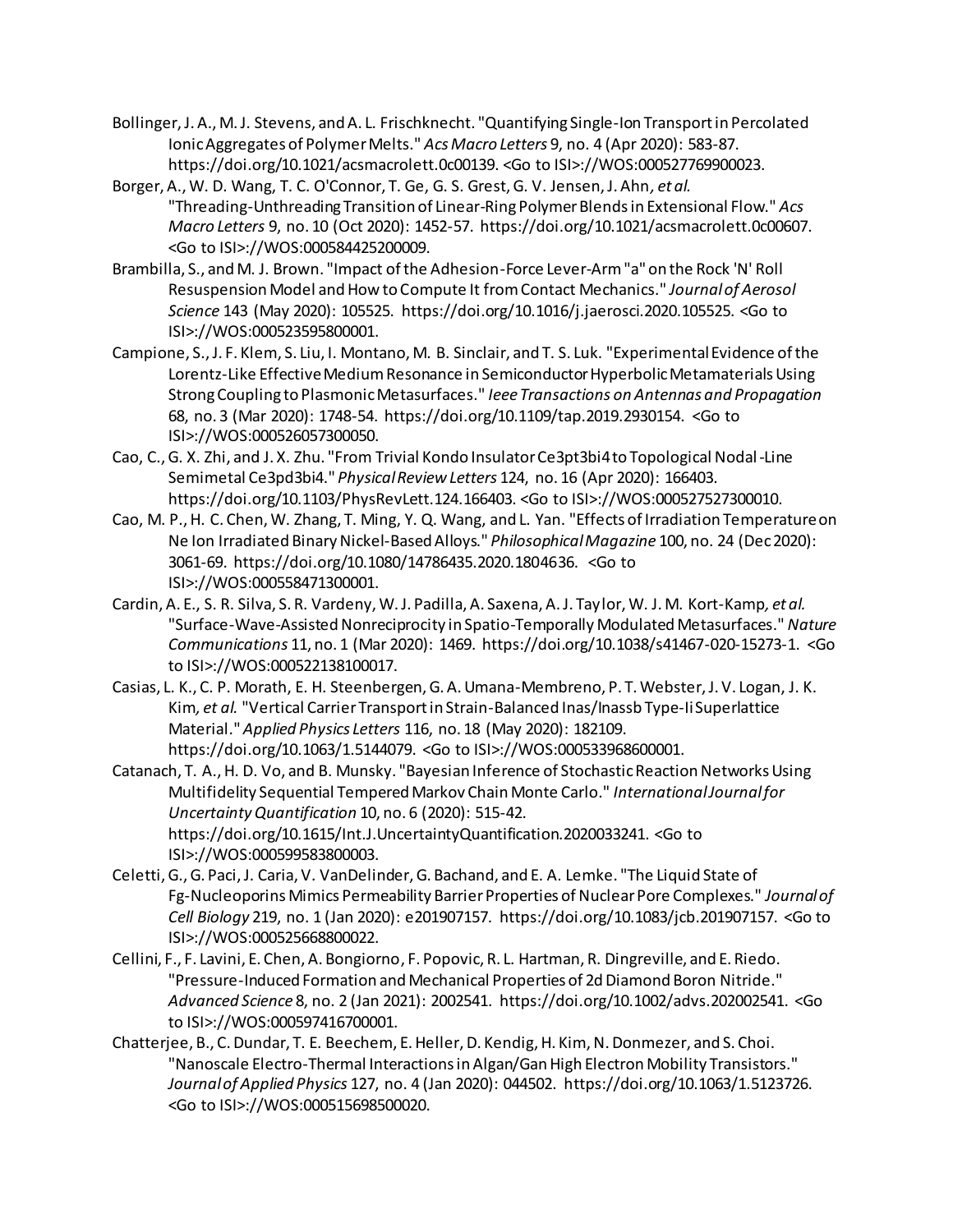Bollinger, J. A., M. J. Stevens, and A. L. Frischknecht. "Quantifying Single-Ion Transport in Percolated Ionic Aggregates of Polymer Melts." *Acs Macro Letters* 9, no. 4 (Apr 2020): 583-87. https://doi.org/10.1021/acsmacrolett.0c00139. <Go to ISI>://WOS:000527769900023.

Borger, A., W. D. Wang, T. C. O'Connor, T. Ge, G. S. Grest, G. V. Jensen, J. Ahn*, et al.* "Threading-Unthreading Transition of Linear-Ring Polymer Blends in Extensional Flow." *Acs Macro Letters* 9, no. 10 (Oct 2020): 1452-57. https://doi.org/10.1021/acsmacrolett.0c00607. <Go to ISI>://WOS:000584425200009.

Brambilla, S., and M. J. Brown. "Impact of the Adhesion-Force Lever-Arm "a" on the Rock 'N' Roll Resuspension Model and How to Compute It from Contact Mechanics." *Journal of Aerosol Science* 143 (May 2020): 105525. https://doi.org/10.1016/j.jaerosci.2020.105525. <Go to ISI>://WOS:000523595800001.

Campione, S., J. F. Klem, S. Liu, I. Montano, M. B. Sinclair, and T. S. Luk. "Experimental Evidence of the Lorentz-Like Effective Medium Resonance in Semiconductor Hyperbolic Metamaterials Using Strong Coupling to Plasmonic Metasurfaces." *Ieee Transactions on Antennas and Propagation* 68, no. 3 (Mar 2020): 1748-54. https://doi.org/10.1109/tap.2019.2930154. <Go to ISI>://WOS:000526057300050.

Cao, C., G. X. Zhi, and J. X. Zhu. "From Trivial Kondo Insulator Ce3pt3bi4 to Topological Nodal-Line Semimetal Ce3pd3bi4." *Physical Review Letters* 124, no. 16 (Apr 2020): 166403. https://doi.org/10.1103/PhysRevLett.124.166403. <Go to ISI>://WOS:000527527300010.

Cao, M. P., H. C. Chen, W. Zhang, T. Ming, Y. Q. Wang, and L. Yan. "Effects of Irradiation Temperature on Ne Ion Irradiated Binary Nickel-Based Alloys." *Philosophical Magazine* 100, no. 24 (Dec 2020): 3061-69. https://doi.org/10.1080/14786435.2020.1804636. <Go to ISI>://WOS:000558471300001.

Cardin, A. E., S. R. Silva, S. R. Vardeny, W. J. Padilla, A. Saxena, A. J. Taylor, W. J. M. Kort-Kamp*, et al.* "Surface-Wave-Assisted Nonreciprocity in Spatio-Temporally Modulated Metasurfaces." *Nature Communications* 11, no. 1 (Mar 2020): 1469. https://doi.org/10.1038/s41467-020-15273-1. <Go to ISI>://WOS:000522138100017.

Casias, L. K., C. P. Morath, E. H. Steenbergen, G. A. Umana-Membreno, P. T. Webster, J. V. Logan, J. K. Kim*, et al.* "Vertical Carrier Transport in Strain-Balanced Inas/Inassb Type-Ii Superlattice Material." *Applied Physics Letters* 116, no. 18 (May 2020): 182109. https://doi.org/10.1063/1.5144079. <Go to ISI>://WOS:000533968600001.

Catanach, T. A., H. D. Vo, and B. Munsky. "Bayesian Inference of Stochastic Reaction Networks Using Multifidelity Sequential Tempered Markov Chain Monte Carlo." *International Journal for Uncertainty Quantification* 10, no. 6 (2020): 515-42. https://doi.org/10.1615/Int.J.UncertaintyQuantification.2020033241. <Go to ISI>://WOS:000599583800003.

Celetti, G., G. Paci, J. Caria, V. VanDelinder, G. Bachand, and E. A. Lemke. "The Liquid State of Fg-Nucleoporins Mimics Permeability Barrier Properties of Nuclear Pore Complexes." *Journal of Cell Biology* 219, no. 1 (Jan 2020): e201907157. https://doi.org/10.1083/jcb.201907157. <Go to ISI>://WOS:000525668800022.

Cellini, F., F. Lavini, E. Chen, A. Bongiorno, F. Popovic, R. L. Hartman, R. Dingreville, and E. Riedo. "Pressure-Induced Formation and Mechanical Properties of 2d Diamond Boron Nitride." *Advanced Science* 8, no. 2 (Jan 2021): 2002541. https://doi.org/10.1002/advs.202002541. <Go to ISI>://WOS:000597416700001.

Chatterjee, B., C. Dundar, T. E. Beechem, E. Heller, D. Kendig, H. Kim, N. Donmezer, and S. Choi. "Nanoscale Electro-Thermal Interactions in Algan/Gan High Electron Mobility Transistors." *Journal of Applied Physics* 127, no. 4 (Jan 2020): 044502. https://doi.org/10.1063/1.5123726. <Go to ISI>://WOS:000515698500020.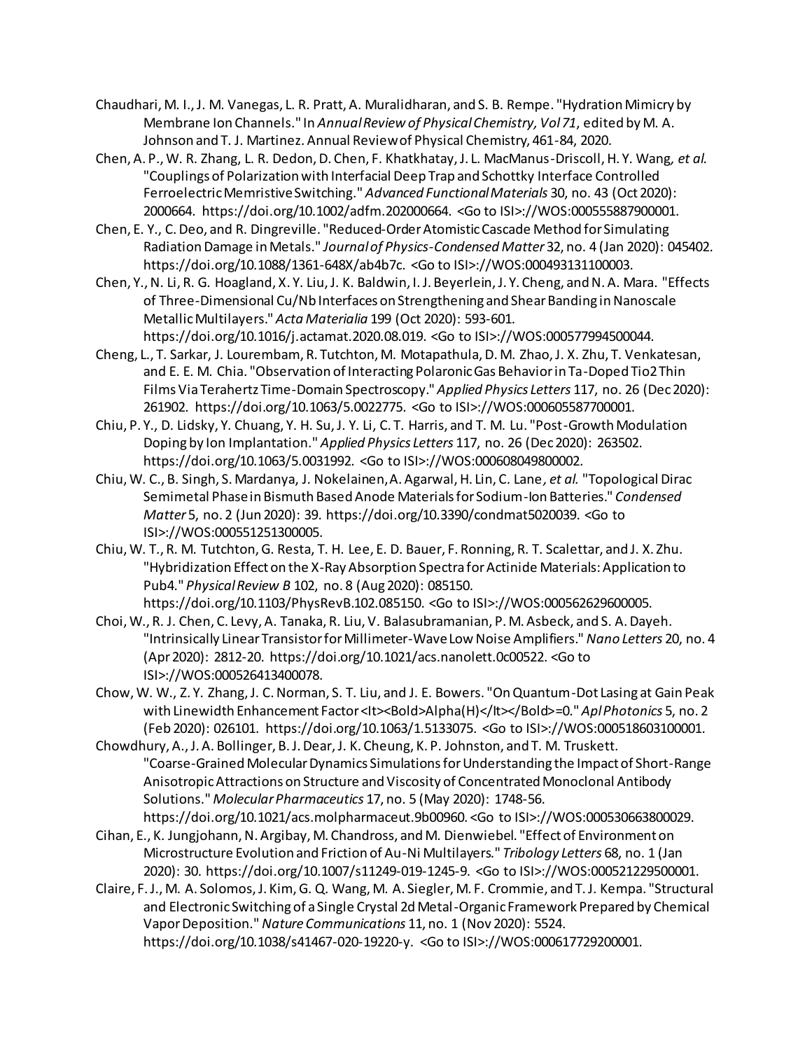Chaudhari, M. I., J. M. Vanegas, L. R. Pratt, A. Muralidharan, and S. B. Rempe. "Hydration Mimicry by Membrane Ion Channels." In *Annual Review of Physical Chemistry, Vol 71*, edited by M. A. Johnson and T. J. Martinez. Annual Review of Physical Chemistry, 461-84, 2020.

Chen, A. P., W. R. Zhang, L. R. Dedon, D. Chen, F. Khatkhatay, J. L. MacManus-Driscoll, H. Y. Wang*, et al.* "Couplings of Polarization with Interfacial Deep Trap and Schottky Interface Controlled Ferroelectric Memristive Switching." *Advanced Functional Materials* 30, no. 43 (Oct 2020): 2000664. https://doi.org/10.1002/adfm.202000664. <Go to ISI>://WOS:000555887900001.

Chen, E. Y., C. Deo, and R. Dingreville. "Reduced-Order Atomistic Cascade Method for Simulating Radiation Damage in Metals." *Journal of Physics-Condensed Matter* 32, no. 4 (Jan 2020): 045402. https://doi.org/10.1088/1361-648X/ab4b7c. <Go to ISI>://WOS:000493131100003.

Chen, Y., N. Li, R. G. Hoagland, X. Y. Liu, J. K. Baldwin, I. J. Beyerlein, J. Y. Cheng, and N. A. Mara. "Effects of Three-Dimensional Cu/Nb Interfaces on Strengthening and Shear Banding in Nanoscale Metallic Multilayers." *Acta Materialia* 199 (Oct 2020): 593-601. https://doi.org/10.1016/j.actamat.2020.08.019. <Go to ISI>://WOS:000577994500044.

Cheng, L., T. Sarkar, J. Lourembam, R. Tutchton, M. Motapathula, D. M. Zhao, J. X. Zhu, T. Venkatesan, and E. E. M. Chia. "Observation of Interacting Polaronic Gas Behavior in Ta-Doped Tio2 Thin Films Via Terahertz Time-Domain Spectroscopy." *Applied Physics Letters* 117, no. 26 (Dec 2020): 261902. https://doi.org/10.1063/5.0022775. <Go to ISI>://WOS:000605587700001.

Chiu, P. Y., D. Lidsky, Y. Chuang, Y. H. Su, J. Y. Li, C. T. Harris, and T. M. Lu. "Post-Growth Modulation Doping by Ion Implantation." *Applied Physics Letters* 117, no. 26 (Dec 2020): 263502. https://doi.org/10.1063/5.0031992. <Go to ISI>://WOS:000608049800002.

Chiu, W. C., B. Singh, S. Mardanya, J. Nokelainen, A. Agarwal, H. Lin, C. Lane*, et al.* "Topological Dirac Semimetal Phase in Bismuth Based Anode Materials for Sodium-Ion Batteries." *Condensed Matter* 5, no. 2 (Jun 2020): 39. https://doi.org/10.3390/condmat5020039. <Go to ISI>://WOS:000551251300005.

Chiu, W. T., R. M. Tutchton, G. Resta, T. H. Lee, E. D. Bauer, F. Ronning, R. T. Scalettar, and J. X. Zhu. "Hybridization Effect on the X-Ray Absorption Spectra for Actinide Materials: Application to Pub4." *Physical Review B* 102, no. 8 (Aug 2020): 085150. https://doi.org/10.1103/PhysRevB.102.085150. <Go to ISI>://WOS:000562629600005.

Choi, W., R. J. Chen, C. Levy, A. Tanaka, R. Liu, V. Balasubramanian, P. M. Asbeck, and S. A. Dayeh. "Intrinsically Linear Transistor for Millimeter-Wave Low Noise Amplifiers." *Nano Letters* 20, no. 4 (Apr 2020): 2812-20. https://doi.org/10.1021/acs.nanolett.0c00522. <Go to ISI>://WOS:000526413400078.

Chow, W. W., Z. Y. Zhang, J. C. Norman, S. T. Liu, and J. E. Bowers. "On Quantum-Dot Lasing at Gain Peak with Linewidth Enhancement Factor <It><Bold>Alpha(H)</It></Bold>=0." *Apl Photonics* 5, no. 2 (Feb 2020): 026101. https://doi.org/10.1063/1.5133075. <Go to ISI>://WOS:000518603100001.

Chowdhury, A., J. A. Bollinger, B. J. Dear, J. K. Cheung, K. P. Johnston, and T. M. Truskett. "Coarse-Grained Molecular Dynamics Simulations for Understanding the Impact of Short-Range Anisotropic Attractions on Structure and Viscosity of Concentrated Monoclonal Antibody Solutions." *Molecular Pharmaceutics* 17, no. 5 (May 2020): 1748-56. https://doi.org/10.1021/acs.molpharmaceut.9b00960. <Go to ISI>://WOS:000530663800029.

Cihan, E., K. Jungjohann, N. Argibay, M. Chandross, and M. Dienwiebel. "Effect of Environment on Microstructure Evolution and Friction of Au-Ni Multilayers." *Tribology Letters* 68, no. 1 (Jan 2020): 30. https://doi.org/10.1007/s11249-019-1245-9. <Go to ISI>://WOS:000521229500001.

Claire, F. J., M. A. Solomos, J. Kim, G. Q. Wang, M. A. Siegler, M. F. Crommie, and T. J. Kempa. "Structural and Electronic Switching of a Single Crystal 2d Metal-Organic Framework Prepared by Chemical Vapor Deposition." *Nature Communications* 11, no. 1 (Nov 2020): 5524. https://doi.org/10.1038/s41467-020-19220-y. <Go to ISI>://WOS:000617729200001.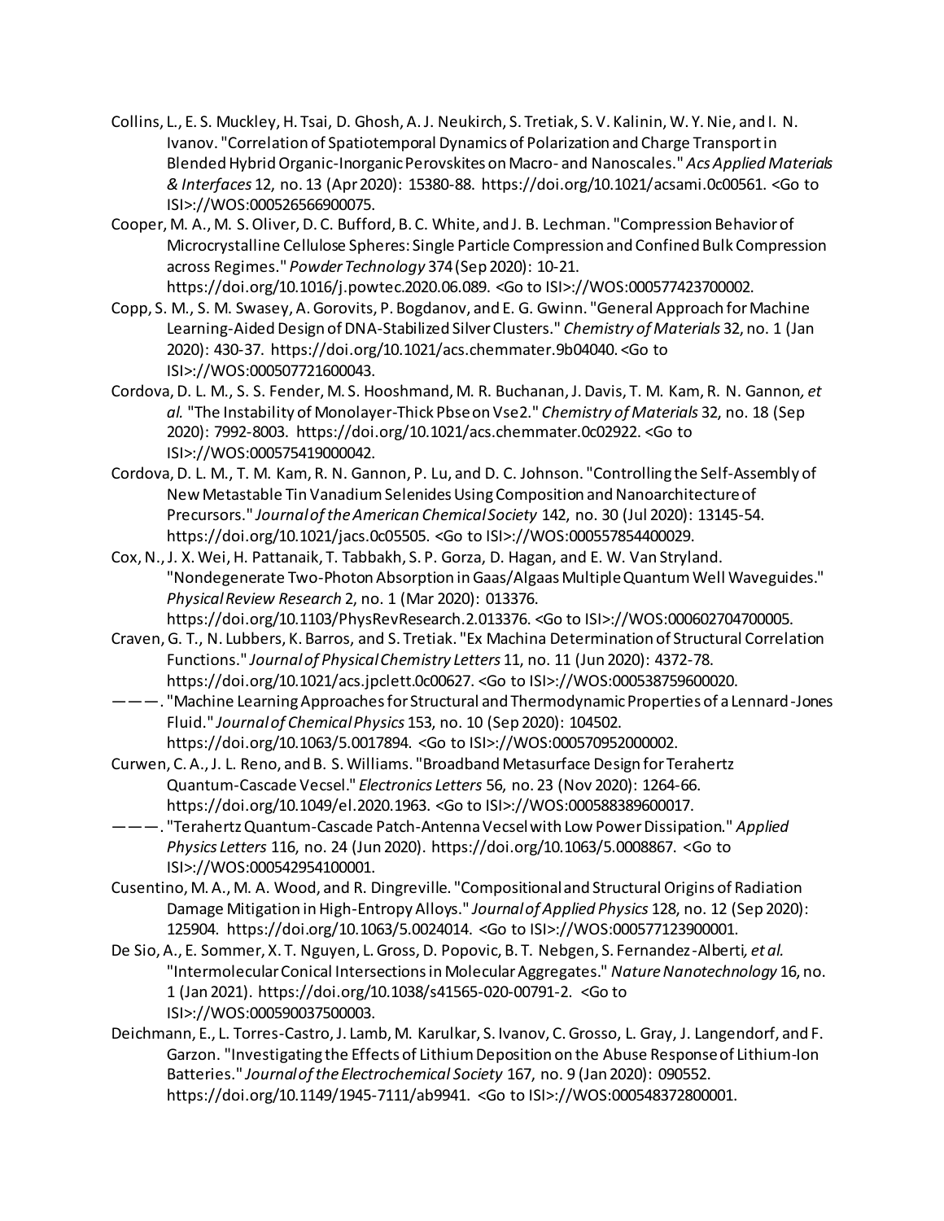Collins, L., E. S. Muckley, H. Tsai, D. Ghosh, A. J. Neukirch, S. Tretiak, S. V. Kalinin, W. Y. Nie, and I. N. Ivanov. "Correlation of Spatiotemporal Dynamics of Polarization and Charge Transport in Blended Hybrid Organic-Inorganic Perovskites on Macro- and Nanoscales." *Acs Applied Materials & Interfaces* 12, no. 13 (Apr 2020): 15380-88. https://doi.org/10.1021/acsami.0c00561. <Go to ISI>://WOS:000526566900075.

Cooper, M. A., M. S. Oliver, D. C. Bufford, B. C. White, and J. B. Lechman. "Compression Behavior of Microcrystalline Cellulose Spheres: Single Particle Compression and Confined Bulk Compression across Regimes." *Powder Technology* 374 (Sep 2020): 10-21. https://doi.org/10.1016/j.powtec.2020.06.089. <Go to ISI>://WOS:000577423700002.

Copp, S. M., S. M. Swasey, A. Gorovits, P. Bogdanov, and E. G. Gwinn. "General Approach for Machine Learning-Aided Design of DNA-Stabilized Silver Clusters." *Chemistry of Materials* 32, no. 1 (Jan 2020): 430-37. https://doi.org/10.1021/acs.chemmater.9b04040. <Go to ISI>://WOS:000507721600043.

Cordova, D. L. M., S. S. Fender, M. S. Hooshmand, M. R. Buchanan, J. Davis, T. M. Kam, R. N. Gannon*, et al.* "The Instability of Monolayer-Thick Pbse on Vse2." *Chemistry of Materials* 32, no. 18 (Sep 2020): 7992-8003. https://doi.org/10.1021/acs.chemmater.0c02922. <Go to ISI>://WOS:000575419000042.

Cordova, D. L. M., T. M. Kam, R. N. Gannon, P. Lu, and D. C. Johnson. "Controlling the Self-Assembly of New Metastable Tin Vanadium Selenides Using Composition and Nanoarchitecture of Precursors." *Journal of the American Chemical Society* 142, no. 30 (Jul 2020): 13145-54. https://doi.org/10.1021/jacs.0c05505. <Go to ISI>://WOS:000557854400029.

Cox, N., J. X. Wei, H. Pattanaik, T. Tabbakh, S. P. Gorza, D. Hagan, and E. W. Van Stryland. "Nondegenerate Two-Photon Absorption in Gaas/Algaas Multiple Quantum Well Waveguides." *Physical Review Research* 2, no. 1 (Mar 2020): 013376. https://doi.org/10.1103/PhysRevResearch.2.013376. <Go to ISI>://WOS:000602704700005.

Craven, G. T., N. Lubbers, K. Barros, and S. Tretiak. "Ex Machina Determination of Structural Correlation Functions." *Journal of Physical Chemistry Letters* 11, no. 11 (Jun 2020): 4372-78. https://doi.org/10.1021/acs.jpclett.0c00627. <Go to ISI>://WOS:000538759600020.

———. "Machine Learning Approaches for Structural and Thermodynamic Properties of a Lennard-Jones Fluid." *Journal of Chemical Physics* 153, no. 10 (Sep 2020): 104502. https://doi.org/10.1063/5.0017894. <Go to ISI>://WOS:000570952000002.

Curwen, C. A., J. L. Reno, and B. S. Williams. "Broadband Metasurface Design for Terahertz Quantum-Cascade Vecsel." *Electronics Letters* 56, no. 23 (Nov 2020): 1264-66. https://doi.org/10.1049/el.2020.1963. <Go to ISI>://WOS:000588389600017.

———. "Terahertz Quantum-Cascade Patch-Antenna Vecsel with Low Power Dissipation." *Applied Physics Letters* 116, no. 24 (Jun 2020). https://doi.org/10.1063/5.0008867. <Go to ISI>://WOS:000542954100001.

Cusentino, M. A., M. A. Wood, and R. Dingreville. "Compositional and Structural Origins of Radiation Damage Mitigation in High-Entropy Alloys." *Journal of Applied Physics* 128, no. 12 (Sep 2020): 125904. https://doi.org/10.1063/5.0024014. <Go to ISI>://WOS:000577123900001.

De Sio, A., E. Sommer, X. T. Nguyen, L. Gross, D. Popovic, B. T. Nebgen, S. Fernandez-Alberti*, et al.* "Intermolecular Conical Intersections in Molecular Aggregates." *Nature Nanotechnology* 16, no. 1 (Jan 2021). https://doi.org/10.1038/s41565-020-00791-2. <Go to ISI>://WOS:000590037500003.

Deichmann, E., L. Torres-Castro, J. Lamb, M. Karulkar, S. Ivanov, C. Grosso, L. Gray, J. Langendorf, and F. Garzon. "Investigating the Effects of Lithium Deposition on the Abuse Response of Lithium-Ion Batteries." *Journal of the Electrochemical Society* 167, no. 9 (Jan 2020): 090552. https://doi.org/10.1149/1945-7111/ab9941. <Go to ISI>://WOS:000548372800001.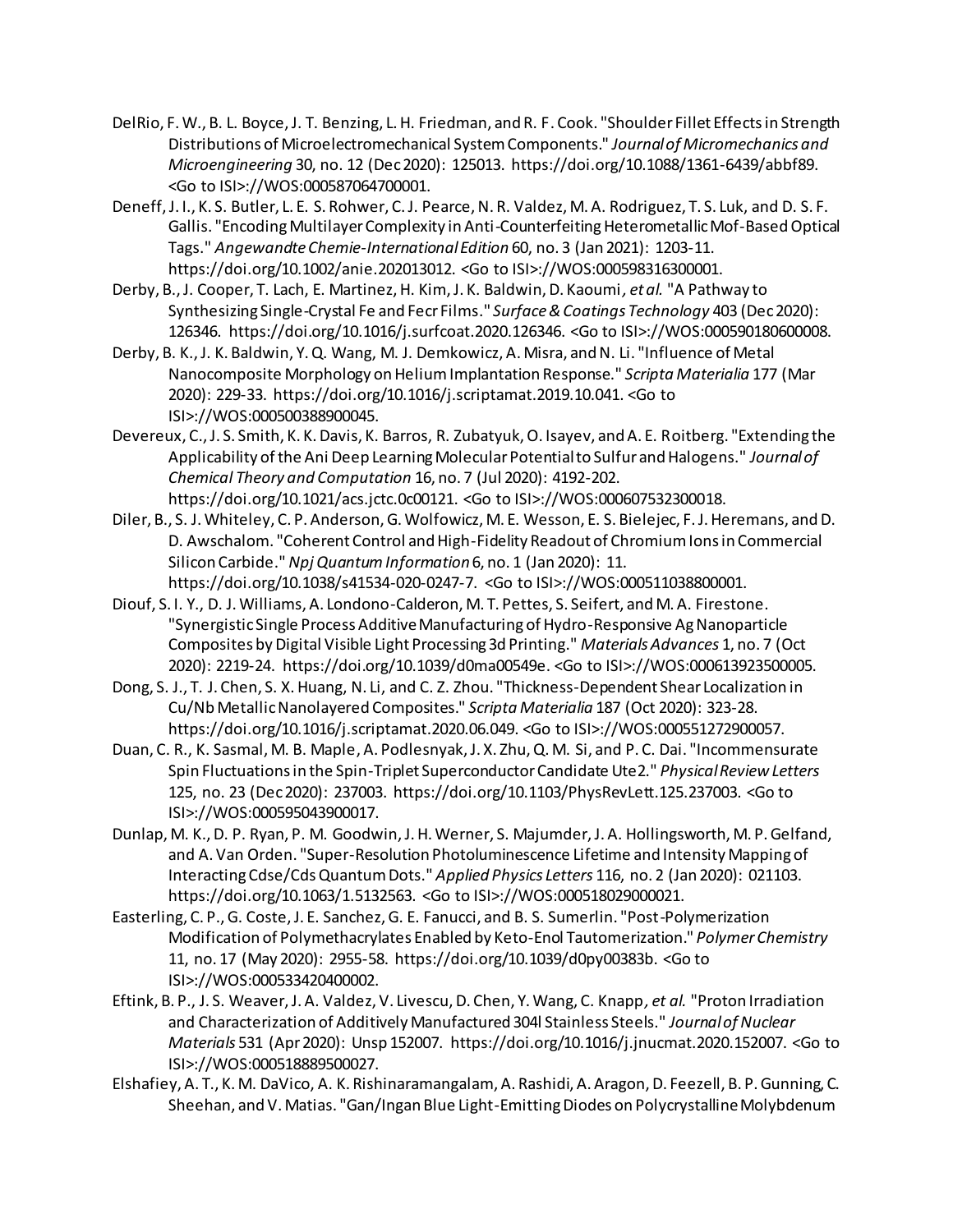DelRio, F. W., B. L. Boyce, J. T. Benzing, L. H. Friedman, and R. F. Cook. "Shoulder Fillet Effects in Strength Distributions of Microelectromechanical System Components." *Journal of Micromechanics and Microengineering* 30, no. 12 (Dec 2020): 125013. https://doi.org/10.1088/1361-6439/abbf89. <Go to ISI>://WOS:000587064700001.

Deneff, J. I., K. S. Butler, L. E. S. Rohwer, C. J. Pearce, N. R. Valdez, M. A. Rodriguez, T. S. Luk, and D. S. F. Gallis. "Encoding Multilayer Complexity in Anti-Counterfeiting Heterometallic Mof-Based Optical Tags." *Angewandte Chemie-International Edition* 60, no. 3 (Jan 2021): 1203-11. https://doi.org/10.1002/anie.202013012. <Go to ISI>://WOS:000598316300001.

Derby, B., J. Cooper, T. Lach, E. Martinez, H. Kim, J. K. Baldwin, D. Kaoumi*, et al.* "A Pathway to Synthesizing Single-Crystal Fe and Fecr Films." *Surface & Coatings Technology* 403 (Dec 2020): 126346. https://doi.org/10.1016/j.surfcoat.2020.126346. <Go to ISI>://WOS:000590180600008.

Derby, B. K., J. K. Baldwin, Y. Q. Wang, M. J. Demkowicz, A. Misra, and N. Li. "Influence of Metal Nanocomposite Morphology on Helium Implantation Response." *Scripta Materialia* 177 (Mar 2020): 229-33. https://doi.org/10.1016/j.scriptamat.2019.10.041. <Go to ISI>://WOS:000500388900045.

Devereux, C., J. S. Smith, K. K. Davis, K. Barros, R. Zubatyuk, O. Isayev, and A. E. Roitberg. "Extending the Applicability of the Ani Deep Learning Molecular Potential to Sulfur and Halogens." *Journal of Chemical Theory and Computation* 16, no. 7 (Jul 2020): 4192-202. https://doi.org/10.1021/acs.jctc.0c00121. <Go to ISI>://WOS:000607532300018.

Diler, B., S. J. Whiteley, C. P. Anderson, G. Wolfowicz, M. E. Wesson, E. S. Bielejec, F. J. Heremans, and D. D. Awschalom. "Coherent Control and High-Fidelity Readout of Chromium Ions in Commercial Silicon Carbide." *Npj Quantum Information* 6, no. 1 (Jan 2020): 11. https://doi.org/10.1038/s41534-020-0247-7. <Go to ISI>://WOS:000511038800001.

Diouf, S. I. Y., D. J. Williams, A. Londono-Calderon, M. T. Pettes, S. Seifert, and M. A. Firestone. "Synergistic Single Process Additive Manufacturing of Hydro-Responsive Ag Nanoparticle Composites by Digital Visible Light Processing 3d Printing." *Materials Advances* 1, no. 7 (Oct 2020): 2219-24. https://doi.org/10.1039/d0ma00549e. <Go to ISI>://WOS:000613923500005.

Dong, S. J., T. J. Chen, S. X. Huang, N. Li, and C. Z. Zhou. "Thickness-Dependent Shear Localization in Cu/Nb Metallic Nanolayered Composites." *Scripta Materialia* 187 (Oct 2020): 323-28. https://doi.org/10.1016/j.scriptamat.2020.06.049. <Go to ISI>://WOS:000551272900057.

Duan, C. R., K. Sasmal, M. B. Maple, A. Podlesnyak, J. X. Zhu, Q. M. Si, and P. C. Dai. "Incommensurate Spin Fluctuations in the Spin-Triplet Superconductor Candidate Ute2." *Physical Review Letters* 125, no. 23 (Dec 2020): 237003. https://doi.org/10.1103/PhysRevLett.125.237003. <Go to ISI>://WOS:000595043900017.

Dunlap, M. K., D. P. Ryan, P. M. Goodwin, J. H. Werner, S. Majumder, J. A. Hollingsworth, M. P. Gelfand, and A. Van Orden. "Super-Resolution Photoluminescence Lifetime and Intensity Mapping of Interacting Cdse/Cds Quantum Dots." *Applied Physics Letters* 116, no. 2 (Jan 2020): 021103. https://doi.org/10.1063/1.5132563. <Go to ISI>://WOS:000518029000021.

Easterling, C. P., G. Coste, J. E. Sanchez, G. E. Fanucci, and B. S. Sumerlin. "Post-Polymerization Modification of Polymethacrylates Enabled by Keto-Enol Tautomerization." *Polymer Chemistry* 11, no. 17 (May 2020): 2955-58. https://doi.org/10.1039/d0py00383b. <Go to ISI>://WOS:000533420400002.

Eftink, B. P., J. S. Weaver, J. A. Valdez, V. Livescu, D. Chen, Y. Wang, C. Knapp*, et al.* "Proton Irradiation and Characterization of Additively Manufactured 304l Stainless Steels." *Journal of Nuclear Materials* 531 (Apr 2020): Unsp 152007. https://doi.org/10.1016/j.jnucmat.2020.152007. <Go to ISI>://WOS:000518889500027.

Elshafiey, A. T., K. M. DaVico, A. K. Rishinaramangalam, A. Rashidi, A. Aragon, D. Feezell, B. P. Gunning, C. Sheehan, and V. Matias. "Gan/Ingan Blue Light-Emitting Diodes on Polycrystalline Molybdenum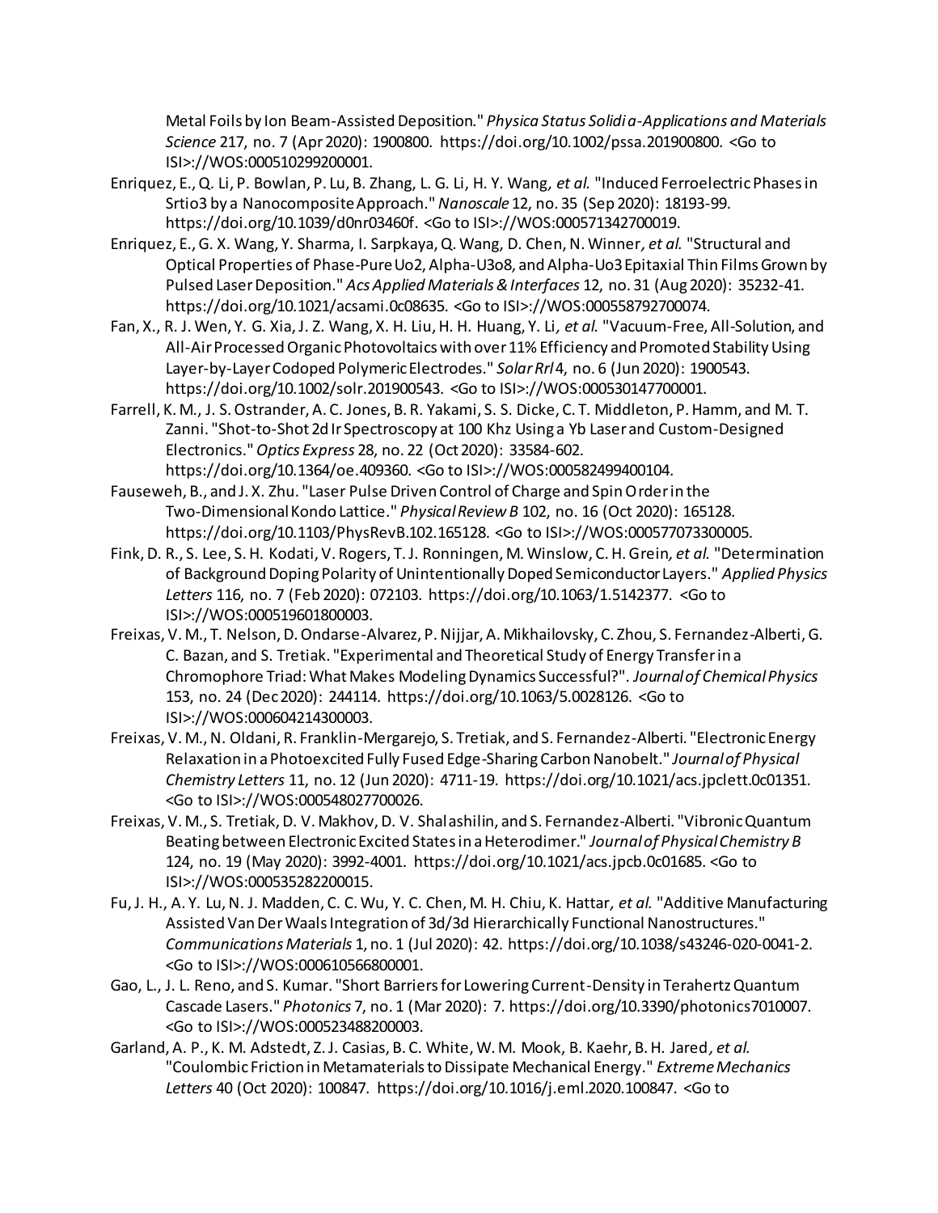Metal Foils by Ion Beam-Assisted Deposition." *Physica Status Solidi a-Applications and Materials Science* 217, no. 7 (Apr 2020): 1900800. https://doi.org/10.1002/pssa.201900800. <Go to ISI>://WOS:000510299200001.

Enriquez, E., Q. Li, P. Bowlan, P. Lu, B. Zhang, L. G. Li, H. Y. Wang*, et al.* "Induced Ferroelectric Phases in Srtio3 by a Nanocomposite Approach." *Nanoscale* 12, no. 35 (Sep 2020): 18193-99. https://doi.org/10.1039/d0nr03460f. <Go to ISI>://WOS:000571342700019.

Enriquez, E., G. X. Wang, Y. Sharma, I. Sarpkaya, Q. Wang, D. Chen, N. Winner*, et al.* "Structural and Optical Properties of Phase-Pure Uo2, Alpha-U3o8, and Alpha-Uo3 Epitaxial Thin Films Grown by Pulsed Laser Deposition." *Acs Applied Materials & Interfaces* 12, no. 31 (Aug 2020): 35232-41. https://doi.org/10.1021/acsami.0c08635. <Go to ISI>://WOS:000558792700074.

Fan, X., R. J. Wen, Y. G. Xia, J. Z. Wang, X. H. Liu, H. H. Huang, Y. Li*, et al.* "Vacuum-Free, All-Solution, and All-Air Processed Organic Photovoltaics with over 11% Efficiency and Promoted Stability Using Layer-by-Layer Codoped Polymeric Electrodes." *Solar Rrl* 4, no. 6 (Jun 2020): 1900543. https://doi.org/10.1002/solr.201900543. <Go to ISI>://WOS:000530147700001.

Farrell, K. M., J. S. Ostrander, A. C. Jones, B. R. Yakami, S. S. Dicke, C. T. Middleton, P. Hamm, and M. T. Zanni. "Shot-to-Shot 2d Ir Spectroscopy at 100 Khz Using a Yb Laser and Custom-Designed Electronics." *Optics Express* 28, no. 22 (Oct 2020): 33584-602. https://doi.org/10.1364/oe.409360. <Go to ISI>://WOS:000582499400104.

Fauseweh, B., and J. X. Zhu. "Laser Pulse Driven Control of Charge and Spin Order in the Two-Dimensional Kondo Lattice." *Physical Review B* 102, no. 16 (Oct 2020): 165128. https://doi.org/10.1103/PhysRevB.102.165128. <Go to ISI>://WOS:000577073300005.

Fink, D. R., S. Lee, S. H. Kodati, V. Rogers, T. J. Ronningen, M. Winslow, C. H. Grein*, et al.* "Determination of Background Doping Polarity of Unintentionally Doped Semiconductor Layers." *Applied Physics Letters* 116, no. 7 (Feb 2020): 072103. https://doi.org/10.1063/1.5142377. <Go to ISI>://WOS:000519601800003.

Freixas, V. M., T. Nelson, D. Ondarse-Alvarez, P. Nijjar, A. Mikhailovsky, C. Zhou, S. Fernandez-Alberti, G. C. Bazan, and S. Tretiak. "Experimental and Theoretical Study of Energy Transfer in a Chromophore Triad: What Makes Modeling Dynamics Successful?". *Journal of Chemical Physics* 153, no. 24 (Dec 2020): 244114. https://doi.org/10.1063/5.0028126. <Go to ISI>://WOS:000604214300003.

Freixas, V. M., N. Oldani, R. Franklin-Mergarejo, S. Tretiak, and S. Fernandez-Alberti. "Electronic Energy Relaxation in a Photoexcited Fully Fused Edge-Sharing Carbon Nanobelt." *Journal of Physical Chemistry Letters* 11, no. 12 (Jun 2020): 4711-19. https://doi.org/10.1021/acs.jpclett.0c01351. <Go to ISI>://WOS:000548027700026.

Freixas, V. M., S. Tretiak, D. V. Makhov, D. V. Shalashilin, and S. Fernandez-Alberti. "Vibronic Quantum Beating between Electronic Excited States in a Heterodimer." *Journal of Physical Chemistry B* 124, no. 19 (May 2020): 3992-4001. https://doi.org/10.1021/acs.jpcb.0c01685. <Go to ISI>://WOS:000535282200015.

Fu, J. H., A. Y. Lu, N. J. Madden, C. C. Wu, Y. C. Chen, M. H. Chiu, K. Hattar*, et al.* "Additive Manufacturing Assisted Van Der Waals Integration of 3d/3d Hierarchically Functional Nanostructures." *Communications Materials* 1, no. 1 (Jul 2020): 42. https://doi.org/10.1038/s43246-020-0041-2. <Go to ISI>://WOS:000610566800001.

Gao, L., J. L. Reno, and S. Kumar. "Short Barriers for Lowering Current-Density in Terahertz Quantum Cascade Lasers." *Photonics* 7, no. 1 (Mar 2020): 7. https://doi.org/10.3390/photonics7010007. <Go to ISI>://WOS:000523488200003.

Garland, A. P., K. M. Adstedt, Z. J. Casias, B. C. White, W. M. Mook, B. Kaehr, B. H. Jared*, et al.* "Coulombic Friction in Metamaterials to Dissipate Mechanical Energy." *Extreme Mechanics Letters* 40 (Oct 2020): 100847. https://doi.org/10.1016/j.eml.2020.100847. <Go to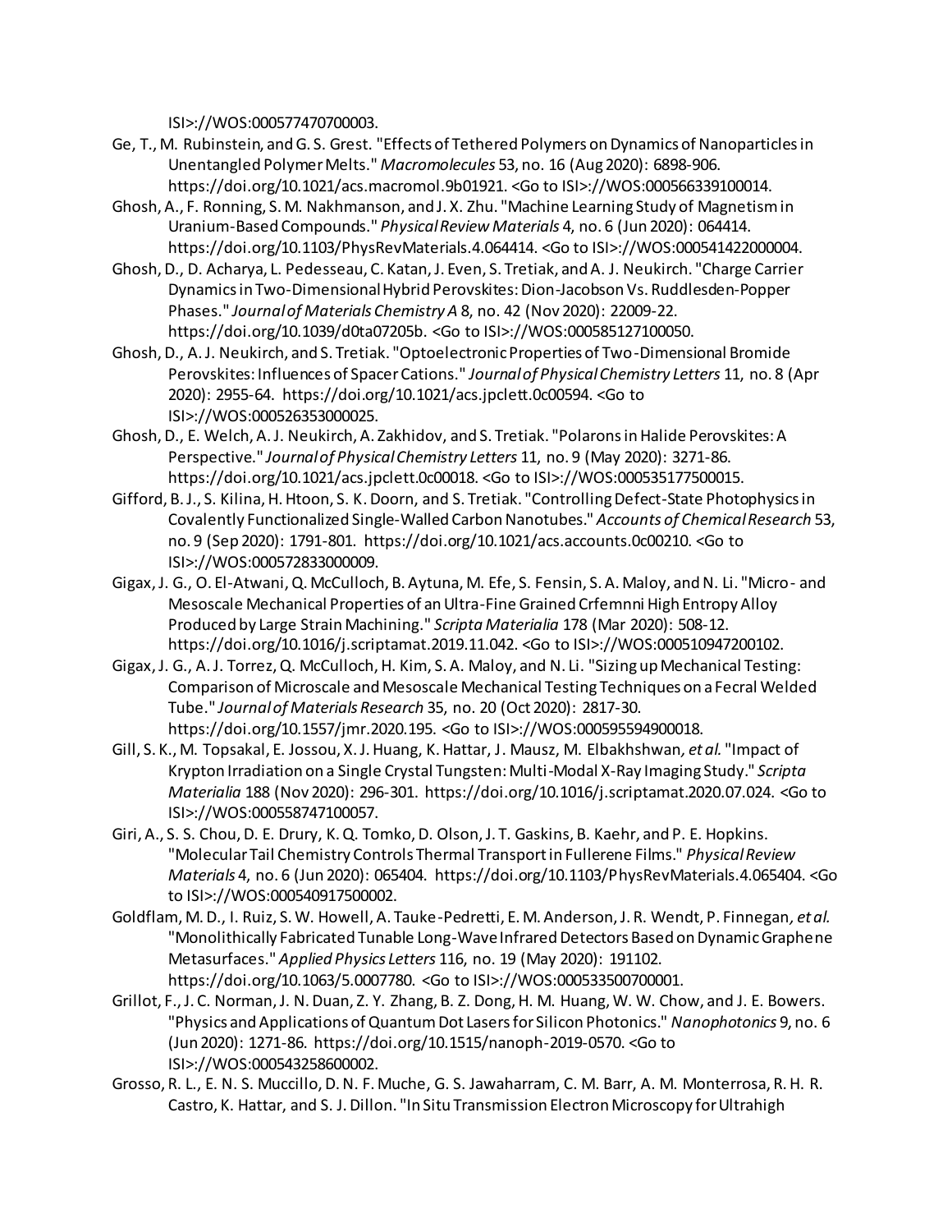ISI>://WOS:000577470700003.

Ge, T., M. Rubinstein, and G. S. Grest. "Effects of Tethered Polymers on Dynamics of Nanoparticles in Unentangled Polymer Melts." *Macromolecules* 53, no. 16 (Aug 2020): 6898-906. https://doi.org/10.1021/acs.macromol.9b01921. <Go to ISI>://WOS:000566339100014.

Ghosh, A., F. Ronning, S. M. Nakhmanson, and J. X. Zhu. "Machine Learning Study of Magnetism in Uranium-Based Compounds." *Physical Review Materials* 4, no. 6 (Jun 2020): 064414. https://doi.org/10.1103/PhysRevMaterials.4.064414. <Go to ISI>://WOS:000541422000004.

Ghosh, D., D. Acharya, L. Pedesseau, C. Katan, J. Even, S. Tretiak, and A. J. Neukirch. "Charge Carrier Dynamics in Two-Dimensional Hybrid Perovskites: Dion-Jacobson Vs. Ruddlesden-Popper Phases." *Journal of Materials Chemistry A* 8, no. 42 (Nov 2020): 22009-22. https://doi.org/10.1039/d0ta07205b. <Go to ISI>://WOS:000585127100050.

Ghosh, D., A. J. Neukirch, and S. Tretiak. "Optoelectronic Properties of Two-Dimensional Bromide Perovskites: Influences of Spacer Cations." *Journal of Physical Chemistry Letters* 11, no. 8 (Apr 2020): 2955-64. https://doi.org/10.1021/acs.jpclett.0c00594. <Go to ISI>://WOS:000526353000025.

Ghosh, D., E. Welch, A. J. Neukirch, A. Zakhidov, and S. Tretiak. "Polarons in Halide Perovskites: A Perspective." *Journal of Physical Chemistry Letters* 11, no. 9 (May 2020): 3271-86. https://doi.org/10.1021/acs.jpclett.0c00018. <Go to ISI>://WOS:000535177500015.

Gifford, B. J., S. Kilina, H. Htoon, S. K. Doorn, and S. Tretiak. "Controlling Defect-State Photophysics in Covalently Functionalized Single-Walled Carbon Nanotubes." *Accounts of Chemical Research* 53, no. 9 (Sep 2020): 1791-801. https://doi.org/10.1021/acs.accounts.0c00210. <Go to ISI>://WOS:000572833000009.

Gigax, J. G., O. El-Atwani, Q. McCulloch, B. Aytuna, M. Efe, S. Fensin, S. A. Maloy, and N. Li. "Micro- and Mesoscale Mechanical Properties of an Ultra-Fine Grained Crfemnni High Entropy Alloy Produced by Large Strain Machining." *Scripta Materialia* 178 (Mar 2020): 508-12. https://doi.org/10.1016/j.scriptamat.2019.11.042. <Go to ISI>://WOS:000510947200102.

Gigax, J. G., A. J. Torrez, Q. McCulloch, H. Kim, S. A. Maloy, and N. Li. "Sizing up Mechanical Testing: Comparison of Microscale and Mesoscale Mechanical Testing Techniques on a Fecral Welded Tube." *Journal of Materials Research* 35, no. 20 (Oct 2020): 2817-30. https://doi.org/10.1557/jmr.2020.195. <Go to ISI>://WOS:000595594900018.

Gill, S. K., M. Topsakal, E. Jossou, X. J. Huang, K. Hattar, J. Mausz, M. Elbakhshwan, *et al.* "Impact of Krypton Irradiation on a Single Crystal Tungsten: Multi-Modal X-Ray Imaging Study." *Scripta Materialia* 188 (Nov 2020): 296-301. https://doi.org/10.1016/j.scriptamat.2020.07.024. <Go to ISI>://WOS:000558747100057.

Giri, A., S. S. Chou, D. E. Drury, K. Q. Tomko, D. Olson, J. T. Gaskins, B. Kaehr, and P. E. Hopkins. "Molecular Tail Chemistry Controls Thermal Transport in Fullerene Films." *Physical Review Materials* 4, no. 6 (Jun 2020): 065404. https://doi.org/10.1103/PhysRevMaterials.4.065404. <Go to ISI>://WOS:000540917500002.

Goldflam, M. D., I. Ruiz, S. W. Howell, A. Tauke-Pedretti, E. M. Anderson, J. R. Wendt, P. Finnegan, *et al.* "Monolithically Fabricated Tunable Long-Wave Infrared Detectors Based on Dynamic Graphene Metasurfaces." *Applied Physics Letters* 116, no. 19 (May 2020): 191102. https://doi.org/10.1063/5.0007780. <Go to ISI>://WOS:000533500700001.

Grillot, F., J. C. Norman, J. N. Duan, Z. Y. Zhang, B. Z. Dong, H. M. Huang, W. W. Chow, and J. E. Bowers. "Physics and Applications of Quantum Dot Lasers for Silicon Photonics." *Nanophotonics* 9, no. 6 (Jun 2020): 1271-86. https://doi.org/10.1515/nanoph-2019-0570. <Go to ISI>://WOS:000543258600002.

Grosso, R. L., E. N. S. Muccillo, D. N. F. Muche, G. S. Jawaharram, C. M. Barr, A. M. Monterrosa, R. H. R. Castro, K. Hattar, and S. J. Dillon. "In Situ Transmission Electron Microscopy for Ultrahigh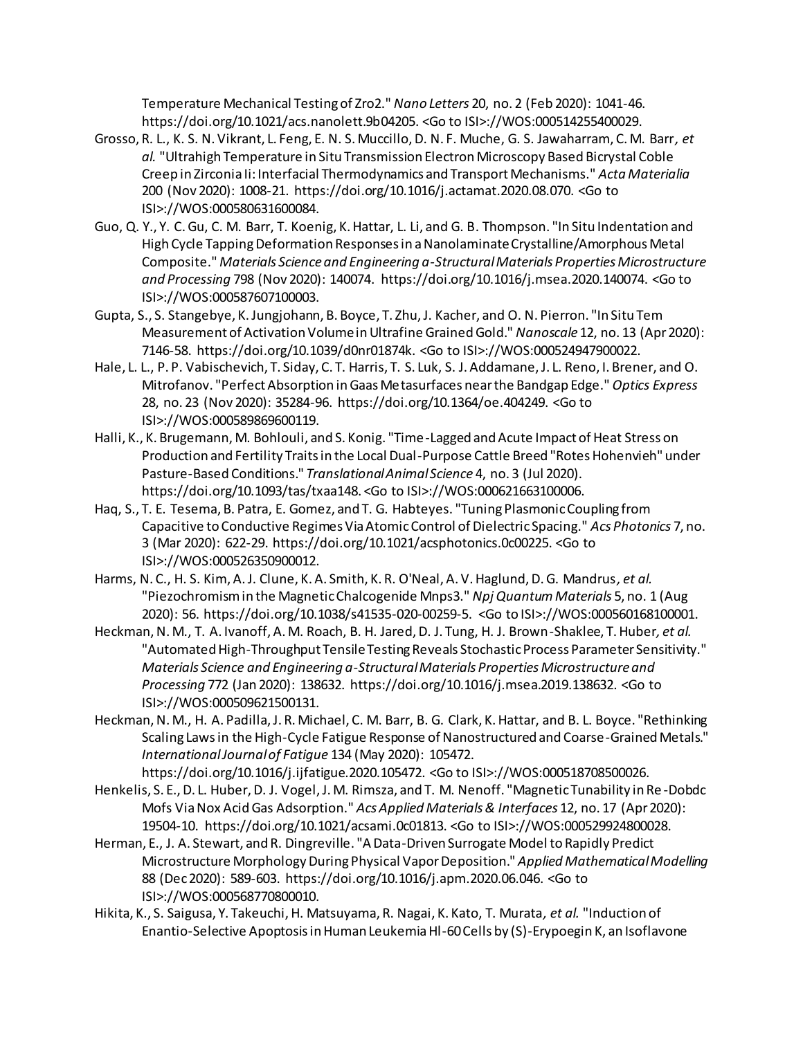Temperature Mechanical Testing of Zro2." *Nano Letters* 20, no. 2 (Feb 2020): 1041-46. https://doi.org/10.1021/acs.nanolett.9b04205. <Go to ISI>://WOS:000514255400029.

Grosso, R. L., K. S. N. Vikrant, L. Feng, E. N. S. Muccillo, D. N. F. Muche, G. S. Jawaharram, C. M. Barr*, et al.* "Ultrahigh Temperature in Situ Transmission Electron Microscopy Based Bicrystal Coble Creep in Zirconia Ii: Interfacial Thermodynamics and Transport Mechanisms." *Acta Materialia* 200 (Nov 2020): 1008-21. https://doi.org/10.1016/j.actamat.2020.08.070. <Go to ISI>://WOS:000580631600084.

Guo, Q. Y., Y. C. Gu, C. M. Barr, T. Koenig, K. Hattar, L. Li, and G. B. Thompson. "In Situ Indentation and High Cycle Tapping Deformation Responses in a Nanolaminate Crystalline/Amorphous Metal Composite." *Materials Science and Engineering a-Structural Materials Properties Microstructure and Processing* 798 (Nov 2020): 140074. https://doi.org/10.1016/j.msea.2020.140074. <Go to ISI>://WOS:000587607100003.

Gupta, S., S. Stangebye, K. Jungjohann, B. Boyce, T. Zhu, J. Kacher, and O. N. Pierron. "In Situ Tem Measurement of Activation Volume in Ultrafine Grained Gold." *Nanoscale* 12, no. 13 (Apr 2020): 7146-58. https://doi.org/10.1039/d0nr01874k. <Go to ISI>://WOS:000524947900022.

Hale, L. L., P. P. Vabischevich, T. Siday, C. T. Harris, T. S. Luk, S. J. Addamane, J. L. Reno, I. Brener, and O. Mitrofanov. "Perfect Absorption in Gaas Metasurfaces near the Bandgap Edge." *Optics Express* 28, no. 23 (Nov 2020): 35284-96. https://doi.org/10.1364/oe.404249. <Go to ISI>://WOS:000589869600119.

Halli, K., K. Brugemann, M. Bohlouli, and S. Konig. "Time-Lagged and Acute Impact of Heat Stress on Production and Fertility Traits in the Local Dual-Purpose Cattle Breed "Rotes Hohenvieh" under Pasture-Based Conditions." *Translational Animal Science* 4, no. 3 (Jul 2020). https://doi.org/10.1093/tas/txaa148. <Go to ISI>://WOS:000621663100006.

Haq, S., T. E. Tesema, B. Patra, E. Gomez, and T. G. Habteyes. "Tuning Plasmonic Coupling from Capacitive to Conductive Regimes Via Atomic Control of Dielectric Spacing." *Acs Photonics* 7, no. 3 (Mar 2020): 622-29. https://doi.org/10.1021/acsphotonics.0c00225. <Go to ISI>://WOS:000526350900012.

Harms, N. C., H. S. Kim, A. J. Clune, K. A. Smith, K. R. O'Neal, A. V. Haglund, D. G. Mandrus*, et al.* "Piezochromism in the Magnetic Chalcogenide Mnps3." *Npj Quantum Materials* 5, no. 1 (Aug 2020): 56. https://doi.org/10.1038/s41535-020-00259-5. <Go to ISI>://WOS:000560168100001.

Heckman, N. M., T. A. Ivanoff, A. M. Roach, B. H. Jared, D. J. Tung, H. J. Brown-Shaklee, T. Huber*, et al.* "Automated High-Throughput Tensile Testing Reveals Stochastic Process Parameter Sensitivity." *Materials Science and Engineering a-Structural Materials Properties Microstructure and Processing* 772 (Jan 2020): 138632. https://doi.org/10.1016/j.msea.2019.138632. <Go to ISI>://WOS:000509621500131.

Heckman, N. M., H. A. Padilla, J. R. Michael, C. M. Barr, B. G. Clark, K. Hattar, and B. L. Boyce. "Rethinking Scaling Laws in the High-Cycle Fatigue Response of Nanostructured and Coarse-Grained Metals." *International Journal of Fatigue* 134 (May 2020): 105472. https://doi.org/10.1016/j.ijfatigue.2020.105472. <Go to ISI>://WOS:000518708500026.

Henkelis, S. E., D. L. Huber, D. J. Vogel, J. M. Rimsza, and T. M. Nenoff. "Magnetic Tunability in Re-Dobdc Mofs Via Nox Acid Gas Adsorption." *Acs Applied Materials & Interfaces* 12, no. 17 (Apr 2020): 19504-10. https://doi.org/10.1021/acsami.0c01813. <Go to ISI>://WOS:000529924800028.

Herman, E., J. A. Stewart, and R. Dingreville. "A Data-Driven Surrogate Model to Rapidly Predict Microstructure Morphology During Physical Vapor Deposition." *Applied Mathematical Modelling* 88 (Dec 2020): 589-603. https://doi.org/10.1016/j.apm.2020.06.046. <Go to ISI>://WOS:000568770800010.

Hikita, K., S. Saigusa, Y. Takeuchi, H. Matsuyama, R. Nagai, K. Kato, T. Murata*, et al.* "Induction of Enantio-Selective Apoptosis in Human Leukemia Hl-60 Cells by (S)-Erypoegin K, an Isoflavone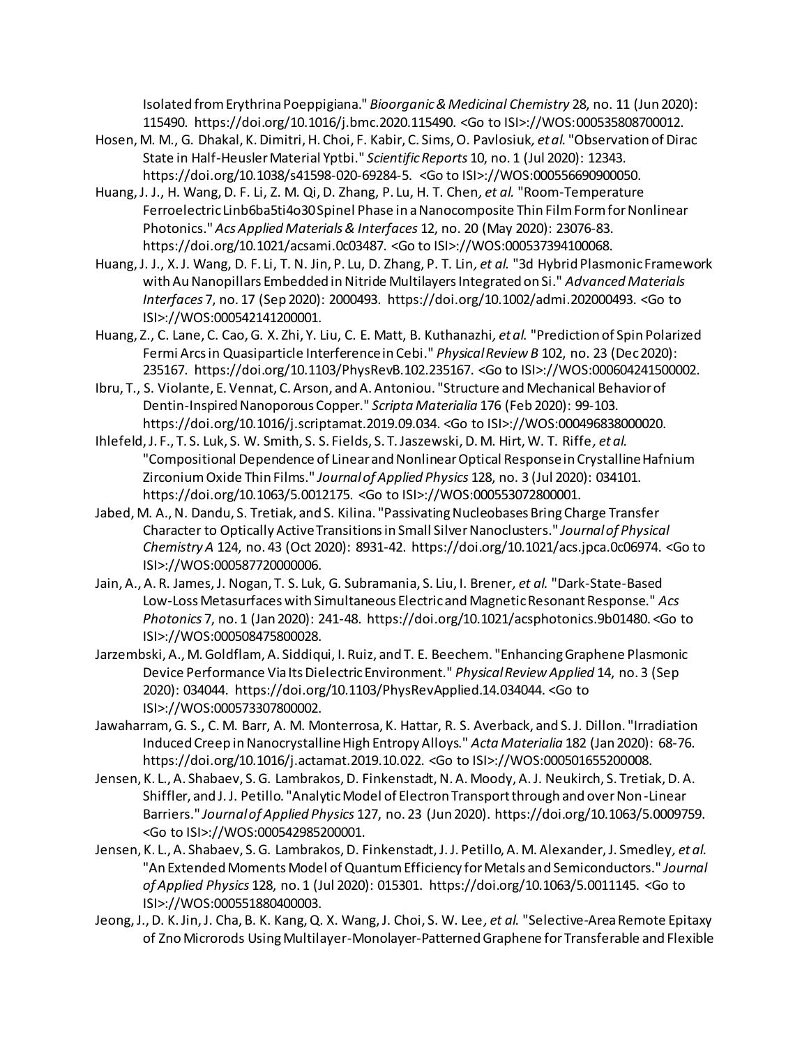Isolated from Erythrina Poeppigiana." *Bioorganic & Medicinal Chemistry* 28, no. 11 (Jun 2020): 115490. https://doi.org/10.1016/j.bmc.2020.115490. <Go to ISI>://WOS:000535808700012.

Hosen, M. M., G. Dhakal, K. Dimitri, H. Choi, F. Kabir, C. Sims, O. Pavlosiuk*, et al.* "Observation of Dirac State in Half-Heusler Material Yptbi." *Scientific Reports* 10, no. 1 (Jul 2020): 12343. https://doi.org/10.1038/s41598-020-69284-5. <Go to ISI>://WOS:000556690900050.

Huang, J. J., H. Wang, D. F. Li, Z. M. Qi, D. Zhang, P. Lu, H. T. Chen*, et al.* "Room-Temperature Ferroelectric Linb6ba5ti4o30 Spinel Phase in a Nanocomposite Thin Film Form for Nonlinear Photonics." *Acs Applied Materials & Interfaces* 12, no. 20 (May 2020): 23076-83. https://doi.org/10.1021/acsami.0c03487. <Go to ISI>://WOS:000537394100068.

Huang, J. J., X. J. Wang, D. F. Li, T. N. Jin, P. Lu, D. Zhang, P. T. Lin*, et al.* "3d Hybrid Plasmonic Framework with Au Nanopillars Embedded in Nitride Multilayers Integrated on Si." *Advanced Materials Interfaces* 7, no. 17 (Sep 2020): 2000493. https://doi.org/10.1002/admi.202000493. <Go to ISI>://WOS:000542141200001.

Huang, Z., C. Lane, C. Cao, G. X. Zhi, Y. Liu, C. E. Matt, B. Kuthanazhi*, et al.* "Prediction of Spin Polarized Fermi Arcs in Quasiparticle Interference in Cebi." *Physical Review B* 102, no. 23 (Dec 2020): 235167. https://doi.org/10.1103/PhysRevB.102.235167. <Go to ISI>://WOS:000604241500002.

Ibru, T., S. Violante, E. Vennat, C. Arson, and A. Antoniou. "Structure and Mechanical Behavior of Dentin-Inspired Nanoporous Copper." *Scripta Materialia* 176 (Feb 2020): 99-103. https://doi.org/10.1016/j.scriptamat.2019.09.034. <Go to ISI>://WOS:000496838000020.

Ihlefeld, J. F., T. S. Luk, S. W. Smith, S. S. Fields, S. T. Jaszewski, D. M. Hirt, W. T. Riffe*, et al.* "Compositional Dependence of Linear and Nonlinear Optical Response in Crystalline Hafnium Zirconium Oxide Thin Films." *Journal of Applied Physics* 128, no. 3 (Jul 2020): 034101. https://doi.org/10.1063/5.0012175. <Go to ISI>://WOS:000553072800001.

Jabed, M. A., N. Dandu, S. Tretiak, and S. Kilina. "Passivating Nucleobases Bring Charge Transfer Character to Optically Active Transitions in Small Silver Nanoclusters." *Journal of Physical Chemistry A* 124, no. 43 (Oct 2020): 8931-42. https://doi.org/10.1021/acs.jpca.0c06974. <Go to ISI>://WOS:000587720000006.

Jain, A., A. R. James, J. Nogan, T. S. Luk, G. Subramania, S. Liu, I. Brener*, et al.* "Dark-State-Based Low-Loss Metasurfaces with Simultaneous Electric and Magnetic Resonant Response." *Acs Photonics* 7, no. 1 (Jan 2020): 241-48. https://doi.org/10.1021/acsphotonics.9b01480. <Go to ISI>://WOS:000508475800028.

Jarzembski, A., M. Goldflam, A. Siddiqui, I. Ruiz, and T. E. Beechem. "Enhancing Graphene Plasmonic Device Performance Via Its Dielectric Environment." *Physical Review Applied* 14, no. 3 (Sep 2020): 034044. https://doi.org/10.1103/PhysRevApplied.14.034044. <Go to ISI>://WOS:000573307800002.

Jawaharram, G. S., C. M. Barr, A. M. Monterrosa, K. Hattar, R. S. Averback, and S. J. Dillon. "Irradiation Induced Creep in Nanocrystalline High Entropy Alloys." *Acta Materialia* 182 (Jan 2020): 68-76. https://doi.org/10.1016/j.actamat.2019.10.022. <Go to ISI>://WOS:000501655200008.

Jensen, K. L., A. Shabaev, S. G. Lambrakos, D. Finkenstadt, N. A. Moody, A. J. Neukirch, S. Tretiak, D. A. Shiffler, and J. J. Petillo. "Analytic Model of Electron Transport through and over Non-Linear Barriers." *Journal of Applied Physics* 127, no. 23 (Jun 2020). https://doi.org/10.1063/5.0009759. <Go to ISI>://WOS:000542985200001.

Jensen, K. L., A. Shabaev, S. G. Lambrakos, D. Finkenstadt, J. J. Petillo, A. M. Alexander, J. Smedley*, et al.* "An Extended Moments Model of Quantum Efficiency for Metals and Semiconductors." *Journal of Applied Physics* 128, no. 1 (Jul 2020): 015301. https://doi.org/10.1063/5.0011145. <Go to ISI>://WOS:000551880400003.

Jeong, J., D. K. Jin, J. Cha, B. K. Kang, Q. X. Wang, J. Choi, S. W. Lee*, et al.* "Selective-Area Remote Epitaxy of Zno Microrods Using Multilayer-Monolayer-Patterned Graphene for Transferable and Flexible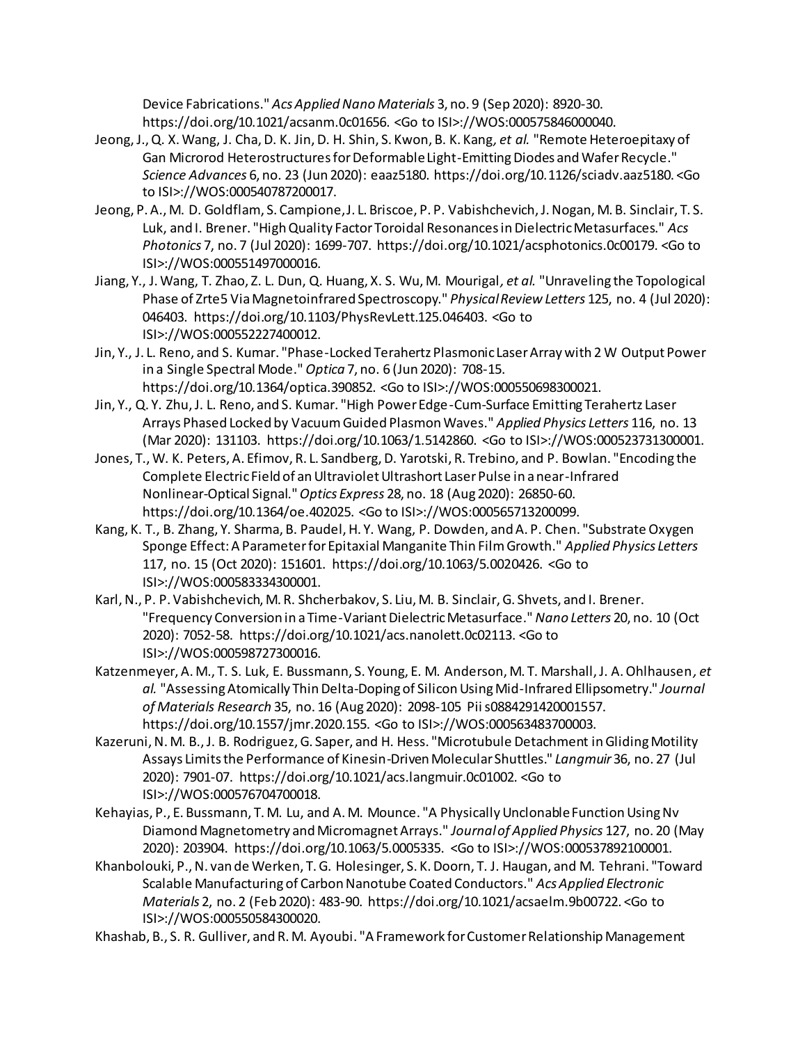Device Fabrications." *Acs Applied Nano Materials* 3, no. 9 (Sep 2020): 8920-30. https://doi.org/10.1021/acsanm.0c01656. <Go to ISI>://WOS:000575846000040.

Jeong, J., Q. X. Wang, J. Cha, D. K. Jin, D. H. Shin, S. Kwon, B. K. Kang, *et al.* "Remote Heteroepitaxy of Gan Microrod Heterostructures for Deformable Light-Emitting Diodes and Wafer Recycle." *Science Advances* 6, no. 23 (Jun 2020): eaaz5180. https://doi.org/10.1126/sciadv.aaz5180. <Go to ISI>://WOS:000540787200017.

Jeong, P. A., M. D. Goldflam, S. Campione, J. L. Briscoe, P. P. Vabishchevich, J. Nogan, M. B. Sinclair, T. S. Luk, and I. Brener. "High Quality Factor Toroidal Resonances in Dielectric Metasurfaces." *Acs Photonics* 7, no. 7 (Jul 2020): 1699-707. https://doi.org/10.1021/acsphotonics.0c00179. <Go to ISI>://WOS:000551497000016.

Jiang, Y., J. Wang, T. Zhao, Z. L. Dun, Q. Huang, X. S. Wu, M. Mourigal, *et al.* "Unraveling the Topological Phase of Zrte5 Via Magnetoinfrared Spectroscopy." *Physical Review Letters* 125, no. 4 (Jul 2020): 046403. https://doi.org/10.1103/PhysRevLett.125.046403. <Go to ISI>://WOS:000552227400012.

Jin, Y., J. L. Reno, and S. Kumar. "Phase-Locked Terahertz Plasmonic Laser Array with 2 W Output Power in a Single Spectral Mode." *Optica* 7, no. 6 (Jun 2020): 708-15. https://doi.org/10.1364/optica.390852. <Go to ISI>://WOS:000550698300021.

Jin, Y., Q. Y. Zhu, J. L. Reno, and S. Kumar. "High Power Edge-Cum-Surface Emitting Terahertz Laser Arrays Phased Locked by Vacuum Guided Plasmon Waves." *Applied Physics Letters* 116, no. 13 (Mar 2020): 131103. https://doi.org/10.1063/1.5142860. <Go to ISI>://WOS:000523731300001.

Jones, T., W. K. Peters, A. Efimov, R. L. Sandberg, D. Yarotski, R. Trebino, and P. Bowlan. "Encoding the Complete Electric Field of an Ultraviolet Ultrashort Laser Pulse in a near-Infrared Nonlinear-Optical Signal." *Optics Express* 28, no. 18 (Aug 2020): 26850-60. https://doi.org/10.1364/oe.402025. <Go to ISI>://WOS:000565713200099.

Kang, K. T., B. Zhang, Y. Sharma, B. Paudel, H. Y. Wang, P. Dowden, and A. P. Chen. "Substrate Oxygen Sponge Effect: A Parameter for Epitaxial Manganite Thin Film Growth." *Applied Physics Letters* 117, no. 15 (Oct 2020): 151601. https://doi.org/10.1063/5.0020426. <Go to ISI>://WOS:000583334300001.

Karl, N., P. P. Vabishchevich, M. R. Shcherbakov, S. Liu, M. B. Sinclair, G. Shvets, and I. Brener. "Frequency Conversion in a Time-Variant Dielectric Metasurface." *Nano Letters* 20, no. 10 (Oct 2020): 7052-58. https://doi.org/10.1021/acs.nanolett.0c02113. <Go to ISI>://WOS:000598727300016.

Katzenmeyer, A. M., T. S. Luk, E. Bussmann, S. Young, E. M. Anderson, M. T. Marshall, J. A. Ohlhausen, *et al.* "Assessing Atomically Thin Delta-Doping of Silicon Using Mid-Infrared Ellipsometry." *Journal of Materials Research* 35, no. 16 (Aug 2020): 2098-105 Pii s0884291420001557. https://doi.org/10.1557/jmr.2020.155. <Go to ISI>://WOS:000563483700003.

Kazeruni, N. M. B., J. B. Rodriguez, G. Saper, and H. Hess. "Microtubule Detachment in Gliding Motility Assays Limits the Performance of Kinesin-Driven Molecular Shuttles." *Langmuir* 36, no. 27 (Jul 2020): 7901-07. https://doi.org/10.1021/acs.langmuir.0c01002. <Go to ISI>://WOS:000576704700018.

Kehayias, P., E. Bussmann, T. M. Lu, and A. M. Mounce. "A Physically Unclonable Function Using Nv Diamond Magnetometry and Micromagnet Arrays." *Journal of Applied Physics* 127, no. 20 (May 2020): 203904. https://doi.org/10.1063/5.0005335. <Go to ISI>://WOS:000537892100001.

Khanbolouki, P., N. van de Werken, T. G. Holesinger, S. K. Doorn, T. J. Haugan, and M. Tehrani. "Toward Scalable Manufacturing of Carbon Nanotube Coated Conductors." *Acs Applied Electronic Materials* 2, no. 2 (Feb 2020): 483-90. https://doi.org/10.1021/acsaelm.9b00722. <Go to ISI>://WOS:000550584300020.

Khashab, B., S. R. Gulliver, and R. M. Ayoubi. "A Framework for Customer Relationship Management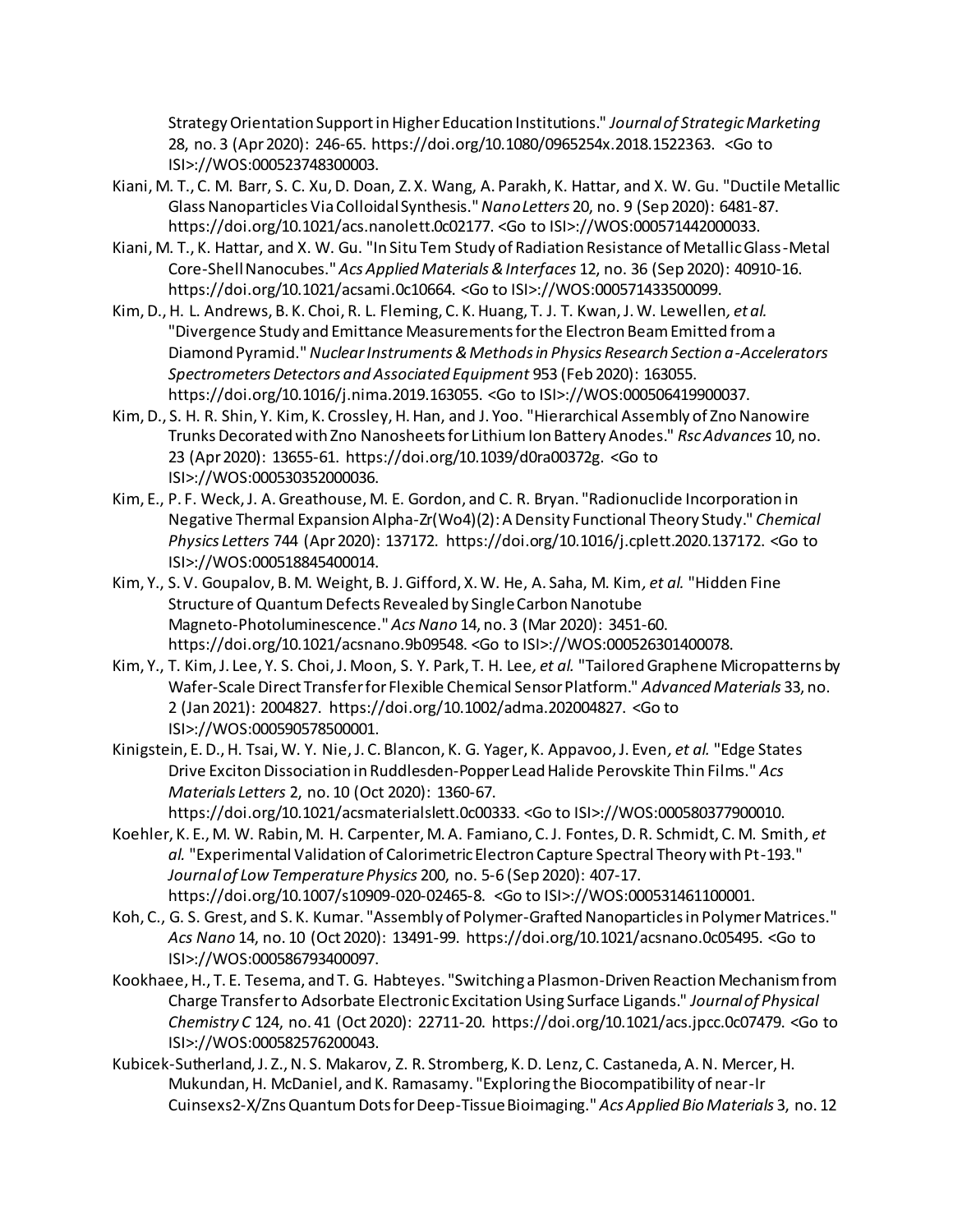Strategy Orientation Support in Higher Education Institutions." *Journal of Strategic Marketing* 28, no. 3 (Apr 2020): 246-65. https://doi.org/10.1080/0965254x.2018.1522363. <Go to ISI>://WOS:000523748300003.

Kiani, M. T., C. M. Barr, S. C. Xu, D. Doan, Z. X. Wang, A. Parakh, K. Hattar, and X. W. Gu. "Ductile Metallic Glass Nanoparticles Via Colloidal Synthesis." *Nano Letters* 20, no. 9 (Sep 2020): 6481-87. https://doi.org/10.1021/acs.nanolett.0c02177. <Go to ISI>://WOS:000571442000033.

Kiani, M. T., K. Hattar, and X. W. Gu. "In Situ Tem Study of Radiation Resistance of Metallic Glass-Metal Core-Shell Nanocubes." *Acs Applied Materials & Interfaces* 12, no. 36 (Sep 2020): 40910-16. https://doi.org/10.1021/acsami.0c10664. <Go to ISI>://WOS:000571433500099.

Kim, D., H. L. Andrews, B. K. Choi, R. L. Fleming, C. K. Huang, T. J. T. Kwan, J. W. Lewellen*, et al.* "Divergence Study and Emittance Measurements for the Electron Beam Emitted from a Diamond Pyramid." *Nuclear Instruments & Methods in Physics Research Section a-Accelerators Spectrometers Detectors and Associated Equipment* 953 (Feb 2020): 163055. https://doi.org/10.1016/j.nima.2019.163055. <Go to ISI>://WOS:000506419900037.

Kim, D., S. H. R. Shin, Y. Kim, K. Crossley, H. Han, and J. Yoo. "Hierarchical Assembly of Zno Nanowire Trunks Decorated with Zno Nanosheets for Lithium Ion Battery Anodes." *Rsc Advances* 10, no. 23 (Apr 2020): 13655-61. https://doi.org/10.1039/d0ra00372g. <Go to ISI>://WOS:000530352000036.

Kim, E., P. F. Weck, J. A. Greathouse, M. E. Gordon, and C. R. Bryan. "Radionuclide Incorporation in Negative Thermal Expansion Alpha-Zr(Wo4)(2): A Density Functional Theory Study." *Chemical Physics Letters* 744 (Apr 2020): 137172. https://doi.org/10.1016/j.cplett.2020.137172. <Go to ISI>://WOS:000518845400014.

Kim, Y., S. V. Goupalov, B. M. Weight, B. J. Gifford, X. W. He, A. Saha, M. Kim*, et al.* "Hidden Fine Structure of Quantum Defects Revealed by Single Carbon Nanotube Magneto-Photoluminescence." *Acs Nano* 14, no. 3 (Mar 2020): 3451-60. https://doi.org/10.1021/acsnano.9b09548. <Go to ISI>://WOS:000526301400078.

Kim, Y., T. Kim, J. Lee, Y. S. Choi, J. Moon, S. Y. Park, T. H. Lee*, et al.* "Tailored Graphene Micropatterns by Wafer-Scale Direct Transfer for Flexible Chemical Sensor Platform." *Advanced Materials* 33, no. 2 (Jan 2021): 2004827. https://doi.org/10.1002/adma.202004827. <Go to ISI>://WOS:000590578500001.

Kinigstein, E. D., H. Tsai, W. Y. Nie, J. C. Blancon, K. G. Yager, K. Appavoo, J. Even*, et al.* "Edge States Drive Exciton Dissociation in Ruddlesden-Popper Lead Halide Perovskite Thin Films." *Acs Materials Letters* 2, no. 10 (Oct 2020): 1360-67. https://doi.org/10.1021/acsmaterialslett.0c00333. <Go to ISI>://WOS:000580377900010.

Koehler, K. E., M. W. Rabin, M. H. Carpenter, M. A. Famiano, C. J. Fontes, D. R. Schmidt, C. M. Smith*, et al.* "Experimental Validation of Calorimetric Electron Capture Spectral Theory with Pt-193." *Journal of Low Temperature Physics* 200, no. 5-6 (Sep 2020): 407-17. https://doi.org/10.1007/s10909-020-02465-8. <Go to ISI>://WOS:000531461100001.

Koh, C., G. S. Grest, and S. K. Kumar. "Assembly of Polymer-Grafted Nanoparticles in Polymer Matrices." *Acs Nano* 14, no. 10 (Oct 2020): 13491-99. https://doi.org/10.1021/acsnano.0c05495. <Go to ISI>://WOS:000586793400097.

Kookhaee, H., T. E. Tesema, and T. G. Habteyes. "Switching a Plasmon-Driven Reaction Mechanism from Charge Transfer to Adsorbate Electronic Excitation Using Surface Ligands." *Journal of Physical Chemistry C* 124, no. 41 (Oct 2020): 22711-20. https://doi.org/10.1021/acs.jpcc.0c07479. <Go to ISI>://WOS:000582576200043.

Kubicek-Sutherland, J. Z., N. S. Makarov, Z. R. Stromberg, K. D. Lenz, C. Castaneda, A. N. Mercer, H. Mukundan, H. McDaniel, and K. Ramasamy. "Exploring the Biocompatibility of near-Ir Cuinsexs2-X/Zns Quantum Dots for Deep-Tissue Bioimaging." *Acs Applied Bio Materials* 3, no. 12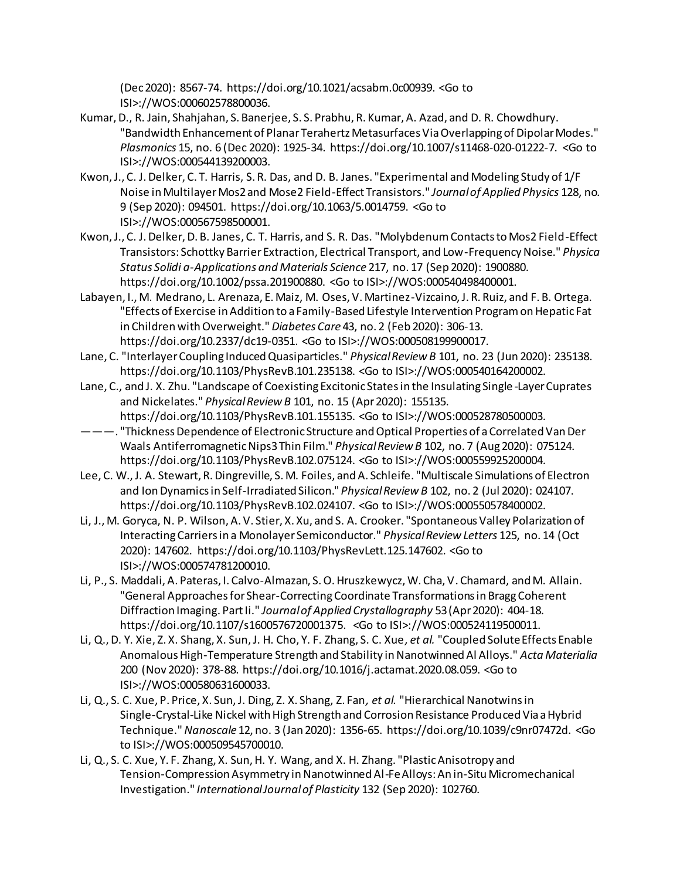(Dec 2020): 8567-74. https://doi.org/10.1021/acsabm.0c00939. <Go to ISI>://WOS:000602578800036.

Kumar, D., R. Jain, Shahjahan, S. Banerjee, S. S. Prabhu, R. Kumar, A. Azad, and D. R. Chowdhury. "Bandwidth Enhancement of Planar Terahertz Metasurfaces Via Overlapping of Dipolar Modes." *Plasmonics* 15, no. 6 (Dec 2020): 1925-34. https://doi.org/10.1007/s11468-020-01222-7. <Go to ISI>://WOS:000544139200003.

Kwon, J., C. J. Delker, C. T. Harris, S. R. Das, and D. B. Janes. "Experimental and Modeling Study of 1/F Noise in Multilayer Mos2 and Mose2 Field-Effect Transistors." *Journal of Applied Physics* 128, no. 9 (Sep 2020): 094501. https://doi.org/10.1063/5.0014759. <Go to ISI>://WOS:000567598500001.

Kwon, J., C. J. Delker, D. B. Janes, C. T. Harris, and S. R. Das. "Molybdenum Contacts to Mos2 Field-Effect Transistors: Schottky Barrier Extraction, Electrical Transport, and Low-Frequency Noise." *Physica Status Solidi a-Applications and Materials Science* 217, no. 17 (Sep 2020): 1900880. https://doi.org/10.1002/pssa.201900880. <Go to ISI>://WOS:000540498400001.

Labayen, I., M. Medrano, L. Arenaza, E. Maiz, M. Oses, V. Martinez-Vizcaino, J. R. Ruiz, and F. B. Ortega. "Effects of Exercise in Addition to a Family-Based Lifestyle Intervention Program on Hepatic Fat in Children with Overweight." *Diabetes Care* 43, no. 2 (Feb 2020): 306-13. https://doi.org/10.2337/dc19-0351. <Go to ISI>://WOS:000508199900017.

Lane, C. "Interlayer Coupling Induced Quasiparticles." *Physical Review B* 101, no. 23 (Jun 2020): 235138. https://doi.org/10.1103/PhysRevB.101.235138. <Go to ISI>://WOS:000540164200002.

Lane, C., and J. X. Zhu. "Landscape of Coexisting Excitonic States in the Insulating Single-Layer Cuprates and Nickelates." *Physical Review B* 101, no. 15 (Apr 2020): 155135. https://doi.org/10.1103/PhysRevB.101.155135. <Go to ISI>://WOS:000528780500003.

———. "Thickness Dependence of Electronic Structure and Optical Properties of a Correlated Van Der Waals Antiferromagnetic Nips3 Thin Film." *Physical Review B* 102, no. 7 (Aug 2020): 075124. https://doi.org/10.1103/PhysRevB.102.075124. <Go to ISI>://WOS:000559925200004.

Lee, C. W., J. A. Stewart, R. Dingreville, S. M. Foiles, and A. Schleife. "Multiscale Simulations of Electron and Ion Dynamics in Self-Irradiated Silicon." *Physical Review B* 102, no. 2 (Jul 2020): 024107. https://doi.org/10.1103/PhysRevB.102.024107. <Go to ISI>://WOS:000550578400002.

Li, J., M. Goryca, N. P. Wilson, A. V. Stier, X. Xu, and S. A. Crooker. "Spontaneous Valley Polarization of Interacting Carriers in a Monolayer Semiconductor." *Physical Review Letters* 125, no. 14 (Oct 2020): 147602. https://doi.org/10.1103/PhysRevLett.125.147602. <Go to ISI>://WOS:000574781200010.

Li, P., S. Maddali, A. Pateras, I. Calvo-Almazan, S. O. Hruszkewycz, W. Cha, V. Chamard, and M. Allain. "General Approaches for Shear-Correcting Coordinate Transformations in Bragg Coherent Diffraction Imaging. Part Ii." *Journal of Applied Crystallography* 53 (Apr 2020): 404-18. https://doi.org/10.1107/s1600576720001375. <Go to ISI>://WOS:000524119500011.

Li, Q., D. Y. Xie, Z. X. Shang, X. Sun, J. H. Cho, Y. F. Zhang, S. C. Xue*, et al.* "Coupled Solute Effects Enable Anomalous High-Temperature Strength and Stability in Nanotwinned Al Alloys." *Acta Materialia* 200 (Nov 2020): 378-88. https://doi.org/10.1016/j.actamat.2020.08.059. <Go to ISI>://WOS:000580631600033.

Li, Q., S. C. Xue, P. Price, X. Sun, J. Ding, Z. X. Shang, Z. Fan*, et al.* "Hierarchical Nanotwins in Single-Crystal-Like Nickel with High Strength and Corrosion Resistance Produced Via a Hybrid Technique." *Nanoscale* 12, no. 3 (Jan 2020): 1356-65. https://doi.org/10.1039/c9nr07472d. <Go to ISI>://WOS:000509545700010.

Li, Q., S. C. Xue, Y. F. Zhang, X. Sun, H. Y. Wang, and X. H. Zhang. "Plastic Anisotropy and Tension-Compression Asymmetry in Nanotwinned Al-Fe Alloys: An in-Situ Micromechanical Investigation." *International Journal of Plasticity* 132 (Sep 2020): 102760.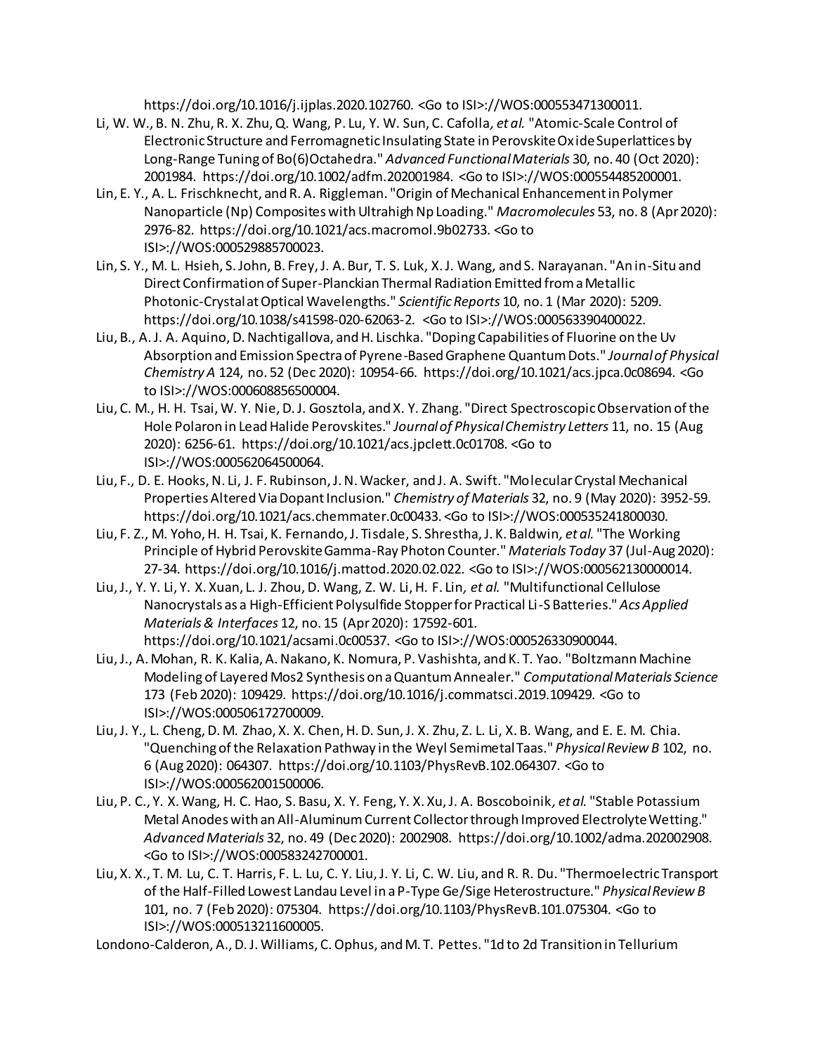https://doi.org/10.1016/j.ijplas.2020.102760. <Go to ISI>://WOS:000553471300011.

Li, W. W., B. N. Zhu, R. X. Zhu, Q. Wang, P. Lu, Y. W. Sun, C. Cafolla*, et al.* "Atomic-Scale Control of Electronic Structure and Ferromagnetic Insulating State in Perovskite Oxide Superlattices by Long-Range Tuning of Bo(6)Octahedra." *Advanced Functional Materials* 30, no. 40 (Oct 2020): 2001984. https://doi.org/10.1002/adfm.202001984. <Go to ISI>://WOS:000554485200001.

Lin, E. Y., A. L. Frischknecht, and R. A. Riggleman. "Origin of Mechanical Enhancement in Polymer Nanoparticle (Np) Composites with Ultrahigh Np Loading." *Macromolecules* 53, no. 8 (Apr 2020): 2976-82. https://doi.org/10.1021/acs.macromol.9b02733. <Go to ISI>://WOS:000529885700023.

Lin, S. Y., M. L. Hsieh, S. John, B. Frey, J. A. Bur, T. S. Luk, X. J. Wang, and S. Narayanan. "An in-Situ and Direct Confirmation of Super-Planckian Thermal Radiation Emitted from a Metallic Photonic-Crystal at Optical Wavelengths." *Scientific Reports* 10, no. 1 (Mar 2020): 5209. https://doi.org/10.1038/s41598-020-62063-2. <Go to ISI>://WOS:000563390400022.

Liu, B., A. J. A. Aquino, D. Nachtigallova, and H. Lischka. "Doping Capabilities of Fluorine on the Uv Absorption and Emission Spectra of Pyrene-Based Graphene Quantum Dots." *Journal of Physical Chemistry A* 124, no. 52 (Dec 2020): 10954-66. https://doi.org/10.1021/acs.jpca.0c08694. <Go to ISI>://WOS:000608856500004.

Liu, C. M., H. H. Tsai, W. Y. Nie, D. J. Gosztola, and X. Y. Zhang. "Direct Spectroscopic Observation of the Hole Polaron in Lead Halide Perovskites." *Journal of Physical Chemistry Letters* 11, no. 15 (Aug 2020): 6256-61. https://doi.org/10.1021/acs.jpclett.0c01708. <Go to ISI>://WOS:000562064500064.

Liu, F., D. E. Hooks, N. Li, J. F. Rubinson, J. N. Wacker, and J. A. Swift. "Molecular Crystal Mechanical Properties Altered Via Dopant Inclusion." *Chemistry of Materials* 32, no. 9 (May 2020): 3952-59. https://doi.org/10.1021/acs.chemmater.0c00433. <Go to ISI>://WOS:000535241800030.

Liu, F. Z., M. Yoho, H. H. Tsai, K. Fernando, J. Tisdale, S. Shrestha, J. K. Baldwin*, et al.* "The Working Principle of Hybrid Perovskite Gamma-Ray Photon Counter." *Materials Today* 37 (Jul-Aug 2020): 27-34. https://doi.org/10.1016/j.mattod.2020.02.022. <Go to ISI>://WOS:000562130000014.

Liu, J., Y. Y. Li, Y. X. Xuan, L. J. Zhou, D. Wang, Z. W. Li, H. F. Lin*, et al.* "Multifunctional Cellulose Nanocrystals as a High-Efficient Polysulfide Stopper for Practical Li-S Batteries." *Acs Applied Materials & Interfaces* 12, no. 15 (Apr 2020): 17592-601. https://doi.org/10.1021/acsami.0c00537. <Go to ISI>://WOS:000526330900044.

Liu, J., A. Mohan, R. K. Kalia, A. Nakano, K. Nomura, P. Vashishta, and K. T. Yao. "Boltzmann Machine Modeling of Layered Mos2 Synthesis on a Quantum Annealer." *Computational Materials Science* 173 (Feb 2020): 109429. https://doi.org/10.1016/j.commatsci.2019.109429. <Go to ISI>://WOS:000506172700009.

Liu, J. Y., L. Cheng, D. M. Zhao, X. X. Chen, H. D. Sun, J. X. Zhu, Z. L. Li, X. B. Wang, and E. E. M. Chia. "Quenching of the Relaxation Pathway in the Weyl Semimetal Taas." *Physical Review B* 102, no. 6 (Aug 2020): 064307. https://doi.org/10.1103/PhysRevB.102.064307. <Go to ISI>://WOS:000562001500006.

Liu, P. C., Y. X. Wang, H. C. Hao, S. Basu, X. Y. Feng, Y. X. Xu, J. A. Boscoboinik*, et al.* "Stable Potassium Metal Anodes with an All-Aluminum Current Collector through Improved Electrolyte Wetting." *Advanced Materials* 32, no. 49 (Dec 2020): 2002908. https://doi.org/10.1002/adma.202002908. <Go to ISI>://WOS:000583242700001.

Liu, X. X., T. M. Lu, C. T. Harris, F. L. Lu, C. Y. Liu, J. Y. Li, C. W. Liu, and R. R. Du. "Thermoelectric Transport of the Half-Filled Lowest Landau Level in a P-Type Ge/Sige Heterostructure." *Physical Review B* 101, no. 7 (Feb 2020): 075304. https://doi.org/10.1103/PhysRevB.101.075304. <Go to ISI>://WOS:000513211600005.

Londono-Calderon, A., D. J. Williams, C. Ophus, and M. T. Pettes. "1d to 2d Transition in Tellurium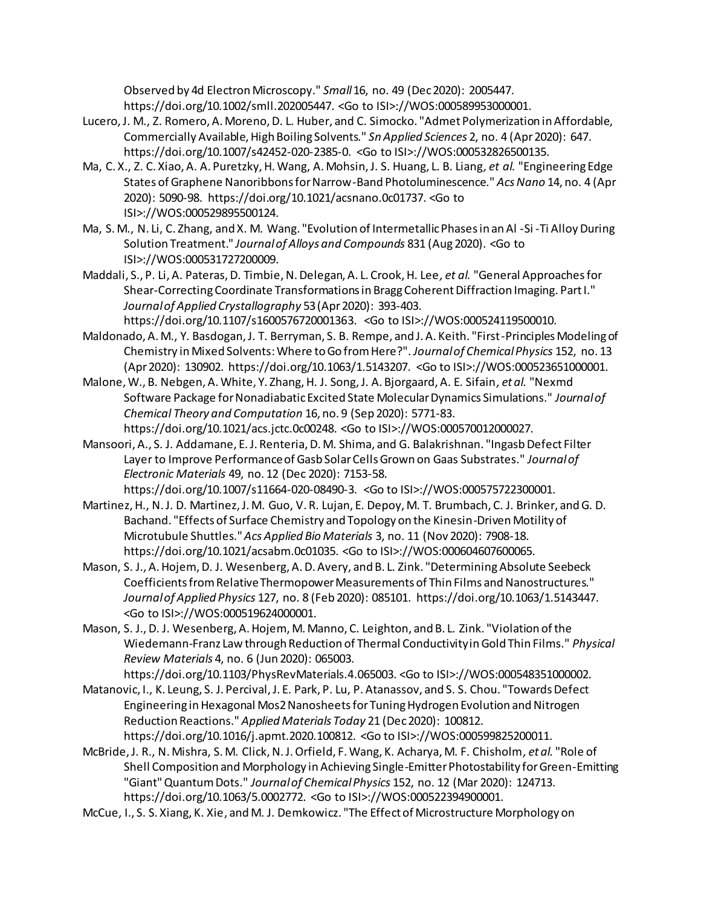Observed by 4d Electron Microscopy." *Small* 16, no. 49 (Dec 2020): 2005447. https://doi.org/10.1002/smll.202005447. <Go to ISI>://WOS:000589953000001.

Lucero, J. M., Z. Romero, A. Moreno, D. L. Huber, and C. Simocko. "Admet Polymerization in Affordable, Commercially Available, High Boiling Solvents." *Sn Applied Sciences* 2, no. 4 (Apr 2020): 647. https://doi.org/10.1007/s42452-020-2385-0. <Go to ISI>://WOS:000532826500135.

Ma, C. X., Z. C. Xiao, A. A. Puretzky, H. Wang, A. Mohsin, J. S. Huang, L. B. Liang*, et al.* "Engineering Edge States of Graphene Nanoribbons for Narrow-Band Photoluminescence." *Acs Nano* 14, no. 4 (Apr 2020): 5090-98. https://doi.org/10.1021/acsnano.0c01737. <Go to ISI>://WOS:000529895500124.

Ma, S. M., N. Li, C. Zhang, and X. M. Wang. "Evolution of Intermetallic Phases in an Al -Si -Ti Alloy During Solution Treatment." *Journal of Alloys and Compounds* 831 (Aug 2020). <Go to ISI>://WOS:000531727200009.

Maddali, S., P. Li, A. Pateras, D. Timbie, N. Delegan, A. L. Crook, H. Lee*, et al.* "General Approaches for Shear-Correcting Coordinate Transformations in Bragg Coherent Diffraction Imaging. Part I." *Journal of Applied Crystallography* 53 (Apr 2020): 393-403. https://doi.org/10.1107/s1600576720001363. <Go to ISI>://WOS:000524119500010.

Maldonado, A. M., Y. Basdogan, J. T. Berryman, S. B. Rempe, and J. A. Keith. "First-Principles Modeling of Chemistry in Mixed Solvents: Where to Go from Here?". *Journal of Chemical Physics* 152, no. 13 (Apr 2020): 130902. https://doi.org/10.1063/1.5143207. <Go to ISI>://WOS:000523651000001.

Malone, W., B. Nebgen, A. White, Y. Zhang, H. J. Song, J. A. Bjorgaard, A. E. Sifain*, et al.* "Nexmd Software Package for Nonadiabatic Excited State Molecular Dynamics Simulations." *Journal of Chemical Theory and Computation* 16, no. 9 (Sep 2020): 5771-83. https://doi.org/10.1021/acs.jctc.0c00248. <Go to ISI>://WOS:000570012000027.

Mansoori, A., S. J. Addamane, E. J. Renteria, D. M. Shima, and G. Balakrishnan. "Ingasb Defect Filter Layer to Improve Performance of Gasb Solar Cells Grown on Gaas Substrates." *Journal of Electronic Materials* 49, no. 12 (Dec 2020): 7153-58. https://doi.org/10.1007/s11664-020-08490-3. <Go to ISI>://WOS:000575722300001.

Martinez, H., N. J. D. Martinez, J. M. Guo, V. R. Lujan, E. Depoy, M. T. Brumbach, C. J. Brinker, and G. D. Bachand. "Effects of Surface Chemistry and Topology on the Kinesin-Driven Motility of Microtubule Shuttles." *Acs Applied Bio Materials* 3, no. 11 (Nov 2020): 7908-18. https://doi.org/10.1021/acsabm.0c01035. <Go to ISI>://WOS:000604607600065.

Mason, S. J., A. Hojem, D. J. Wesenberg, A. D. Avery, and B. L. Zink. "Determining Absolute Seebeck Coefficients from Relative Thermopower Measurements of Thin Films and Nanostructures." *Journal of Applied Physics* 127, no. 8 (Feb 2020): 085101. https://doi.org/10.1063/1.5143447. <Go to ISI>://WOS:000519624000001.

Mason, S. J., D. J. Wesenberg, A. Hojem, M. Manno, C. Leighton, and B. L. Zink. "Violation of the Wiedemann-Franz Law through Reduction of Thermal Conductivity in Gold Thin Films." *Physical Review Materials* 4, no. 6 (Jun 2020): 065003. https://doi.org/10.1103/PhysRevMaterials.4.065003. <Go to ISI>://WOS:000548351000002.

Matanovic, I., K. Leung, S. J. Percival, J. E. Park, P. Lu, P. Atanassov, and S. S. Chou. "Towards Defect Engineering in Hexagonal Mos2 Nanosheets for Tuning Hydrogen Evolution and Nitrogen Reduction Reactions." *Applied Materials Today* 21 (Dec 2020): 100812. https://doi.org/10.1016/j.apmt.2020.100812. <Go to ISI>://WOS:000599825200011.

McBride, J. R., N. Mishra, S. M. Click, N. J. Orfield, F. Wang, K. Acharya, M. F. Chisholm*, et al.* "Role of Shell Composition and Morphology in Achieving Single-Emitter Photostability for Green-Emitting "Giant" Quantum Dots." *Journal of Chemical Physics* 152, no. 12 (Mar 2020): 124713. https://doi.org/10.1063/5.0002772. <Go to ISI>://WOS:000522394900001.

McCue, I., S. S. Xiang, K. Xie, and M. J. Demkowicz. "The Effect of Microstructure Morphology on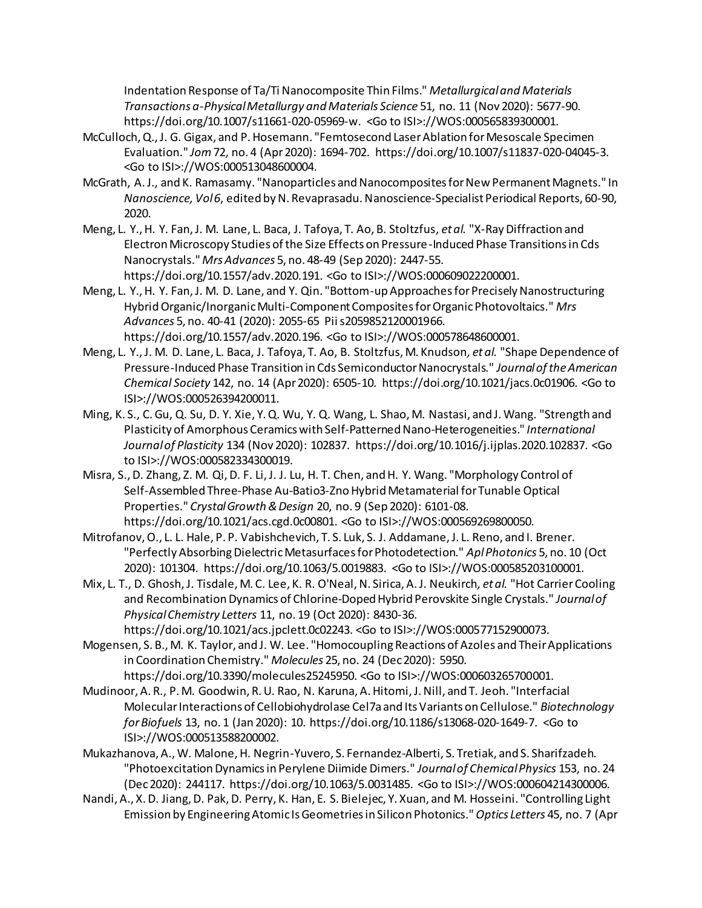Indentation Response of Ta/Ti Nanocomposite Thin Films." *Metallurgical and Materials Transactions a-Physical Metallurgy and Materials Science* 51, no. 11 (Nov 2020): 5677-90. https://doi.org/10.1007/s11661-020-05969-w. <Go to ISI>://WOS:000565839300001.

McCulloch, Q., J. G. Gigax, and P. Hosemann. "Femtosecond Laser Ablation for Mesoscale Specimen Evaluation." *Jom* 72, no. 4 (Apr 2020): 1694-702. https://doi.org/10.1007/s11837-020-04045-3. <Go to ISI>://WOS:000513048600004.

McGrath, A. J., and K. Ramasamy. "Nanoparticles and Nanocomposites for New Permanent Magnets." In *Nanoscience, Vol 6*, edited by N. Revaprasadu. Nanoscience-Specialist Periodical Reports, 60-90, 2020.

Meng, L. Y., H. Y. Fan, J. M. Lane, L. Baca, J. Tafoya, T. Ao, B. Stoltzfus*, et al.* "X-Ray Diffraction and Electron Microscopy Studies of the Size Effects on Pressure-Induced Phase Transitions in Cds Nanocrystals." *Mrs Advances* 5, no. 48-49 (Sep 2020): 2447-55. https://doi.org/10.1557/adv.2020.191. <Go to ISI>://WOS:000609022200001.

Meng, L. Y., H. Y. Fan, J. M. D. Lane, and Y. Qin. "Bottom-up Approaches for Precisely Nanostructuring Hybrid Organic/Inorganic Multi-Component Composites for Organic Photovoltaics." *Mrs Advances* 5, no. 40-41 (2020): 2055-65 Pii s2059852120001966. https://doi.org/10.1557/adv.2020.196. <Go to ISI>://WOS:000578648600001.

Meng, L. Y., J. M. D. Lane, L. Baca, J. Tafoya, T. Ao, B. Stoltzfus, M. Knudson*, et al.* "Shape Dependence of Pressure-Induced Phase Transition in Cds Semiconductor Nanocrystals." *Journal of the American Chemical Society* 142, no. 14 (Apr 2020): 6505-10. https://doi.org/10.1021/jacs.0c01906. <Go to ISI>://WOS:000526394200011.

Ming, K. S., C. Gu, Q. Su, D. Y. Xie, Y. Q. Wu, Y. Q. Wang, L. Shao, M. Nastasi, and J. Wang. "Strength and Plasticity of Amorphous Ceramics with Self-Patterned Nano-Heterogeneities." *International Journal of Plasticity* 134 (Nov 2020): 102837. https://doi.org/10.1016/j.ijplas.2020.102837. <Go to ISI>://WOS:000582334300019.

Misra, S., D. Zhang, Z. M. Qi, D. F. Li, J. J. Lu, H. T. Chen, and H. Y. Wang. "Morphology Control of Self-Assembled Three-Phase Au-Batio3-Zno Hybrid Metamaterial for Tunable Optical Properties." *Crystal Growth & Design* 20, no. 9 (Sep 2020): 6101-08. https://doi.org/10.1021/acs.cgd.0c00801. <Go to ISI>://WOS:000569269800050.

Mitrofanov, O., L. L. Hale, P. P. Vabishchevich, T. S. Luk, S. J. Addamane, J. L. Reno, and I. Brener. "Perfectly Absorbing Dielectric Metasurfaces for Photodetection." *Apl Photonics* 5, no. 10 (Oct 2020): 101304. https://doi.org/10.1063/5.0019883. <Go to ISI>://WOS:000585203100001.

Mix, L. T., D. Ghosh, J. Tisdale, M. C. Lee, K. R. O'Neal, N. Sirica, A. J. Neukirch*, et al.* "Hot Carrier Cooling and Recombination Dynamics of Chlorine-Doped Hybrid Perovskite Single Crystals." *Journal of Physical Chemistry Letters* 11, no. 19 (Oct 2020): 8430-36. https://doi.org/10.1021/acs.jpclett.0c02243. <Go to ISI>://WOS:000577152900073.

Mogensen, S. B., M. K. Taylor, and J. W. Lee. "Homocoupling Reactions of Azoles and Their Applications in Coordination Chemistry." *Molecules* 25, no. 24 (Dec 2020): 5950. https://doi.org/10.3390/molecules25245950. <Go to ISI>://WOS:000603265700001.

Mudinoor, A. R., P. M. Goodwin, R. U. Rao, N. Karuna, A. Hitomi, J. Nill, and T. Jeoh. "Interfacial Molecular Interactions of Cellobiohydrolase Cel7a and Its Variants on Cellulose." *Biotechnology for Biofuels* 13, no. 1 (Jan 2020): 10. https://doi.org/10.1186/s13068-020-1649-7. <Go to ISI>://WOS:000513588200002.

Mukazhanova, A., W. Malone, H. Negrin-Yuvero, S. Fernandez-Alberti, S. Tretiak, and S. Sharifzadeh. "Photoexcitation Dynamics in Perylene Diimide Dimers." *Journal of Chemical Physics* 153, no. 24 (Dec 2020): 244117. https://doi.org/10.1063/5.0031485. <Go to ISI>://WOS:000604214300006.

Nandi, A., X. D. Jiang, D. Pak, D. Perry, K. Han, E. S. Bielejec, Y. Xuan, and M. Hosseini. "Controlling Light Emission by Engineering Atomic Is Geometries in Silicon Photonics." *Optics Letters* 45, no. 7 (Apr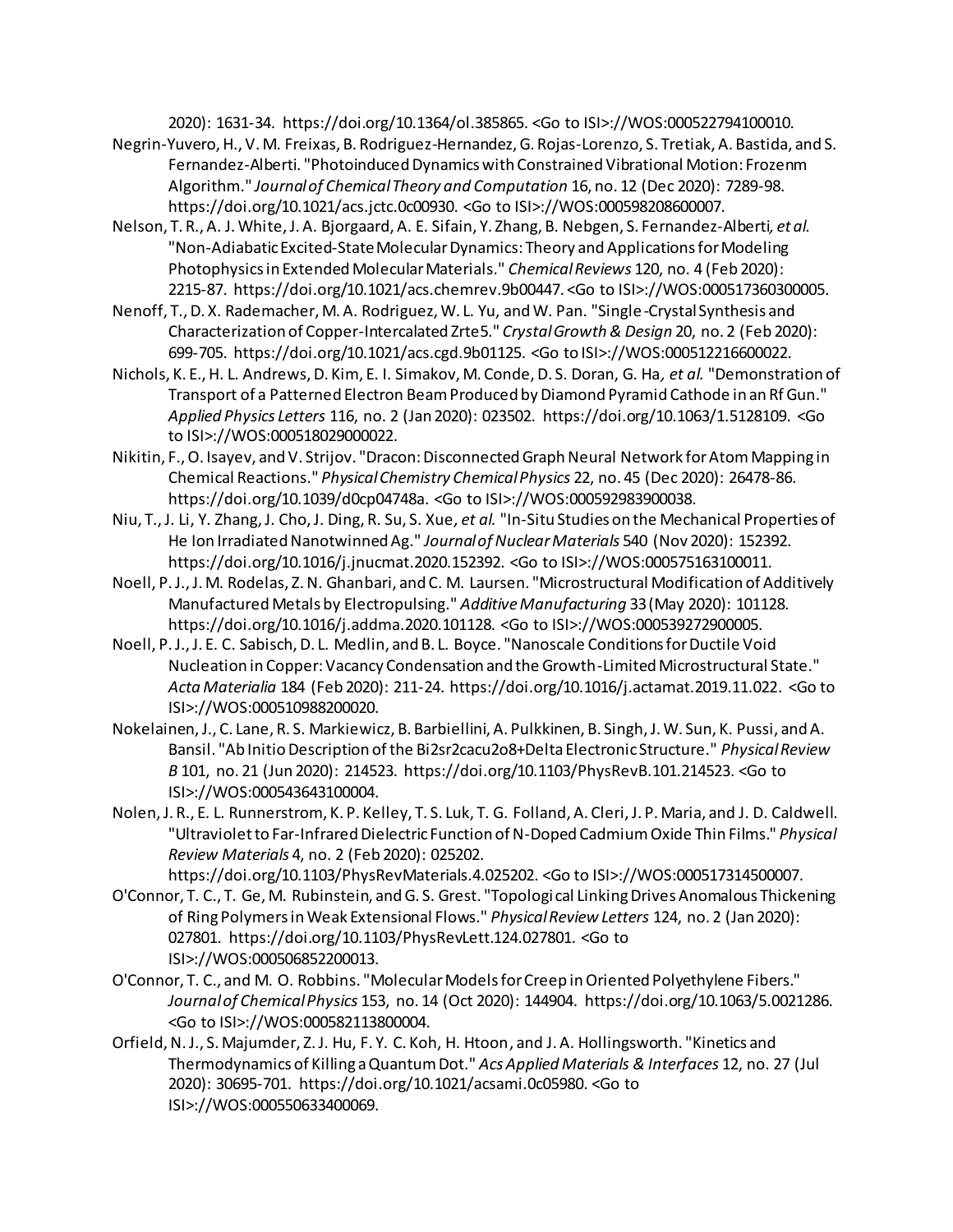2020): 1631-34. https://doi.org/10.1364/ol.385865. <Go to ISI>://WOS:000522794100010.

Negrin-Yuvero, H., V. M. Freixas, B. Rodriguez-Hernandez, G. Rojas-Lorenzo, S. Tretiak, A. Bastida, and S. Fernandez-Alberti. "Photoinduced Dynamics with Constrained Vibrational Motion: Frozenm Algorithm." *Journal of Chemical Theory and Computation* 16, no. 12 (Dec 2020): 7289-98. https://doi.org/10.1021/acs.jctc.0c00930. <Go to ISI>://WOS:000598208600007.

Nelson, T. R., A. J. White, J. A. Bjorgaard, A. E. Sifain, Y. Zhang, B. Nebgen, S. Fernandez-Alberti*, et al.* "Non-Adiabatic Excited-State Molecular Dynamics: Theory and Applications for Modeling Photophysics in Extended Molecular Materials." *Chemical Reviews* 120, no. 4 (Feb 2020): 2215-87. https://doi.org/10.1021/acs.chemrev.9b00447. <Go to ISI>://WOS:000517360300005.

Nenoff, T., D. X. Rademacher, M. A. Rodriguez, W. L. Yu, and W. Pan. "Single-Crystal Synthesis and Characterization of Copper-Intercalated Zrte5." *Crystal Growth & Design* 20, no. 2 (Feb 2020): 699-705. https://doi.org/10.1021/acs.cgd.9b01125. <Go to ISI>://WOS:000512216600022.

Nichols, K. E., H. L. Andrews, D. Kim, E. I. Simakov, M. Conde, D. S. Doran, G. Ha*, et al.* "Demonstration of Transport of a Patterned Electron Beam Produced by Diamond Pyramid Cathode in an Rf Gun." *Applied Physics Letters* 116, no. 2 (Jan 2020): 023502. https://doi.org/10.1063/1.5128109. <Go to ISI>://WOS:000518029000022.

Nikitin, F., O. Isayev, and V. Strijov. "Dracon: Disconnected Graph Neural Network for Atom Mapping in Chemical Reactions." *Physical Chemistry Chemical Physics* 22, no. 45 (Dec 2020): 26478-86. https://doi.org/10.1039/d0cp04748a. <Go to ISI>://WOS:000592983900038.

Niu, T., J. Li, Y. Zhang, J. Cho, J. Ding, R. Su, S. Xue*, et al.* "In-Situ Studies on the Mechanical Properties of He Ion Irradiated Nanotwinned Ag." *Journal of Nuclear Materials* 540 (Nov 2020): 152392. https://doi.org/10.1016/j.jnucmat.2020.152392. <Go to ISI>://WOS:000575163100011.

Noell, P. J., J. M. Rodelas, Z. N. Ghanbari, and C. M. Laursen. "Microstructural Modification of Additively Manufactured Metals by Electropulsing." *Additive Manufacturing* 33 (May 2020): 101128. https://doi.org/10.1016/j.addma.2020.101128. <Go to ISI>://WOS:000539272900005.

Noell, P. J., J. E. C. Sabisch, D. L. Medlin, and B. L. Boyce. "Nanoscale Conditions for Ductile Void Nucleation in Copper: Vacancy Condensation and the Growth-Limited Microstructural State." *Acta Materialia* 184 (Feb 2020): 211-24. https://doi.org/10.1016/j.actamat.2019.11.022. <Go to ISI>://WOS:000510988200020.

Nokelainen, J., C. Lane, R. S. Markiewicz, B. Barbiellini, A. Pulkkinen, B. Singh, J. W. Sun, K. Pussi, and A. Bansil. "Ab Initio Description of the Bi2sr2cacu2o8+Delta Electronic Structure." *Physical Review B* 101, no. 21 (Jun 2020): 214523. https://doi.org/10.1103/PhysRevB.101.214523. <Go to ISI>://WOS:000543643100004.

Nolen, J. R., E. L. Runnerstrom, K. P. Kelley, T. S. Luk, T. G. Folland, A. Cleri, J. P. Maria, and J. D. Caldwell. "Ultraviolet to Far-Infrared Dielectric Function of N-Doped Cadmium Oxide Thin Films." *Physical Review Materials* 4, no. 2 (Feb 2020): 025202. https://doi.org/10.1103/PhysRevMaterials.4.025202. <Go to ISI>://WOS:000517314500007.

O'Connor, T. C., T. Ge, M. Rubinstein, and G. S. Grest. "Topological Linking Drives Anomalous Thickening of Ring Polymers in Weak Extensional Flows." *Physical Review Letters* 124, no. 2 (Jan 2020): 027801. https://doi.org/10.1103/PhysRevLett.124.027801. <Go to ISI>://WOS:000506852200013.

O'Connor, T. C., and M. O. Robbins. "Molecular Models for Creep in Oriented Polyethylene Fibers." *Journal of Chemical Physics* 153, no. 14 (Oct 2020): 144904. https://doi.org/10.1063/5.0021286. <Go to ISI>://WOS:000582113800004.

Orfield, N. J., S. Majumder, Z. J. Hu, F. Y. C. Koh, H. Htoon, and J. A. Hollingsworth. "Kinetics and Thermodynamics of Killing a Quantum Dot." *Acs Applied Materials & Interfaces* 12, no. 27 (Jul 2020): 30695-701. https://doi.org/10.1021/acsami.0c05980. <Go to ISI>://WOS:000550633400069.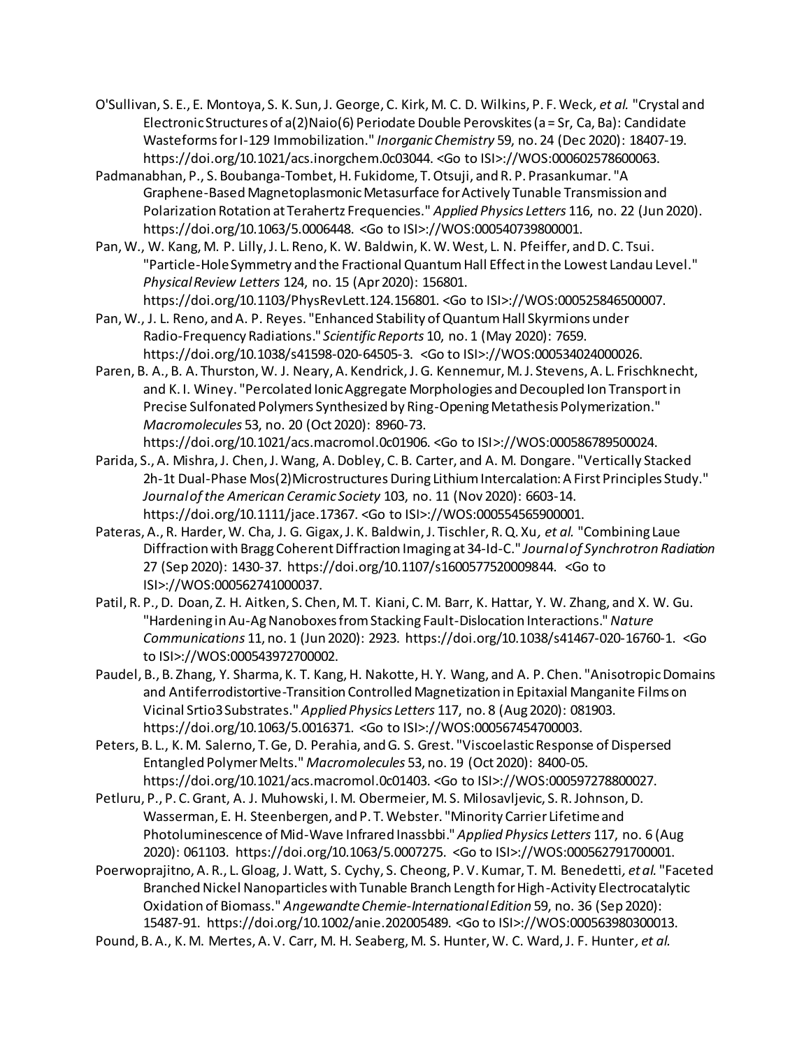O'Sullivan, S. E., E. Montoya, S. K. Sun, J. George, C. Kirk, M. C. D. Wilkins, P. F. Weck*, et al.* "Crystal and Electronic Structures of a(2)Naio(6) Periodate Double Perovskites (a = Sr, Ca, Ba): Candidate Wasteforms for I-129 Immobilization." *Inorganic Chemistry* 59, no. 24 (Dec 2020): 18407-19. https://doi.org/10.1021/acs.inorgchem.0c03044. <Go to ISI>://WOS:000602578600063.

Padmanabhan, P., S. Boubanga-Tombet, H. Fukidome, T. Otsuji, and R. P. Prasankumar. "A Graphene-Based Magnetoplasmonic Metasurface for Actively Tunable Transmission and Polarization Rotation at Terahertz Frequencies." *Applied Physics Letters* 116, no. 22 (Jun 2020). https://doi.org/10.1063/5.0006448. <Go to ISI>://WOS:000540739800001.

Pan, W., W. Kang, M. P. Lilly, J. L. Reno, K. W. Baldwin, K. W. West, L. N. Pfeiffer, and D. C. Tsui. "Particle-Hole Symmetry and the Fractional Quantum Hall Effect in the Lowest Landau Level." *Physical Review Letters* 124, no. 15 (Apr 2020): 156801. https://doi.org/10.1103/PhysRevLett.124.156801. <Go to ISI>://WOS:000525846500007.

Pan, W., J. L. Reno, and A. P. Reyes. "Enhanced Stability of Quantum Hall Skyrmions under Radio-Frequency Radiations." *Scientific Reports* 10, no. 1 (May 2020): 7659. https://doi.org/10.1038/s41598-020-64505-3. <Go to ISI>://WOS:000534024000026.

Paren, B. A., B. A. Thurston, W. J. Neary, A. Kendrick, J. G. Kennemur, M. J. Stevens, A. L. Frischknecht, and K. I. Winey. "Percolated Ionic Aggregate Morphologies and Decoupled Ion Transport in Precise Sulfonated Polymers Synthesized by Ring-Opening Metathesis Polymerization." *Macromolecules* 53, no. 20 (Oct 2020): 8960-73. https://doi.org/10.1021/acs.macromol.0c01906. <Go to ISI>://WOS:000586789500024.

Parida, S., A. Mishra, J. Chen, J. Wang, A. Dobley, C. B. Carter, and A. M. Dongare. "Vertically Stacked 2h-1t Dual-Phase Mos(2) Microstructures During Lithium Intercalation: A First Principles Study." *Journal of the American Ceramic Society* 103, no. 11 (Nov 2020): 6603-14. https://doi.org/10.1111/jace.17367. <Go to ISI>://WOS:000554565900001.

Pateras, A., R. Harder, W. Cha, J. G. Gigax, J. K. Baldwin, J. Tischler, R. Q. Xu*, et al.* "Combining Laue Diffraction with Bragg Coherent Diffraction Imaging at 34-Id-C." *Journal of Synchrotron Radiation* 27 (Sep 2020): 1430-37. https://doi.org/10.1107/s1600577520009844. <Go to ISI>://WOS:000562741000037.

Patil, R. P., D. Doan, Z. H. Aitken, S. Chen, M. T. Kiani, C. M. Barr, K. Hattar, Y. W. Zhang, and X. W. Gu. "Hardening in Au-Ag Nanoboxes from Stacking Fault-Dislocation Interactions." *Nature Communications* 11, no. 1 (Jun 2020): 2923. https://doi.org/10.1038/s41467-020-16760-1. <Go to ISI>://WOS:000543972700002.

Paudel, B., B. Zhang, Y. Sharma, K. T. Kang, H. Nakotte, H. Y. Wang, and A. P. Chen. "Anisotropic Domains and Antiferrodistortive-Transition Controlled Magnetization in Epitaxial Manganite Films on Vicinal Srtio3 Substrates." *Applied Physics Letters* 117, no. 8 (Aug 2020): 081903. https://doi.org/10.1063/5.0016371. <Go to ISI>://WOS:000567454700003.

Peters, B. L., K. M. Salerno, T. Ge, D. Perahia, and G. S. Grest. "Viscoelastic Response of Dispersed Entangled Polymer Melts." *Macromolecules* 53, no. 19 (Oct 2020): 8400-05. https://doi.org/10.1021/acs.macromol.0c01403. <Go to ISI>://WOS:000597278800027.

Petluru, P., P. C. Grant, A. J. Muhowski, I. M. Obermeier, M. S. Milosavljevic, S. R. Johnson, D. Wasserman, E. H. Steenbergen, and P. T. Webster. "Minority Carrier Lifetime and Photoluminescence of Mid-Wave Infrared Inassbbi." *Applied Physics Letters* 117, no. 6 (Aug 2020): 061103. https://doi.org/10.1063/5.0007275. <Go to ISI>://WOS:000562791700001.

Poerwoprajitno, A. R., L. Gloag, J. Watt, S. Cychy, S. Cheong, P. V. Kumar, T. M. Benedetti*, et al.* "Faceted Branched Nickel Nanoparticles with Tunable Branch Length for High-Activity Electrocatalytic Oxidation of Biomass." *Angewandte Chemie-International Edition* 59, no. 36 (Sep 2020): 15487-91. https://doi.org/10.1002/anie.202005489. <Go to ISI>://WOS:000563980300013.

Pound, B. A., K. M. Mertes, A. V. Carr, M. H. Seaberg, M. S. Hunter, W. C. Ward, J. F. Hunter*, et al.*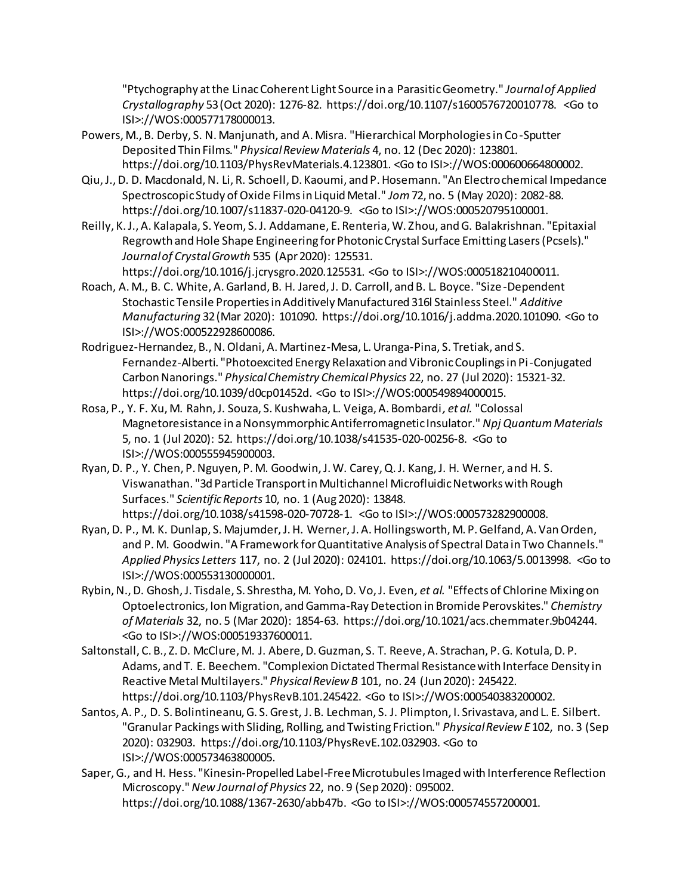"Ptychography at the Linac Coherent Light Source in a Parasitic Geometry." *Journal of Applied Crystallography* 53 (Oct 2020): 1276-82. https://doi.org/10.1107/s1600576720010778. <Go to ISI>://WOS:000577178000013.

Powers, M., B. Derby, S. N. Manjunath, and A. Misra. "Hierarchical Morphologies in Co-Sputter Deposited Thin Films." *Physical Review Materials* 4, no. 12 (Dec 2020): 123801. https://doi.org/10.1103/PhysRevMaterials.4.123801. <Go to ISI>://WOS:000600664800002.

Qiu, J., D. D. Macdonald, N. Li, R. Schoell, D. Kaoumi, and P. Hosemann. "An Electrochemical Impedance Spectroscopic Study of Oxide Films in Liquid Metal." *Jom* 72, no. 5 (May 2020): 2082-88. https://doi.org/10.1007/s11837-020-04120-9. <Go to ISI>://WOS:000520795100001.

Reilly, K. J., A. Kalapala, S. Yeom, S. J. Addamane, E. Renteria, W. Zhou, and G. Balakrishnan. "Epitaxial Regrowth and Hole Shape Engineering for Photonic Crystal Surface Emitting Lasers (Pcsels)." *Journal of Crystal Growth* 535 (Apr 2020): 125531. https://doi.org/10.1016/j.jcrysgro.2020.125531. <Go to ISI>://WOS:000518210400011.

Roach, A. M., B. C. White, A. Garland, B. H. Jared, J. D. Carroll, and B. L. Boyce. "Size-Dependent Stochastic Tensile Properties in Additively Manufactured 316l Stainless Steel." *Additive Manufacturing* 32 (Mar 2020): 101090. https://doi.org/10.1016/j.addma.2020.101090. <Go to ISI>://WOS:000522928600086.

Rodriguez-Hernandez, B., N. Oldani, A. Martinez-Mesa, L. Uranga-Pina, S. Tretiak, and S. Fernandez-Alberti. "Photoexcited Energy Relaxation and Vibronic Couplings in Pi-Conjugated Carbon Nanorings." *Physical Chemistry Chemical Physics* 22, no. 27 (Jul 2020): 15321-32. https://doi.org/10.1039/d0cp01452d. <Go to ISI>://WOS:000549894000015.

Rosa, P., Y. F. Xu, M. Rahn, J. Souza, S. Kushwaha, L. Veiga, A. Bombardi*, et al.* "Colossal Magnetoresistance in a Nonsymmorphic Antiferromagnetic Insulator." *Npj Quantum Materials* 5, no. 1 (Jul 2020): 52. https://doi.org/10.1038/s41535-020-00256-8. <Go to ISI>://WOS:000555945900003.

Ryan, D. P., Y. Chen, P. Nguyen, P. M. Goodwin, J. W. Carey, Q. J. Kang, J. H. Werner, and H. S. Viswanathan. "3d Particle Transport in Multichannel Microfluidic Networks with Rough Surfaces." *Scientific Reports* 10, no. 1 (Aug 2020): 13848. https://doi.org/10.1038/s41598-020-70728-1. <Go to ISI>://WOS:000573282900008.

Ryan, D. P., M. K. Dunlap, S. Majumder, J. H. Werner, J. A. Hollingsworth, M. P. Gelfand, A. Van Orden, and P. M. Goodwin. "A Framework for Quantitative Analysis of Spectral Data in Two Channels." *Applied Physics Letters* 117, no. 2 (Jul 2020): 024101. https://doi.org/10.1063/5.0013998. <Go to ISI>://WOS:000553130000001.

Rybin, N., D. Ghosh, J. Tisdale, S. Shrestha, M. Yoho, D. Vo, J. Even*, et al.* "Effects of Chlorine Mixing on Optoelectronics, Ion Migration, and Gamma-Ray Detection in Bromide Perovskites." *Chemistry of Materials* 32, no. 5 (Mar 2020): 1854-63. https://doi.org/10.1021/acs.chemmater.9b04244. <Go to ISI>://WOS:000519337600011.

Saltonstall, C. B., Z. D. McClure, M. J. Abere, D. Guzman, S. T. Reeve, A. Strachan, P. G. Kotula, D. P. Adams, and T. E. Beechem. "Complexion Dictated Thermal Resistance with Interface Density in Reactive Metal Multilayers." *Physical Review B* 101, no. 24 (Jun 2020): 245422. https://doi.org/10.1103/PhysRevB.101.245422. <Go to ISI>://WOS:000540383200002.

Santos, A. P., D. S. Bolintineanu, G. S. Grest, J. B. Lechman, S. J. Plimpton, I. Srivastava, and L. E. Silbert. "Granular Packings with Sliding, Rolling, and Twisting Friction." *Physical Review E* 102, no. 3 (Sep 2020): 032903. https://doi.org/10.1103/PhysRevE.102.032903. <Go to ISI>://WOS:000573463800005.

Saper, G., and H. Hess. "Kinesin-Propelled Label-Free Microtubules Imaged with Interference Reflection Microscopy." *New Journal of Physics* 22, no. 9 (Sep 2020): 095002. https://doi.org/10.1088/1367-2630/abb47b. <Go to ISI>://WOS:000574557200001.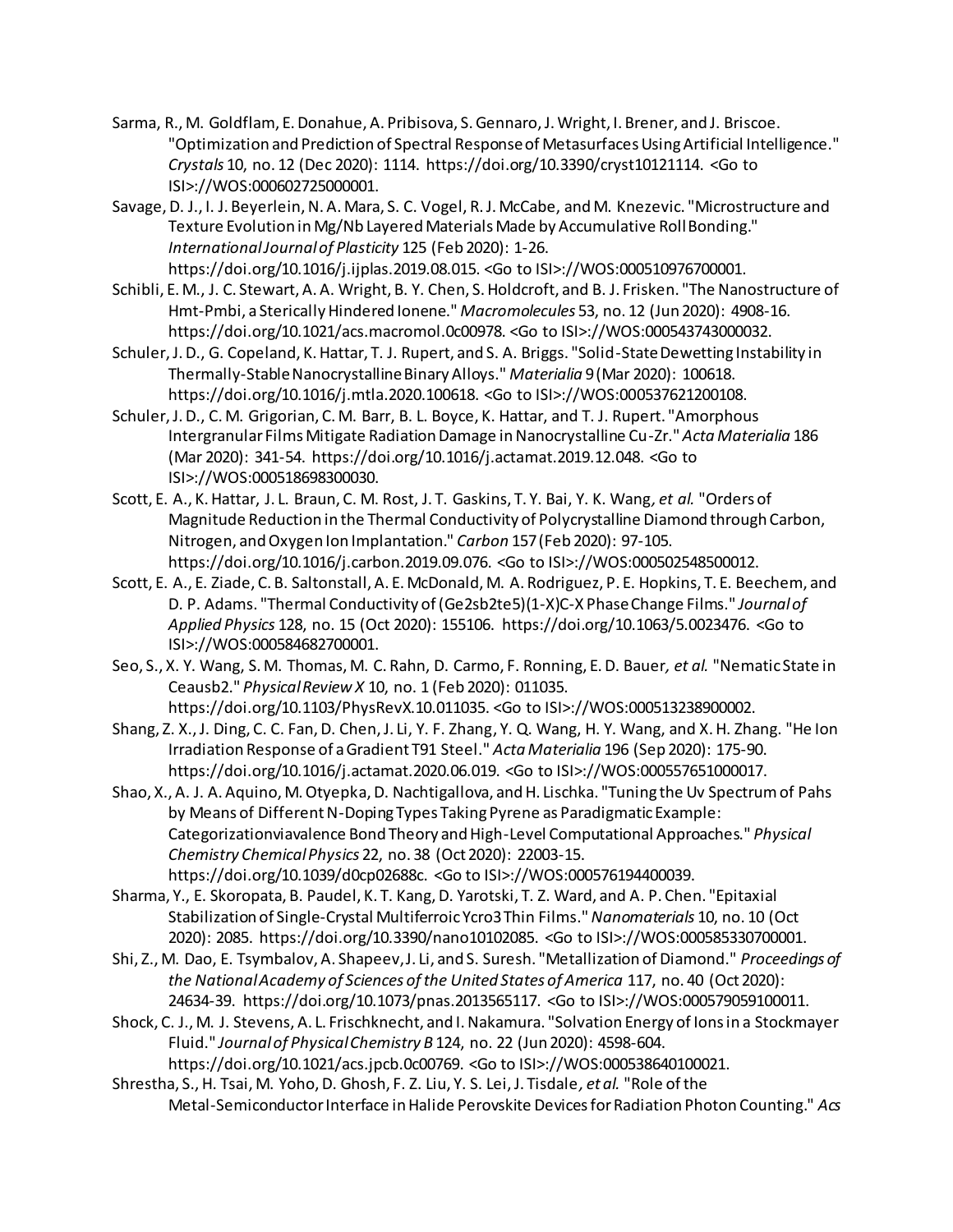Sarma, R., M. Goldflam, E. Donahue, A. Pribisova, S. Gennaro, J. Wright, I. Brener, and J. Briscoe. "Optimization and Prediction of Spectral Response of Metasurfaces Using Artificial Intelligence." *Crystals* 10, no. 12 (Dec 2020): 1114. https://doi.org/10.3390/cryst10121114. <Go to ISI>://WOS:000602725000001.

Savage, D. J., I. J. Beyerlein, N. A. Mara, S. C. Vogel, R. J. McCabe, and M. Knezevic. "Microstructure and Texture Evolution in Mg/Nb Layered Materials Made by Accumulative Roll Bonding." *International Journal of Plasticity* 125 (Feb 2020): 1-26. https://doi.org/10.1016/j.ijplas.2019.08.015. <Go to ISI>://WOS:000510976700001.

Schibli, E. M., J. C. Stewart, A. A. Wright, B. Y. Chen, S. Holdcroft, and B. J. Frisken. "The Nanostructure of Hmt-Pmbi, a Sterically Hindered Ionene." *Macromolecules* 53, no. 12 (Jun 2020): 4908-16. https://doi.org/10.1021/acs.macromol.0c00978. <Go to ISI>://WOS:000543743000032.

Schuler, J. D., G. Copeland, K. Hattar, T. J. Rupert, and S. A. Briggs. "Solid-State Dewetting Instability in Thermally-Stable Nanocrystalline Binary Alloys." *Materialia* 9 (Mar 2020): 100618. https://doi.org/10.1016/j.mtla.2020.100618. <Go to ISI>://WOS:000537621200108.

Schuler, J. D., C. M. Grigorian, C. M. Barr, B. L. Boyce, K. Hattar, and T. J. Rupert. "Amorphous Intergranular Films Mitigate Radiation Damage in Nanocrystalline Cu-Zr." *Acta Materialia* 186 (Mar 2020): 341-54. https://doi.org/10.1016/j.actamat.2019.12.048. <Go to ISI>://WOS:000518698300030.

Scott, E. A., K. Hattar, J. L. Braun, C. M. Rost, J. T. Gaskins, T. Y. Bai, Y. K. Wang, *et al.* "Orders of Magnitude Reduction in the Thermal Conductivity of Polycrystalline Diamond through Carbon, Nitrogen, and Oxygen Ion Implantation." *Carbon* 157 (Feb 2020): 97-105. https://doi.org/10.1016/j.carbon.2019.09.076. <Go to ISI>://WOS:000502548500012.

Scott, E. A., E. Ziade, C. B. Saltonstall, A. E. McDonald, M. A. Rodriguez, P. E. Hopkins, T. E. Beechem, and D. P. Adams. "Thermal Conductivity of (Ge2sb2te5)(1-X)C-X Phase Change Films." *Journal of Applied Physics* 128, no. 15 (Oct 2020): 155106. https://doi.org/10.1063/5.0023476. <Go to ISI>://WOS:000584682700001.

Seo, S., X. Y. Wang, S. M. Thomas, M. C. Rahn, D. Carmo, F. Ronning, E. D. Bauer, *et al.* "Nematic State in Ceausb2." *Physical Review X* 10, no. 1 (Feb 2020): 011035. https://doi.org/10.1103/PhysRevX.10.011035. <Go to ISI>://WOS:000513238900002.

Shang, Z. X., J. Ding, C. C. Fan, D. Chen, J. Li, Y. F. Zhang, Y. Q. Wang, H. Y. Wang, and X. H. Zhang. "He Ion Irradiation Response of a Gradient T91 Steel." *Acta Materialia* 196 (Sep 2020): 175-90. https://doi.org/10.1016/j.actamat.2020.06.019. <Go to ISI>://WOS:000557651000017.

Shao, X., A. J. A. Aquino, M. Otyepka, D. Nachtigallova, and H. Lischka. "Tuning the Uv Spectrum of Pahs by Means of Different N-Doping Types Taking Pyrene as Paradigmatic Example: Categorizationviavalence Bond Theory and High-Level Computational Approaches." *Physical Chemistry Chemical Physics* 22, no. 38 (Oct 2020): 22003-15. https://doi.org/10.1039/d0cp02688c. <Go to ISI>://WOS:000576194400039.

Sharma, Y., E. Skoropata, B. Paudel, K. T. Kang, D. Yarotski, T. Z. Ward, and A. P. Chen. "Epitaxial Stabilization of Single-Crystal Multiferroic Ycro3 Thin Films." *Nanomaterials* 10, no. 10 (Oct 2020): 2085. https://doi.org/10.3390/nano10102085. <Go to ISI>://WOS:000585330700001.

Shi, Z., M. Dao, E. Tsymbalov, A. Shapeev, J. Li, and S. Suresh. "Metallization of Diamond." *Proceedings of the National Academy of Sciences of the United States of America* 117, no. 40 (Oct 2020): 24634-39. https://doi.org/10.1073/pnas.2013565117. <Go to ISI>://WOS:000579059100011.

Shock, C. J., M. J. Stevens, A. L. Frischknecht, and I. Nakamura. "Solvation Energy of Ions in a Stockmayer Fluid." *Journal of Physical Chemistry B* 124, no. 22 (Jun 2020): 4598-604. https://doi.org/10.1021/acs.jpcb.0c00769. <Go to ISI>://WOS:000538640100021.

Shrestha, S., H. Tsai, M. Yoho, D. Ghosh, F. Z. Liu, Y. S. Lei, J. Tisdale, *et al.* "Role of the Metal-Semiconductor Interface in Halide Perovskite Devices for Radiation Photon Counting." *Acs*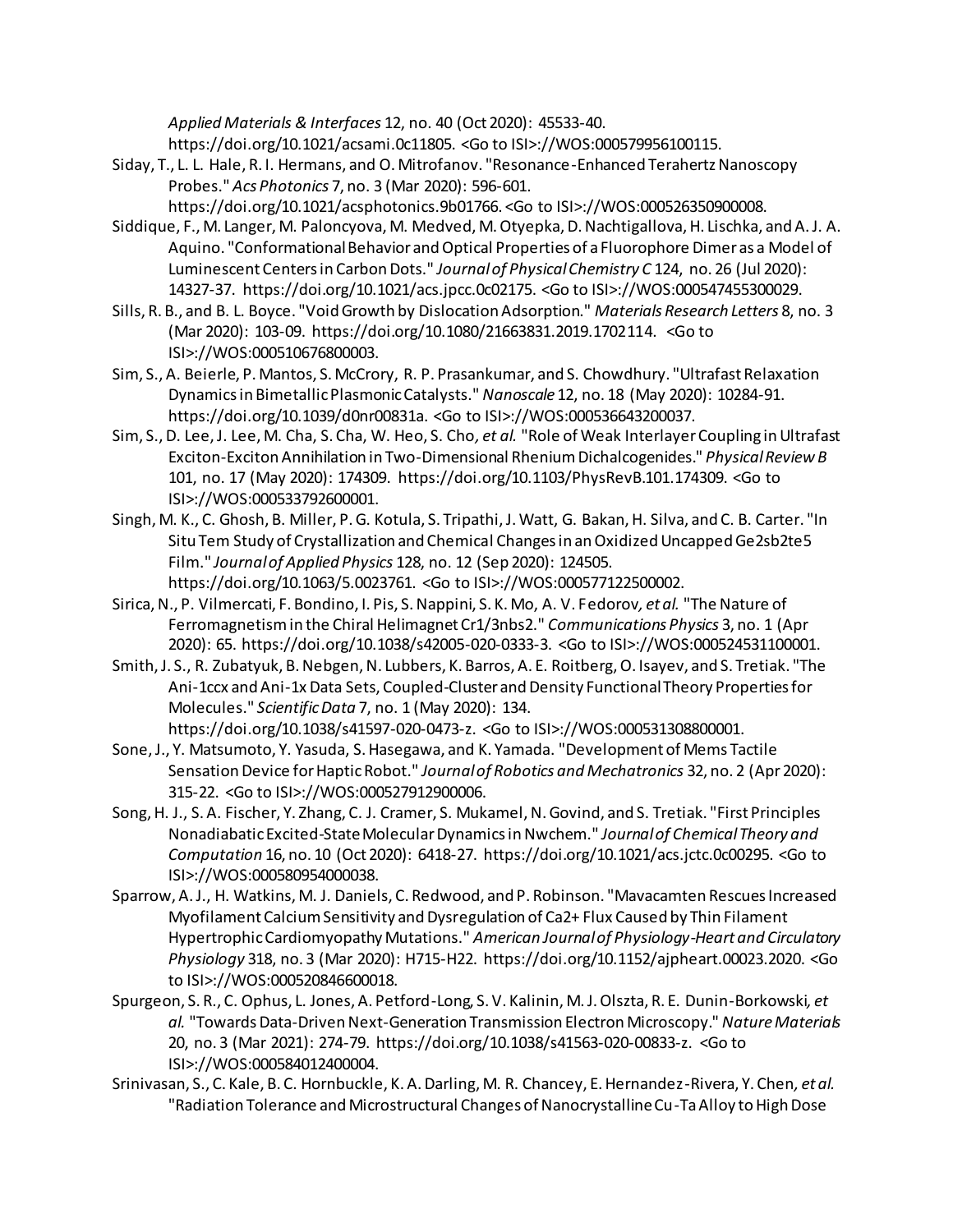*Applied Materials & Interfaces* 12, no. 40 (Oct 2020): 45533-40. https://doi.org/10.1021/acsami.0c11805. <Go to ISI>://WOS:000579956100115.

Siday, T., L. L. Hale, R. I. Hermans, and O. Mitrofanov. "Resonance-Enhanced Terahertz Nanoscopy Probes." *Acs Photonics* 7, no. 3 (Mar 2020): 596-601. https://doi.org/10.1021/acsphotonics.9b01766. <Go to ISI>://WOS:000526350900008.

Siddique, F., M. Langer, M. Paloncyova, M. Medved, M. Otyepka, D. Nachtigallova, H. Lischka, and A. J. A. Aquino. "Conformational Behavior and Optical Properties of a Fluorophore Dimer as a Model of Luminescent Centers in Carbon Dots." *Journal of Physical Chemistry C* 124, no. 26 (Jul 2020): 14327-37. https://doi.org/10.1021/acs.jpcc.0c02175. <Go to ISI>://WOS:000547455300029.

Sills, R. B., and B. L. Boyce. "Void Growth by Dislocation Adsorption." *Materials Research Letters* 8, no. 3 (Mar 2020): 103-09. https://doi.org/10.1080/21663831.2019.1702114. <Go to ISI>://WOS:000510676800003.

Sim, S., A. Beierle, P. Mantos, S. McCrory, R. P. Prasankumar, and S. Chowdhury. "Ultrafast Relaxation Dynamics in Bimetallic Plasmonic Catalysts." *Nanoscale* 12, no. 18 (May 2020): 10284-91. https://doi.org/10.1039/d0nr00831a. <Go to ISI>://WOS:000536643200037.

Sim, S., D. Lee, J. Lee, M. Cha, S. Cha, W. Heo, S. Cho*, et al.* "Role of Weak Interlayer Coupling in Ultrafast Exciton-Exciton Annihilation in Two-Dimensional Rhenium Dichalcogenides." *Physical Review B* 101, no. 17 (May 2020): 174309. https://doi.org/10.1103/PhysRevB.101.174309. <Go to ISI>://WOS:000533792600001.

Singh, M. K., C. Ghosh, B. Miller, P. G. Kotula, S. Tripathi, J. Watt, G. Bakan, H. Silva, and C. B. Carter. "In Situ Tem Study of Crystallization and Chemical Changes in an Oxidized Uncapped Ge2sb2te5 Film." *Journal of Applied Physics* 128, no. 12 (Sep 2020): 124505. https://doi.org/10.1063/5.0023761. <Go to ISI>://WOS:000577122500002.

Sirica, N., P. Vilmercati, F. Bondino, I. Pis, S. Nappini, S. K. Mo, A. V. Fedorov*, et al.* "The Nature of Ferromagnetism in the Chiral Helimagnet Cr1/3nbs2." *Communications Physics* 3, no. 1 (Apr 2020): 65. https://doi.org/10.1038/s42005-020-0333-3. <Go to ISI>://WOS:000524531100001.

Smith, J. S., R. Zubatyuk, B. Nebgen, N. Lubbers, K. Barros, A. E. Roitberg, O. Isayev, and S. Tretiak. "The Ani-1ccx and Ani-1x Data Sets, Coupled-Cluster and Density Functional Theory Properties for Molecules." *Scientific Data* 7, no. 1 (May 2020): 134. https://doi.org/10.1038/s41597-020-0473-z. <Go to ISI>://WOS:000531308800001.

Sone, J., Y. Matsumoto, Y. Yasuda, S. Hasegawa, and K. Yamada. "Development of Mems Tactile Sensation Device for Haptic Robot." *Journal of Robotics and Mechatronics* 32, no. 2 (Apr 2020): 315-22. <Go to ISI>://WOS:000527912900006.

Song, H. J., S. A. Fischer, Y. Zhang, C. J. Cramer, S. Mukamel, N. Govind, and S. Tretiak. "First Principles Nonadiabatic Excited-State Molecular Dynamics in Nwchem." *Journal of Chemical Theory and Computation* 16, no. 10 (Oct 2020): 6418-27. https://doi.org/10.1021/acs.jctc.0c00295. <Go to ISI>://WOS:000580954000038.

Sparrow, A. J., H. Watkins, M. J. Daniels, C. Redwood, and P. Robinson. "Mavacamten Rescues Increased Myofilament Calcium Sensitivity and Dysregulation of Ca2+ Flux Caused by Thin Filament Hypertrophic Cardiomyopathy Mutations." *American Journal of Physiology-Heart and Circulatory Physiology* 318, no. 3 (Mar 2020): H715-H22. https://doi.org/10.1152/ajpheart.00023.2020. <Go to ISI>://WOS:000520846600018.

Spurgeon, S. R., C. Ophus, L. Jones, A. Petford-Long, S. V. Kalinin, M. J. Olszta, R. E. Dunin-Borkowski*, et al.* "Towards Data-Driven Next-Generation Transmission Electron Microscopy." *Nature Materials* 20, no. 3 (Mar 2021): 274-79. https://doi.org/10.1038/s41563-020-00833-z. <Go to ISI>://WOS:000584012400004.

Srinivasan, S., C. Kale, B. C. Hornbuckle, K. A. Darling, M. R. Chancey, E. Hernandez-Rivera, Y. Chen*, et al.* "Radiation Tolerance and Microstructural Changes of Nanocrystalline Cu-Ta Alloy to High Dose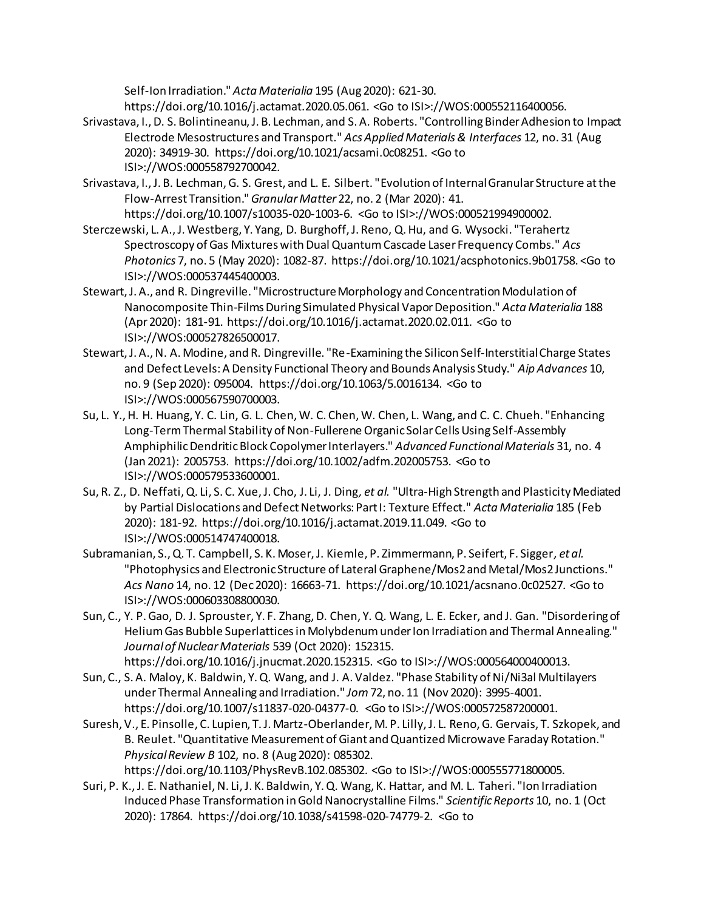Self-Ion Irradiation." *Acta Materialia* 195 (Aug 2020): 621-30. https://doi.org/10.1016/j.actamat.2020.05.061. <Go to ISI>://WOS:000552116400056.

Srivastava, I., D. S. Bolintineanu, J. B. Lechman, and S. A. Roberts. "Controlling Binder Adhesion to Impact Electrode Mesostructures and Transport." *Acs Applied Materials & Interfaces* 12, no. 31 (Aug 2020): 34919-30. https://doi.org/10.1021/acsami.0c08251. <Go to ISI>://WOS:000558792700042.

Srivastava, I., J. B. Lechman, G. S. Grest, and L. E. Silbert. "Evolution of Internal Granular Structure at the Flow-Arrest Transition." *Granular Matter* 22, no. 2 (Mar 2020): 41. https://doi.org/10.1007/s10035-020-1003-6. <Go to ISI>://WOS:000521994900002.

Sterczewski, L. A., J. Westberg, Y. Yang, D. Burghoff, J. Reno, Q. Hu, and G. Wysocki. "Terahertz Spectroscopy of Gas Mixtures with Dual Quantum Cascade Laser Frequency Combs." *Acs Photonics* 7, no. 5 (May 2020): 1082-87. https://doi.org/10.1021/acsphotonics.9b01758. <Go to ISI>://WOS:000537445400003.

Stewart, J. A., and R. Dingreville. "Microstructure Morphology and Concentration Modulation of Nanocomposite Thin-Films During Simulated Physical Vapor Deposition." *Acta Materialia* 188 (Apr 2020): 181-91. https://doi.org/10.1016/j.actamat.2020.02.011. <Go to ISI>://WOS:000527826500017.

Stewart, J. A., N. A. Modine, and R. Dingreville. "Re-Examining the Silicon Self-Interstitial Charge States and Defect Levels: A Density Functional Theory and Bounds Analysis Study." *Aip Advances* 10, no. 9 (Sep 2020): 095004. https://doi.org/10.1063/5.0016134. <Go to ISI>://WOS:000567590700003.

Su, L. Y., H. H. Huang, Y. C. Lin, G. L. Chen, W. C. Chen, W. Chen, L. Wang, and C. C. Chueh. "Enhancing Long-Term Thermal Stability of Non-Fullerene Organic Solar Cells Using Self-Assembly Amphiphilic Dendritic Block Copolymer Interlayers." *Advanced Functional Materials* 31, no. 4 (Jan 2021): 2005753. https://doi.org/10.1002/adfm.202005753. <Go to ISI>://WOS:000579533600001.

Su, R. Z., D. Neffati, Q. Li, S. C. Xue, J. Cho, J. Li, J. Ding*, et al.* "Ultra-High Strength and Plasticity Mediated by Partial Dislocations and Defect Networks: Part I: Texture Effect." *Acta Materialia* 185 (Feb 2020): 181-92. https://doi.org/10.1016/j.actamat.2019.11.049. <Go to ISI>://WOS:000514747400018.

Subramanian, S., Q. T. Campbell, S. K. Moser, J. Kiemle, P. Zimmermann, P. Seifert, F. Sigger*, et al.* "Photophysics and Electronic Structure of Lateral Graphene/Mos2 and Metal/Mos2 Junctions." *Acs Nano* 14, no. 12 (Dec 2020): 16663-71. https://doi.org/10.1021/acsnano.0c02527. <Go to ISI>://WOS:000603308800030.

Sun, C., Y. P. Gao, D. J. Sprouster, Y. F. Zhang, D. Chen, Y. Q. Wang, L. E. Ecker, and J. Gan. "Disordering of Helium Gas Bubble Superlattices in Molybdenum under Ion Irradiation and Thermal Annealing." *Journal of Nuclear Materials* 539 (Oct 2020): 152315. https://doi.org/10.1016/j.jnucmat.2020.152315. <Go to ISI>://WOS:000564000400013.

Sun, C., S. A. Maloy, K. Baldwin, Y. Q. Wang, and J. A. Valdez. "Phase Stability of Ni/Ni3al Multilayers under Thermal Annealing and Irradiation." *Jom* 72, no. 11 (Nov 2020): 3995-4001. https://doi.org/10.1007/s11837-020-04377-0. <Go to ISI>://WOS:000572587200001.

Suresh, V., E. Pinsolle, C. Lupien, T. J. Martz-Oberlander, M. P. Lilly, J. L. Reno, G. Gervais, T. Szkopek, and B. Reulet. "Quantitative Measurement of Giant and Quantized Microwave Faraday Rotation." *Physical Review B* 102, no. 8 (Aug 2020): 085302. https://doi.org/10.1103/PhysRevB.102.085302. <Go to ISI>://WOS:000555771800005.

Suri, P. K., J. E. Nathaniel, N. Li, J. K. Baldwin, Y. Q. Wang, K. Hattar, and M. L. Taheri. "Ion Irradiation Induced Phase Transformation in Gold Nanocrystalline Films." *Scientific Reports* 10, no. 1 (Oct 2020): 17864. https://doi.org/10.1038/s41598-020-74779-2. <Go to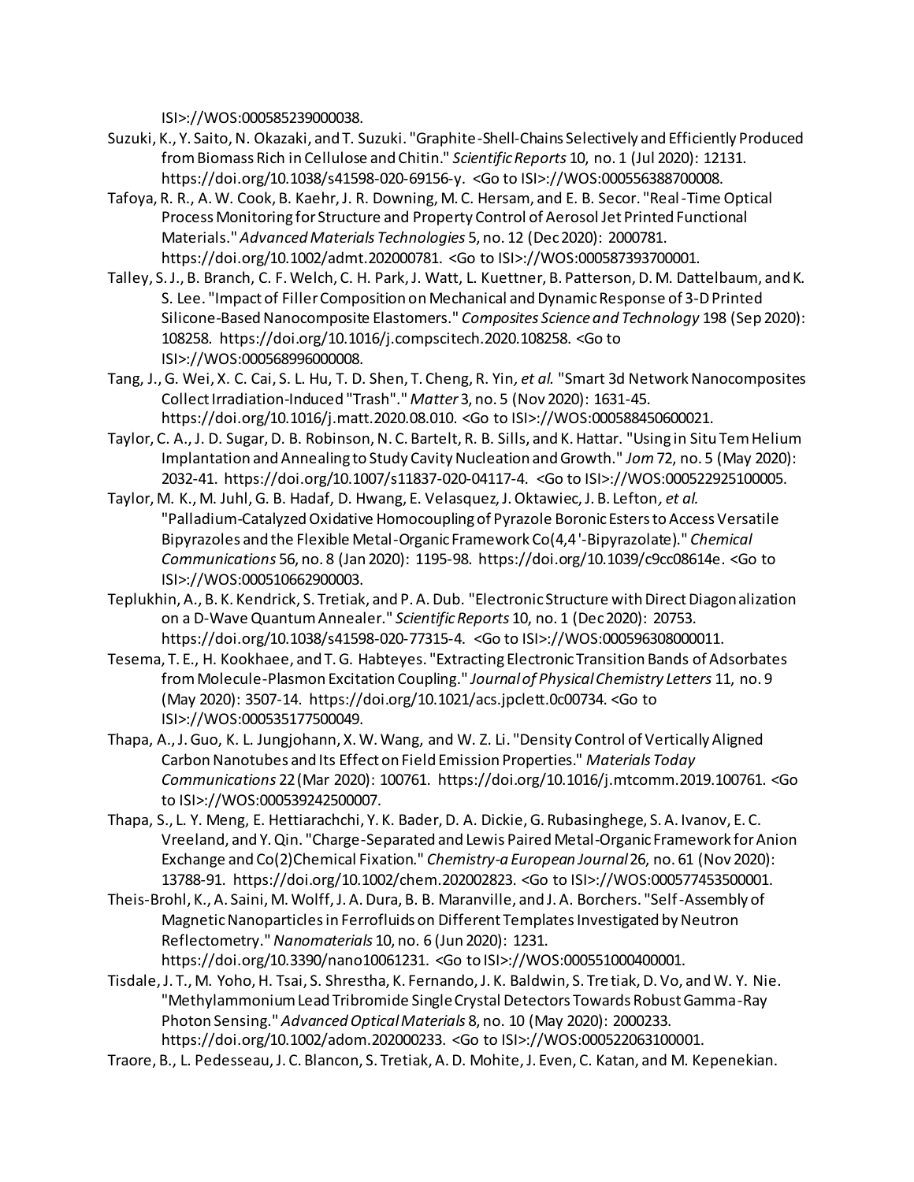ISI>://WOS:000585239000038.

Suzuki, K., Y. Saito, N. Okazaki, and T. Suzuki. "Graphite-Shell-Chains Selectively and Efficiently Produced from Biomass Rich in Cellulose and Chitin." *Scientific Reports* 10, no. 1 (Jul 2020): 12131. https://doi.org/10.1038/s41598-020-69156-y. <Go to ISI>://WOS:000556388700008.

Tafoya, R. R., A. W. Cook, B. Kaehr, J. R. Downing, M. C. Hersam, and E. B. Secor. "Real-Time Optical Process Monitoring for Structure and Property Control of Aerosol Jet Printed Functional Materials." *Advanced Materials Technologies* 5, no. 12 (Dec 2020): 2000781. https://doi.org/10.1002/admt.202000781. <Go to ISI>://WOS:000587393700001.

Talley, S. J., B. Branch, C. F. Welch, C. H. Park, J. Watt, L. Kuettner, B. Patterson, D. M. Dattelbaum, and K. S. Lee. "Impact of Filler Composition on Mechanical and Dynamic Response of 3-D Printed Silicone-Based Nanocomposite Elastomers." *Composites Science and Technology* 198 (Sep 2020): 108258. https://doi.org/10.1016/j.compscitech.2020.108258. <Go to ISI>://WOS:000568996000008.

Tang, J., G. Wei, X. C. Cai, S. L. Hu, T. D. Shen, T. Cheng, R. Yin*, et al.* "Smart 3d Network Nanocomposites Collect Irradiation-Induced "Trash"." *Matter* 3, no. 5 (Nov 2020): 1631-45. https://doi.org/10.1016/j.matt.2020.08.010. <Go to ISI>://WOS:000588450600021.

Taylor, C. A., J. D. Sugar, D. B. Robinson, N. C. Bartelt, R. B. Sills, and K. Hattar. "Using in Situ Tem Helium Implantation and Annealing to Study Cavity Nucleation and Growth." *Jom* 72, no. 5 (May 2020): 2032-41. https://doi.org/10.1007/s11837-020-04117-4. <Go to ISI>://WOS:000522925100005.

Taylor, M. K., M. Juhl, G. B. Hadaf, D. Hwang, E. Velasquez, J. Oktawiec, J. B. Lefton*, et al.* "Palladium-Catalyzed Oxidative Homocoupling of Pyrazole Boronic Esters to Access Versatile Bipyrazoles and the Flexible Metal-Organic Framework Co(4,4'-Bipyrazolate)." *Chemical Communications* 56, no. 8 (Jan 2020): 1195-98. https://doi.org/10.1039/c9cc08614e. <Go to ISI>://WOS:000510662900003.

Teplukhin, A., B. K. Kendrick, S. Tretiak, and P. A. Dub. "Electronic Structure with Direct Diagonalization on a D-Wave Quantum Annealer." *Scientific Reports* 10, no. 1 (Dec 2020): 20753. https://doi.org/10.1038/s41598-020-77315-4. <Go to ISI>://WOS:000596308000011.

Tesema, T. E., H. Kookhaee, and T. G. Habteyes. "Extracting Electronic Transition Bands of Adsorbates from Molecule-Plasmon Excitation Coupling." *Journal of Physical Chemistry Letters* 11, no. 9 (May 2020): 3507-14. https://doi.org/10.1021/acs.jpclett.0c00734. <Go to ISI>://WOS:000535177500049.

Thapa, A., J. Guo, K. L. Jungjohann, X. W. Wang, and W. Z. Li. "Density Control of Vertically Aligned Carbon Nanotubes and Its Effect on Field Emission Properties." *Materials Today Communications* 22 (Mar 2020): 100761. https://doi.org/10.1016/j.mtcomm.2019.100761. <Go to ISI>://WOS:000539242500007.

Thapa, S., L. Y. Meng, E. Hettiarachchi, Y. K. Bader, D. A. Dickie, G. Rubasinghege, S. A. Ivanov, E. C. Vreeland, and Y. Qin. "Charge-Separated and Lewis Paired Metal-Organic Framework for Anion Exchange and Co(2) Chemical Fixation." *Chemistry-a European Journal* 26, no. 61 (Nov 2020): 13788-91. https://doi.org/10.1002/chem.202002823. <Go to ISI>://WOS:000577453500001.

Theis-Brohl, K., A. Saini, M. Wolff, J. A. Dura, B. B. Maranville, and J. A. Borchers. "Self-Assembly of Magnetic Nanoparticles in Ferrofluids on Different Templates Investigated by Neutron Reflectometry." *Nanomaterials* 10, no. 6 (Jun 2020): 1231. https://doi.org/10.3390/nano10061231. <Go to ISI>://WOS:000551000400001.

Tisdale, J. T., M. Yoho, H. Tsai, S. Shrestha, K. Fernando, J. K. Baldwin, S. Tretiak, D. Vo, and W. Y. Nie. "Methylammonium Lead Tribromide Single Crystal Detectors Towards Robust Gamma-Ray Photon Sensing." *Advanced Optical Materials* 8, no. 10 (May 2020): 2000233. https://doi.org/10.1002/adom.202000233. <Go to ISI>://WOS:000522063100001.

Traore, B., L. Pedesseau, J. C. Blancon, S. Tretiak, A. D. Mohite, J. Even, C. Katan, and M. Kepenekian.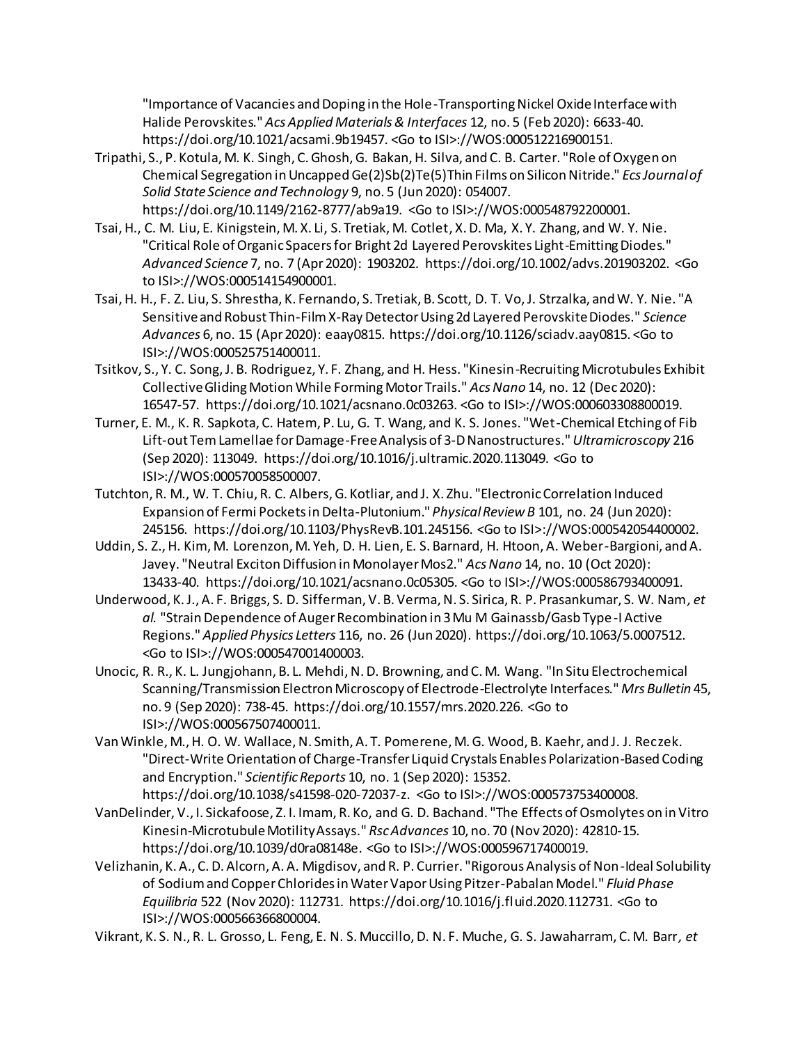"Importance of Vacancies and Doping in the Hole-Transporting Nickel Oxide Interface with Halide Perovskites." *Acs Applied Materials & Interfaces* 12, no. 5 (Feb 2020): 6633-40. https://doi.org/10.1021/acsami.9b19457. <Go to ISI>://WOS:000512216900151.

Tripathi, S., P. Kotula, M. K. Singh, C. Ghosh, G. Bakan, H. Silva, and C. B. Carter. "Role of Oxygen on Chemical Segregation in Uncapped Ge(2)Sb(2)Te(5) Thin Films on Silicon Nitride." *Ecs Journal of Solid State Science and Technology* 9, no. 5 (Jun 2020): 054007. https://doi.org/10.1149/2162-8777/ab9a19. <Go to ISI>://WOS:000548792200001.

Tsai, H., C. M. Liu, E. Kinigstein, M. X. Li, S. Tretiak, M. Cotlet, X. D. Ma, X. Y. Zhang, and W. Y. Nie. "Critical Role of Organic Spacers for Bright 2d Layered Perovskites Light-Emitting Diodes." *Advanced Science* 7, no. 7 (Apr 2020): 1903202. https://doi.org/10.1002/advs.201903202. <Go to ISI>://WOS:000514154900001.

Tsai, H. H., F. Z. Liu, S. Shrestha, K. Fernando, S. Tretiak, B. Scott, D. T. Vo, J. Strzalka, and W. Y. Nie. "A Sensitive and Robust Thin-Film X-Ray Detector Using 2d Layered Perovskite Diodes." *Science Advances* 6, no. 15 (Apr 2020): eaay0815. https://doi.org/10.1126/sciadv.aay0815. <Go to ISI>://WOS:000525751400011.

Tsitkov, S., Y. C. Song, J. B. Rodriguez, Y. F. Zhang, and H. Hess. "Kinesin-Recruiting Microtubules Exhibit Collective Gliding Motion While Forming Motor Trails." *Acs Nano* 14, no. 12 (Dec 2020): 16547-57. https://doi.org/10.1021/acsnano.0c03263. <Go to ISI>://WOS:000603308800019.

Turner, E. M., K. R. Sapkota, C. Hatem, P. Lu, G. T. Wang, and K. S. Jones. "Wet-Chemical Etching of Fib Lift-out Tem Lamellae for Damage-Free Analysis of 3-D Nanostructures." *Ultramicroscopy* 216 (Sep 2020): 113049. https://doi.org/10.1016/j.ultramic.2020.113049. <Go to ISI>://WOS:000570058500007.

Tutchton, R. M., W. T. Chiu, R. C. Albers, G. Kotliar, and J. X. Zhu. "Electronic Correlation Induced Expansion of Fermi Pockets in Delta-Plutonium." *Physical Review B* 101, no. 24 (Jun 2020): 245156. https://doi.org/10.1103/PhysRevB.101.245156. <Go to ISI>://WOS:000542054400002.

Uddin, S. Z., H. Kim, M. Lorenzon, M. Yeh, D. H. Lien, E. S. Barnard, H. Htoon, A. Weber-Bargioni, and A. Javey. "Neutral Exciton Diffusion in Monolayer Mos2." *Acs Nano* 14, no. 10 (Oct 2020): 13433-40. https://doi.org/10.1021/acsnano.0c05305. <Go to ISI>://WOS:000586793400091.

Underwood, K. J., A. F. Briggs, S. D. Sifferman, V. B. Verma, N. S. Sirica, R. P. Prasankumar, S. W. Nam*, et al.* "Strain Dependence of Auger Recombination in 3 Mu M Gainassb/Gasb Type-I Active Regions." *Applied Physics Letters* 116, no. 26 (Jun 2020). https://doi.org/10.1063/5.0007512. <Go to ISI>://WOS:000547001400003.

Unocic, R. R., K. L. Jungjohann, B. L. Mehdi, N. D. Browning, and C. M. Wang. "In Situ Electrochemical Scanning/Transmission Electron Microscopy of Electrode-Electrolyte Interfaces." *Mrs Bulletin* 45, no. 9 (Sep 2020): 738-45. https://doi.org/10.1557/mrs.2020.226. <Go to ISI>://WOS:000567507400011.

Van Winkle, M., H. O. W. Wallace, N. Smith, A. T. Pomerene, M. G. Wood, B. Kaehr, and J. J. Reczek. "Direct-Write Orientation of Charge-Transfer Liquid Crystals Enables Polarization-Based Coding and Encryption." *Scientific Reports* 10, no. 1 (Sep 2020): 15352. https://doi.org/10.1038/s41598-020-72037-z. <Go to ISI>://WOS:000573753400008.

VanDelinder, V., I. Sickafoose, Z. I. Imam, R. Ko, and G. D. Bachand. "The Effects of Osmolytes on in Vitro Kinesin-Microtubule Motility Assays." *Rsc Advances* 10, no. 70 (Nov 2020): 42810-15. https://doi.org/10.1039/d0ra08148e. <Go to ISI>://WOS:000596717400019.

Velizhanin, K. A., C. D. Alcorn, A. A. Migdisov, and R. P. Currier. "Rigorous Analysis of Non-Ideal Solubility of Sodium and Copper Chlorides in Water Vapor Using Pitzer-Pabalan Model." *Fluid Phase Equilibria* 522 (Nov 2020): 112731. https://doi.org/10.1016/j.fluid.2020.112731. <Go to ISI>://WOS:000566366800004.

Vikrant, K. S. N., R. L. Grosso, L. Feng, E. N. S. Muccillo, D. N. F. Muche, G. S. Jawaharram, C. M. Barr*, et*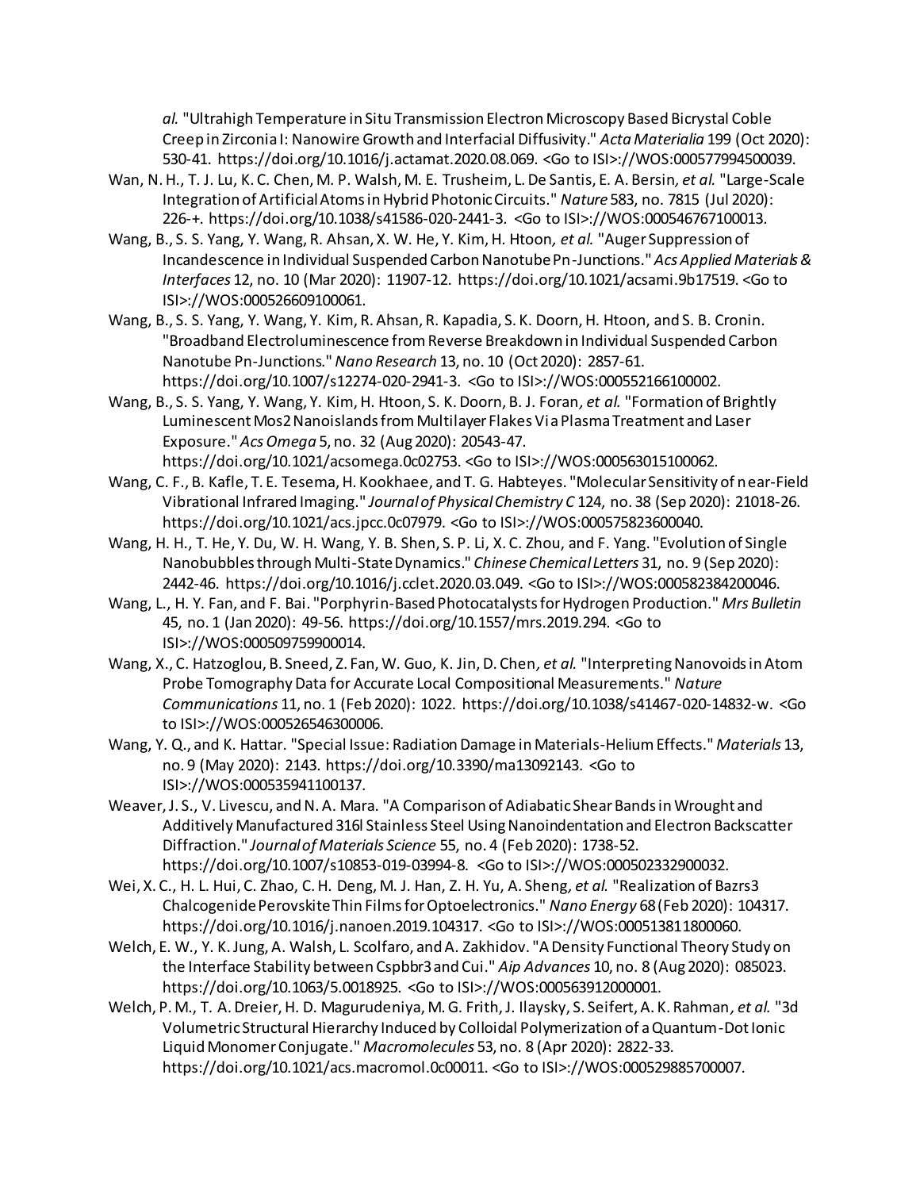*al.* "Ultrahigh Temperature in Situ Transmission Electron Microscopy Based Bicrystal Coble Creep in Zirconia I: Nanowire Growth and Interfacial Diffusivity." *Acta Materialia* 199 (Oct 2020): 530-41. https://doi.org/10.1016/j.actamat.2020.08.069. <Go to ISI>://WOS:000577994500039.

Wan, N. H., T. J. Lu, K. C. Chen, M. P. Walsh, M. E. Trusheim, L. De Santis, E. A. Bersin*, et al.* "Large-Scale Integration of Artificial Atoms in Hybrid Photonic Circuits." *Nature* 583, no. 7815 (Jul 2020): 226-+. https://doi.org/10.1038/s41586-020-2441-3. <Go to ISI>://WOS:000546767100013.

Wang, B., S. S. Yang, Y. Wang, R. Ahsan, X. W. He, Y. Kim, H. Htoon*, et al.* "Auger Suppression of Incandescence in Individual Suspended Carbon Nanotube Pn-Junctions." *Acs Applied Materials & Interfaces* 12, no. 10 (Mar 2020): 11907-12. https://doi.org/10.1021/acsami.9b17519. <Go to ISI>://WOS:000526609100061.

Wang, B., S. S. Yang, Y. Wang, Y. Kim, R. Ahsan, R. Kapadia, S. K. Doorn, H. Htoon, and S. B. Cronin. "Broadband Electroluminescence from Reverse Breakdown in Individual Suspended Carbon Nanotube Pn-Junctions." *Nano Research* 13, no. 10 (Oct 2020): 2857-61. https://doi.org/10.1007/s12274-020-2941-3. <Go to ISI>://WOS:000552166100002.

Wang, B., S. S. Yang, Y. Wang, Y. Kim, H. Htoon, S. K. Doorn, B. J. Foran*, et al.* "Formation of Brightly Luminescent Mos2 Nanoislands from Multilayer Flakes Via Plasma Treatment and Laser Exposure." *Acs Omega* 5, no. 32 (Aug 2020): 20543-47. https://doi.org/10.1021/acsomega.0c02753. <Go to ISI>://WOS:000563015100062.

Wang, C. F., B. Kafle, T. E. Tesema, H. Kookhaee, and T. G. Habteyes. "Molecular Sensitivity of near-Field Vibrational Infrared Imaging." *Journal of Physical Chemistry C* 124, no. 38 (Sep 2020): 21018-26. https://doi.org/10.1021/acs.jpcc.0c07979. <Go to ISI>://WOS:000575823600040.

Wang, H. H., T. He, Y. Du, W. H. Wang, Y. B. Shen, S. P. Li, X. C. Zhou, and F. Yang. "Evolution of Single Nanobubbles through Multi-State Dynamics." *Chinese Chemical Letters* 31, no. 9 (Sep 2020): 2442-46. https://doi.org/10.1016/j.cclet.2020.03.049. <Go to ISI>://WOS:000582384200046.

Wang, L., H. Y. Fan, and F. Bai. "Porphyrin-Based Photocatalysts for Hydrogen Production." *Mrs Bulletin* 45, no. 1 (Jan 2020): 49-56. https://doi.org/10.1557/mrs.2019.294. <Go to ISI>://WOS:000509759900014.

Wang, X., C. Hatzoglou, B. Sneed, Z. Fan, W. Guo, K. Jin, D. Chen*, et al.* "Interpreting Nanovoids in Atom Probe Tomography Data for Accurate Local Compositional Measurements." *Nature Communications* 11, no. 1 (Feb 2020): 1022. https://doi.org/10.1038/s41467-020-14832-w. <Go to ISI>://WOS:000526546300006.

Wang, Y. Q., and K. Hattar. "Special Issue: Radiation Damage in Materials-Helium Effects." *Materials* 13, no. 9 (May 2020): 2143. https://doi.org/10.3390/ma13092143. <Go to ISI>://WOS:000535941100137.

Weaver, J. S., V. Livescu, and N. A. Mara. "A Comparison of Adiabatic Shear Bands in Wrought and Additively Manufactured 316l Stainless Steel Using Nanoindentation and Electron Backscatter Diffraction." *Journal of Materials Science* 55, no. 4 (Feb 2020): 1738-52. https://doi.org/10.1007/s10853-019-03994-8. <Go to ISI>://WOS:000502332900032.

Wei, X. C., H. L. Hui, C. Zhao, C. H. Deng, M. J. Han, Z. H. Yu, A. Sheng*, et al.* "Realization of Bazrs3 Chalcogenide Perovskite Thin Films for Optoelectronics." *Nano Energy* 68 (Feb 2020): 104317. https://doi.org/10.1016/j.nanoen.2019.104317. <Go to ISI>://WOS:000513811800060.

Welch, E. W., Y. K. Jung, A. Walsh, L. Scolfaro, and A. Zakhidov. "A Density Functional Theory Study on the Interface Stability between Cspbbr3 and Cui." *Aip Advances* 10, no. 8 (Aug 2020): 085023. https://doi.org/10.1063/5.0018925. <Go to ISI>://WOS:000563912000001.

Welch, P. M., T. A. Dreier, H. D. Magurudeniya, M. G. Frith, J. Ilaysky, S. Seifert, A. K. Rahman*, et al.* "3d Volumetric Structural Hierarchy Induced by Colloidal Polymerization of a Quantum-Dot Ionic Liquid Monomer Conjugate." *Macromolecules* 53, no. 8 (Apr 2020): 2822-33. https://doi.org/10.1021/acs.macromol.0c00011. <Go to ISI>://WOS:000529885700007.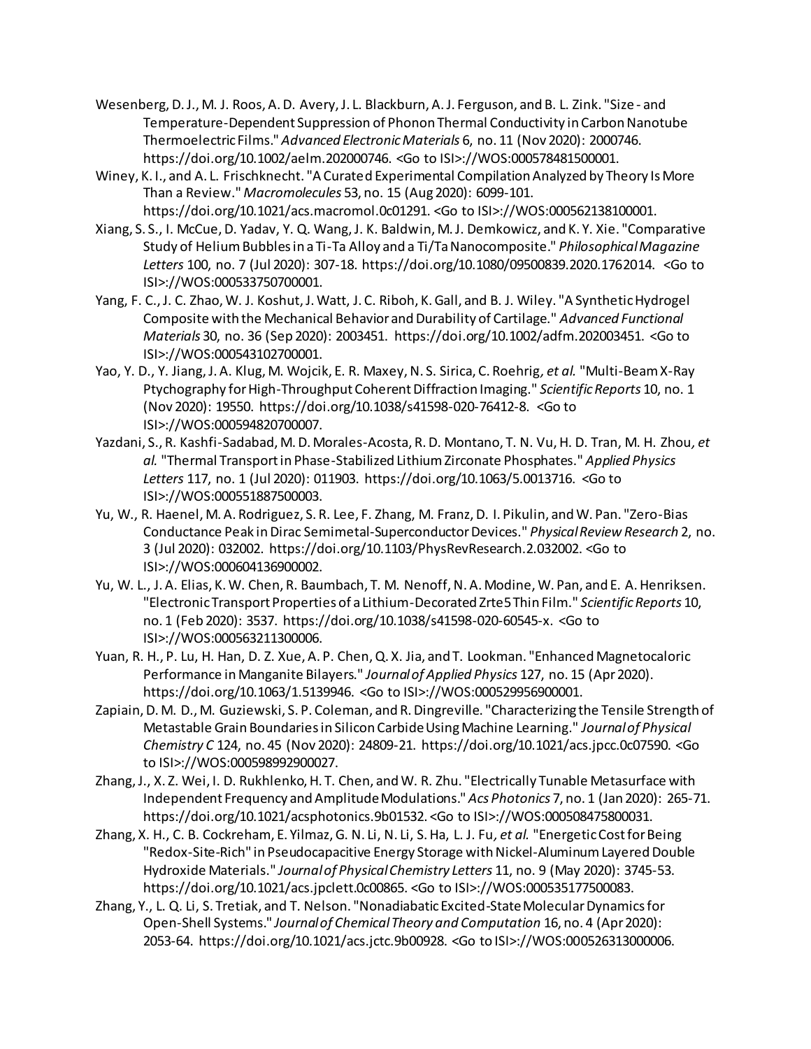Wesenberg, D. J., M. J. Roos, A. D. Avery, J. L. Blackburn, A. J. Ferguson, and B. L. Zink. "Size- and Temperature-Dependent Suppression of Phonon Thermal Conductivity in Carbon Nanotube Thermoelectric Films." *Advanced Electronic Materials* 6, no. 11 (Nov 2020): 2000746. https://doi.org/10.1002/aelm.202000746. <Go to ISI>://WOS:000578481500001.

Winey, K. I., and A. L. Frischknecht. "A Curated Experimental Compilation Analyzed by Theory Is More Than a Review." *Macromolecules* 53, no. 15 (Aug 2020): 6099-101. https://doi.org/10.1021/acs.macromol.0c01291. <Go to ISI>://WOS:000562138100001.

Xiang, S. S., I. McCue, D. Yadav, Y. Q. Wang, J. K. Baldwin, M. J. Demkowicz, and K. Y. Xie. "Comparative Study of Helium Bubbles in a Ti-Ta Alloy and a Ti/Ta Nanocomposite." *Philosophical Magazine Letters* 100, no. 7 (Jul 2020): 307-18. https://doi.org/10.1080/09500839.2020.1762014. <Go to ISI>://WOS:000533750700001.

Yang, F. C., J. C. Zhao, W. J. Koshut, J. Watt, J. C. Riboh, K. Gall, and B. J. Wiley. "A Synthetic Hydrogel Composite with the Mechanical Behavior and Durability of Cartilage." *Advanced Functional Materials* 30, no. 36 (Sep 2020): 2003451. https://doi.org/10.1002/adfm.202003451. <Go to ISI>://WOS:000543102700001.

Yao, Y. D., Y. Jiang, J. A. Klug, M. Wojcik, E. R. Maxey, N. S. Sirica, C. Roehrig, *et al.* "Multi-Beam X-Ray Ptychography for High-Throughput Coherent Diffraction Imaging." *Scientific Reports* 10, no. 1 (Nov 2020): 19550. https://doi.org/10.1038/s41598-020-76412-8. <Go to ISI>://WOS:000594820700007.

Yazdani, S., R. Kashfi-Sadabad, M. D. Morales-Acosta, R. D. Montano, T. N. Vu, H. D. Tran, M. H. Zhou, *et al.* "Thermal Transport in Phase-Stabilized Lithium Zirconate Phosphates." *Applied Physics Letters* 117, no. 1 (Jul 2020): 011903. https://doi.org/10.1063/5.0013716. <Go to ISI>://WOS:000551887500003.

Yu, W., R. Haenel, M. A. Rodriguez, S. R. Lee, F. Zhang, M. Franz, D. I. Pikulin, and W. Pan. "Zero-Bias Conductance Peak in Dirac Semimetal-Superconductor Devices." *Physical Review Research* 2, no. 3 (Jul 2020): 032002. https://doi.org/10.1103/PhysRevResearch.2.032002. <Go to ISI>://WOS:000604136900002.

Yu, W. L., J. A. Elias, K. W. Chen, R. Baumbach, T. M. Nenoff, N. A. Modine, W. Pan, and E. A. Henriksen. "Electronic Transport Properties of a Lithium-Decorated Zrte5 Thin Film." *Scientific Reports* 10, no. 1 (Feb 2020): 3537. https://doi.org/10.1038/s41598-020-60545-x. <Go to ISI>://WOS:000563211300006.

Yuan, R. H., P. Lu, H. Han, D. Z. Xue, A. P. Chen, Q. X. Jia, and T. Lookman. "Enhanced Magnetocaloric Performance in Manganite Bilayers." *Journal of Applied Physics* 127, no. 15 (Apr 2020). https://doi.org/10.1063/1.5139946. <Go to ISI>://WOS:000529956900001.

Zapiain, D. M. D., M. Guziewski, S. P. Coleman, and R. Dingreville. "Characterizing the Tensile Strength of Metastable Grain Boundaries in Silicon Carbide Using Machine Learning." *Journal of Physical Chemistry C* 124, no. 45 (Nov 2020): 24809-21. https://doi.org/10.1021/acs.jpcc.0c07590. <Go to ISI>://WOS:000598992900027.

Zhang, J., X. Z. Wei, I. D. Rukhlenko, H. T. Chen, and W. R. Zhu. "Electrically Tunable Metasurface with Independent Frequency and Amplitude Modulations." *Acs Photonics* 7, no. 1 (Jan 2020): 265-71. https://doi.org/10.1021/acsphotonics.9b01532. <Go to ISI>://WOS:000508475800031.

Zhang, X. H., C. B. Cockreham, E. Yilmaz, G. N. Li, N. Li, S. Ha, L. J. Fu, *et al.* "Energetic Cost for Being "Redox-Site-Rich" in Pseudocapacitive Energy Storage with Nickel-Aluminum Layered Double Hydroxide Materials." *Journal of Physical Chemistry Letters* 11, no. 9 (May 2020): 3745-53. https://doi.org/10.1021/acs.jpclett.0c00865. <Go to ISI>://WOS:000535177500083.

Zhang, Y., L. Q. Li, S. Tretiak, and T. Nelson. "Nonadiabatic Excited-State Molecular Dynamics for Open-Shell Systems." *Journal of Chemical Theory and Computation* 16, no. 4 (Apr 2020): 2053-64. https://doi.org/10.1021/acs.jctc.9b00928. <Go to ISI>://WOS:000526313000006.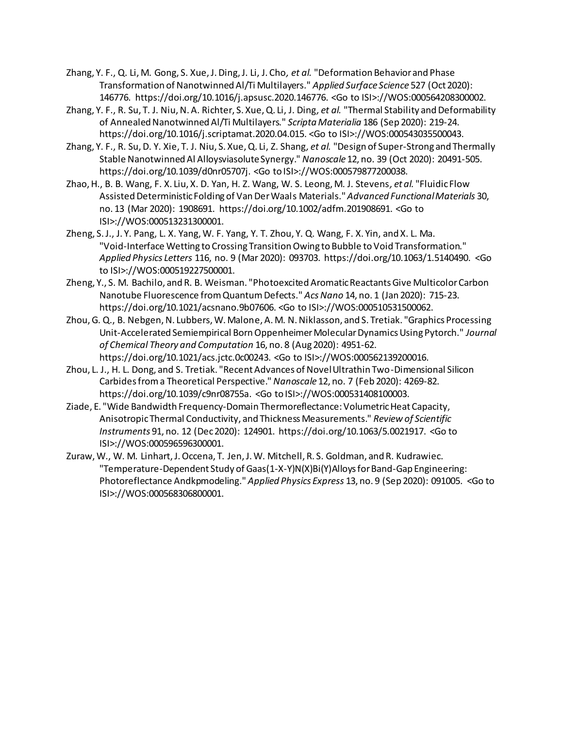Zhang, Y. F., Q. Li, M. Gong, S. Xue, J. Ding, J. Li, J. Cho*, et al.* "Deformation Behavior and Phase Transformation of Nanotwinned Al/Ti Multilayers." *Applied Surface Science* 527 (Oct 2020): 146776. https://doi.org/10.1016/j.apsusc.2020.146776. <Go to ISI>://WOS:000564208300002.

Zhang, Y. F., R. Su, T. J. Niu, N. A. Richter, S. Xue, Q. Li, J. Ding*, et al.* "Thermal Stability and Deformability of Annealed Nanotwinned Al/Ti Multilayers." *Scripta Materialia* 186 (Sep 2020): 219-24. https://doi.org/10.1016/j.scriptamat.2020.04.015. <Go to ISI>://WOS:000543035500043.

Zhang, Y. F., R. Su, D. Y. Xie, T. J. Niu, S. Xue, Q. Li, Z. Shang*, et al.* "Design of Super-Strong and Thermally Stable Nanotwinned Al Alloysviasolute Synergy." *Nanoscale* 12, no. 39 (Oct 2020): 20491-505. https://doi.org/10.1039/d0nr05707j. <Go to ISI>://WOS:000579877200038.

Zhao, H., B. B. Wang, F. X. Liu, X. D. Yan, H. Z. Wang, W. S. Leong, M. J. Stevens*, et al.* "Fluidic Flow Assisted Deterministic Folding of Van Der Waals Materials." *Advanced Functional Materials* 30, no. 13 (Mar 2020): 1908691. https://doi.org/10.1002/adfm.201908691. <Go to ISI>://WOS:000513231300001.

Zheng, S. J., J. Y. Pang, L. X. Yang, W. F. Yang, Y. T. Zhou, Y. Q. Wang, F. X. Yin, and X. L. Ma. "Void-Interface Wetting to Crossing Transition Owing to Bubble to Void Transformation." *Applied Physics Letters* 116, no. 9 (Mar 2020): 093703. https://doi.org/10.1063/1.5140490. <Go to ISI>://WOS:000519227500001.

Zheng, Y., S. M. Bachilo, and R. B. Weisman. "Photoexcited Aromatic Reactants Give Multicolor Carbon Nanotube Fluorescence from Quantum Defects." *Acs Nano* 14, no. 1 (Jan 2020): 715-23. https://doi.org/10.1021/acsnano.9b07606. <Go to ISI>://WOS:000510531500062.

Zhou, G. Q., B. Nebgen, N. Lubbers, W. Malone, A. M. N. Niklasson, and S. Tretiak. "Graphics Processing Unit-Accelerated Semiempirical Born Oppenheimer Molecular Dynamics Using Pytorch." *Journal of Chemical Theory and Computation* 16, no. 8 (Aug 2020): 4951-62. https://doi.org/10.1021/acs.jctc.0c00243. <Go to ISI>://WOS:000562139200016.

Zhou, L. J., H. L. Dong, and S. Tretiak. "Recent Advances of Novel Ultrathin Two-Dimensional Silicon Carbides from a Theoretical Perspective." *Nanoscale* 12, no. 7 (Feb 2020): 4269-82. https://doi.org/10.1039/c9nr08755a. <Go to ISI>://WOS:000531408100003.

Ziade, E. "Wide Bandwidth Frequency-Domain Thermoreflectance: Volumetric Heat Capacity, Anisotropic Thermal Conductivity, and Thickness Measurements." *Review of Scientific Instruments* 91, no. 12 (Dec 2020): 124901. https://doi.org/10.1063/5.0021917. <Go to ISI>://WOS:000596596300001.

Zuraw, W., W. M. Linhart, J. Occena, T. Jen, J. W. Mitchell, R. S. Goldman, and R. Kudrawiec. "Temperature-Dependent Study of Gaas(1-X-Y)N(X)Bi(Y) Alloys for Band-Gap Engineering: Photoreflectance Andkpmodeling." *Applied Physics Express* 13, no. 9 (Sep 2020): 091005. <Go to ISI>://WOS:000568306800001.